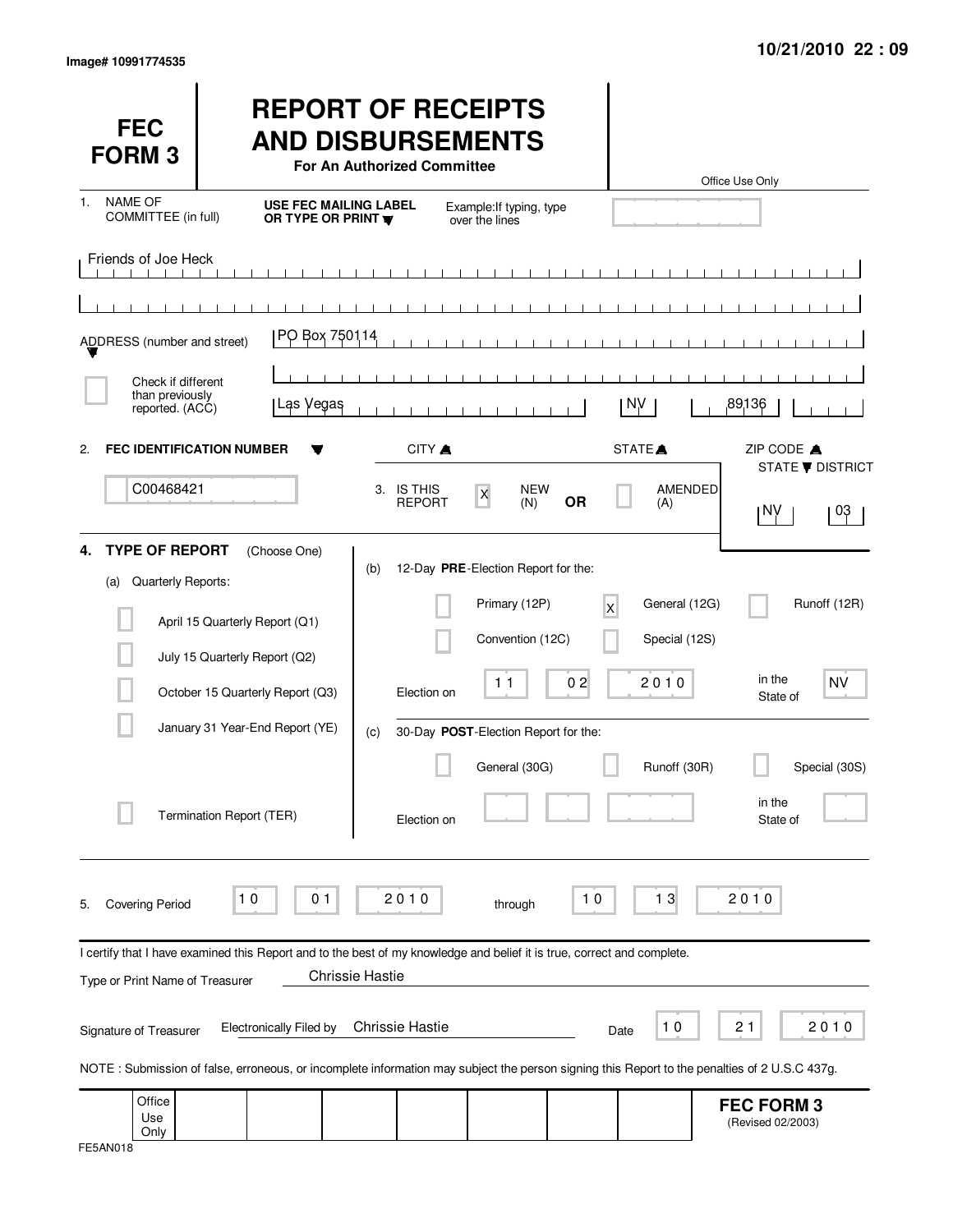Image# 10991774535

10/21/2010 22 : 09

# FEC FORM 3

# REPORT OF RECEIPTS AND DISBURSEMENTS

**For An Authorized Committee**

Office Use Only

1. NAME OF COMMITTEE (in full) — **USE FEC MAILING LABEL OR TYPE OR PRINT** — Example: If typing, type over the lines

Friends of Joe Heck

ADDRESS (number and street): PO Box 750114

☐ Check if different than previously reported. (ACC)

Las Vegas | NV | 89136

CITY ▲ | STATE ▲ | ZIP CODE ▲

2. **FEC IDENTIFICATION NUMBER** ▼

C00468421

3. IS THIS REPORT [X] NEW (N) **OR** ☐ AMENDED (A)

STATE ▼ DISTRICT: NV | 03

**4. TYPE OF REPORT** (Choose One)

(a) Quarterly Reports:

- ☐ April 15 Quarterly Report (Q1)
- ☐ July 15 Quarterly Report (Q2)
- ☐ October 15 Quarterly Report (Q3)
- ☐ January 31 Year-End Report (YE)
- ☐ Termination Report (TER)

(b) 12-Day **PRE**-Election Report for the:

- ☐ Primary (12P)
- [X] General (12G)
- ☐ Runoff (12R)
- ☐ Convention (12C)
- ☐ Special (12S)

Election on 11 02 2010 in the State of NV

(c) 30-Day **POST**-Election Report for the:

- ☐ General (30G)
- ☐ Runoff (30R)
- ☐ Special (30S)

Election on ______ in the State of ______

5. Covering Period 10 01 2010 through 10 13 2010

I certify that I have examined this Report and to the best of my knowledge and belief it is true, correct and complete.

Type or Print Name of Treasurer: Chrissie Hastie

Signature of Treasurer: Electronically Filed by Chrissie Hastie — Date 10 21 2010

NOTE : Submission of false, erroneous, or incomplete information may subject the person signing this Report to the penalties of 2 U.S.C 437g.

Office Use Only

**FEC FORM 3** (Revised 02/2003)

FE5AN018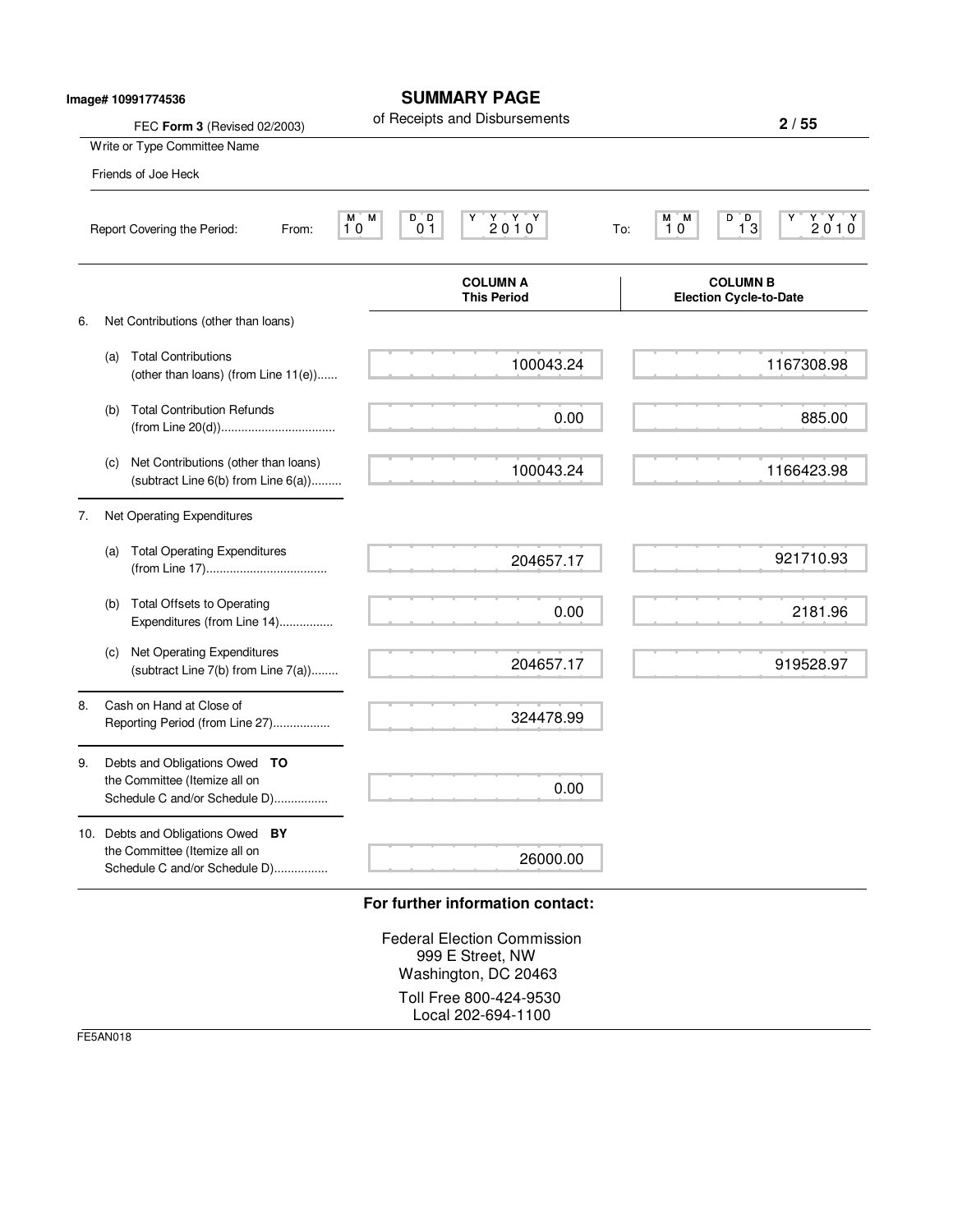Image# 10991774536

# SUMMARY PAGE

of Receipts and Disbursements

FEC **Form 3** (Revised 02/2003)

Write or Type Committee Name

Friends of Joe Heck

Report Covering the Period: From: 10 01 2010 To: 10 13 2010

| | COLUMN A This Period | COLUMN B Election Cycle-to-Date |
|---|---|---|
| 6. Net Contributions (other than loans) | | |
| (a) Total Contributions (other than loans) (from Line 11(e)) | 100043.24 | 1167308.98 |
| (b) Total Contribution Refunds (from Line 20(d)) | 0.00 | 885.00 |
| (c) Net Contributions (other than loans) (subtract Line 6(b) from Line 6(a)) | 100043.24 | 1166423.98 |
| 7. Net Operating Expenditures | | |
| (a) Total Operating Expenditures (from Line 17) | 204657.17 | 921710.93 |
| (b) Total Offsets to Operating Expenditures (from Line 14) | 0.00 | 2181.96 |
| (c) Net Operating Expenditures (subtract Line 7(b) from Line 7(a)) | 204657.17 | 919528.97 |
| 8. Cash on Hand at Close of Reporting Period (from Line 27) | 324478.99 | |
| 9. Debts and Obligations Owed **TO** the Committee (Itemize all on Schedule C and/or Schedule D) | 0.00 | |
| 10. Debts and Obligations Owed **BY** the Committee (Itemize all on Schedule C and/or Schedule D) | 26000.00 | |

**For further information contact:**

Federal Election Commission
999 E Street, NW
Washington, DC 20463

Toll Free 800-424-9530
Local 202-694-1100

FE5AN018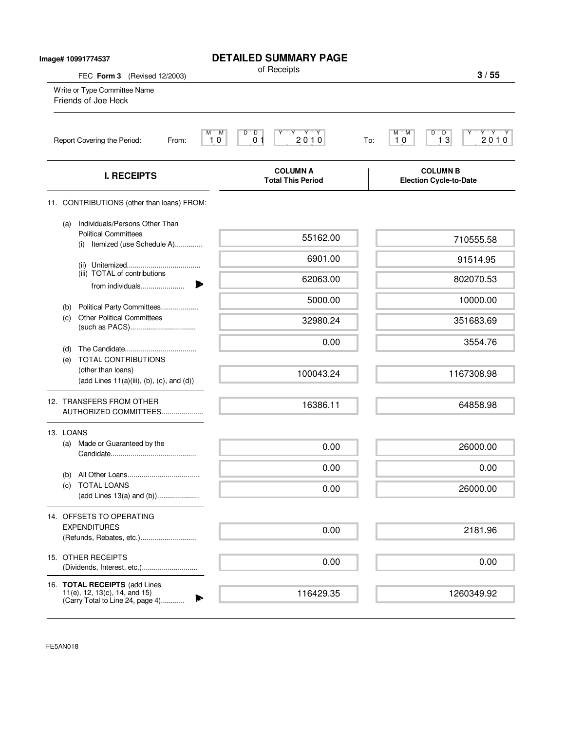Image# 10991774537

# DETAILED SUMMARY PAGE

of Receipts

FEC **Form 3** (Revised 12/2003)

Write or Type Committee Name

Friends of Joe Heck

Report Covering the Period: From: 10 01 2010 To: 10 13 2010

| I. RECEIPTS | COLUMN A Total This Period | COLUMN B Election Cycle-to-Date |
|---|---|---|
| 11. CONTRIBUTIONS (other than loans) FROM: | | |
| (a) Individuals/Persons Other Than Political Committees (i) Itemized (use Schedule A) | 55162.00 | 710555.58 |
| (ii) Unitemized | 6901.00 | 91514.95 |
| (iii) TOTAL of contributions from individuals | 62063.00 | 802070.53 |
| (b) Political Party Committees | 5000.00 | 10000.00 |
| (c) Other Political Committees (such as PACS) | 32980.24 | 351683.69 |
| (d) The Candidate | 0.00 | 3554.76 |
| (e) TOTAL CONTRIBUTIONS (other than loans) (add Lines 11(a)(iii), (b), (c), and (d)) | 100043.24 | 1167308.98 |
| 12. TRANSFERS FROM OTHER AUTHORIZED COMMITTEES | 16386.11 | 64858.98 |
| 13. LOANS | | |
| (a) Made or Guaranteed by the Candidate | 0.00 | 26000.00 |
| (b) All Other Loans | 0.00 | 0.00 |
| (c) TOTAL LOANS (add Lines 13(a) and (b)) | 0.00 | 26000.00 |
| 14. OFFSETS TO OPERATING EXPENDITURES (Refunds, Rebates, etc.) | 0.00 | 2181.96 |
| 15. OTHER RECEIPTS (Dividends, Interest, etc.) | 0.00 | 0.00 |
| 16. **TOTAL RECEIPTS** (add Lines 11(e), 12, 13(c), 14, and 15) (Carry Total to Line 24, page 4) | 116429.35 | 1260349.92 |

FE5AN018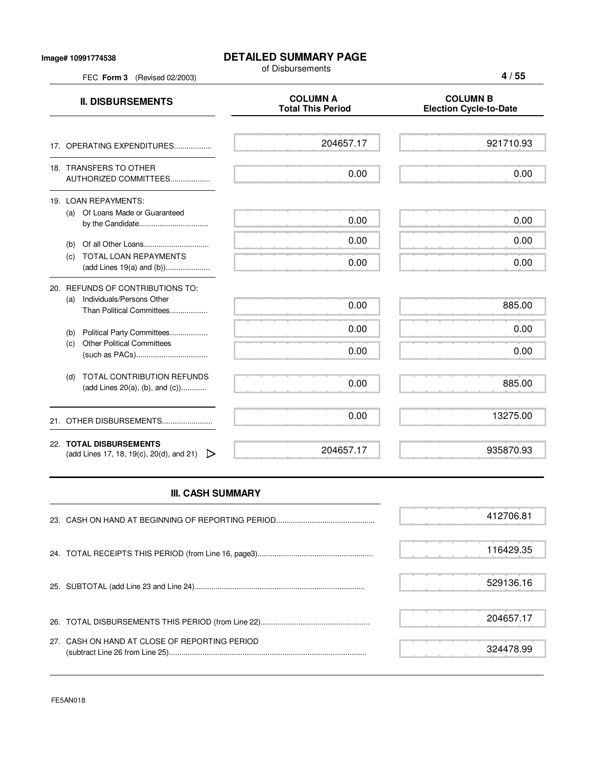Image# 10991774538

# DETAILED SUMMARY PAGE

of Disbursements

FEC **Form 3** (Revised 02/2003)

| II. DISBURSEMENTS | COLUMN A Total This Period | COLUMN B Election Cycle-to-Date |
|---|---|---|
| 17. OPERATING EXPENDITURES.................. | 204657.17 | 921710.93 |
| 18. TRANSFERS TO OTHER AUTHORIZED COMMITTEES................... | 0.00 | 0.00 |
| 19. LOAN REPAYMENTS: | | |
| (a) Of Loans Made or Guaranteed by the Candidate................................. | 0.00 | 0.00 |
| (b) Of all Other Loans............................... | 0.00 | 0.00 |
| (c) TOTAL LOAN REPAYMENTS (add Lines 19(a) and (b))..................... | 0.00 | 0.00 |
| 20. REFUNDS OF CONTRIBUTIONS TO: | | |
| (a) Individuals/Persons Other Than Political Committees.................. | 0.00 | 885.00 |
| (b) Political Party Committees.................. | 0.00 | 0.00 |
| (c) Other Political Committees (such as PACs).................................. | 0.00 | 0.00 |
| (d) TOTAL CONTRIBUTION REFUNDS (add Lines 20(a), (b), and (c))............ | 0.00 | 885.00 |
| 21. OTHER DISBURSEMENTS........................ | 0.00 | 13275.00 |
| 22. **TOTAL DISBURSEMENTS** (add Lines 17, 18, 19(c), 20(d), and 21) | 204657.17 | 935870.93 |

## III. CASH SUMMARY

| | |
|---|---|
| 23. CASH ON HAND AT BEGINNING OF REPORTING PERIOD............................................... | 412706.81 |
| 24. TOTAL RECEIPTS THIS PERIOD (from Line 16, page3)....................................................... | 116429.35 |
| 25. SUBTOTAL (add Line 23 and Line 24)................................................................................ | 529136.16 |
| 26. TOTAL DISBURSEMENTS THIS PERIOD (from Line 22).................................................... | 204657.17 |
| 27. CASH ON HAND AT CLOSE OF REPORTING PERIOD (subtract Line 26 from Line 25)............................................................................................ | 324478.99 |

FE5AN018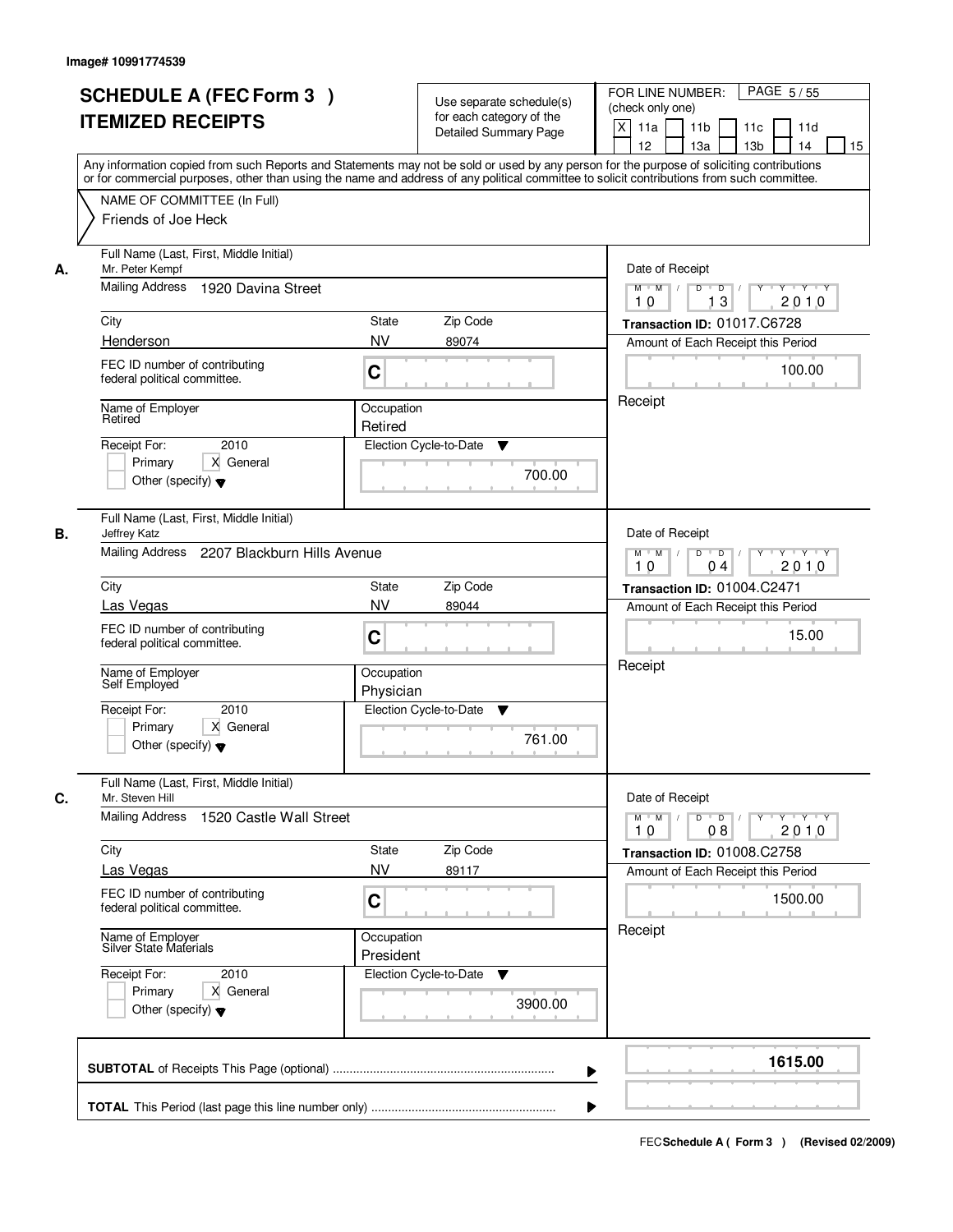Image# 10991774539

# SCHEDULE A (FEC Form 3 )
## ITEMIZED RECEIPTS

Use separate schedule(s) for each category of the Detailed Summary Page

FOR LINE NUMBER: (check only one)
[X] 11a [ ] 11b [ ] 11c [ ] 11d [ ] 12 [ ] 13a [ ] 13b [ ] 14 [ ] 15

PAGE 5 / 55

Any information copied from such Reports and Statements may not be sold or used by any person for the purpose of soliciting contributions or for commercial purposes, other than using the name and address of any political committee to solicit contributions from such committee.

NAME OF COMMITTEE (In Full)
Friends of Joe Heck

---

**A.** Full Name (Last, First, Middle Initial): Mr. Peter Kempf

Mailing Address: 1920 Davina Street

City: Henderson | State: NV | Zip Code: 89074

FEC ID number of contributing federal political committee: C

Name of Employer: Retired

Occupation: Retired

Receipt For: 2010 — [ ] Primary [X] General [ ] Other (specify)

Election Cycle-to-Date: 700.00

Date of Receipt: 10 / 13 / 2010

Transaction ID: 01017.C6728

Amount of Each Receipt this Period: 100.00

Receipt

---

**B.** Full Name (Last, First, Middle Initial): Jeffrey Katz

Mailing Address: 2207 Blackburn Hills Avenue

City: Las Vegas | State: NV | Zip Code: 89044

FEC ID number of contributing federal political committee: C

Name of Employer: Self Employed

Occupation: Physician

Receipt For: 2010 — [ ] Primary [X] General [ ] Other (specify)

Election Cycle-to-Date: 761.00

Date of Receipt: 10 / 04 / 2010

Transaction ID: 01004.C2471

Amount of Each Receipt this Period: 15.00

Receipt

---

**C.** Full Name (Last, First, Middle Initial): Mr. Steven Hill

Mailing Address: 1520 Castle Wall Street

City: Las Vegas | State: NV | Zip Code: 89117

FEC ID number of contributing federal political committee: C

Name of Employer: Silver State Materials

Occupation: President

Receipt For: 2010 — [ ] Primary [X] General [ ] Other (specify)

Election Cycle-to-Date: 3900.00

Date of Receipt: 10 / 08 / 2010

Transaction ID: 01008.C2758

Amount of Each Receipt this Period: 1500.00

Receipt

---

**SUBTOTAL** of Receipts This Page (optional): **1615.00**

**TOTAL** This Period (last page this line number only):

FEC Schedule A ( Form 3 ) (Revised 02/2009)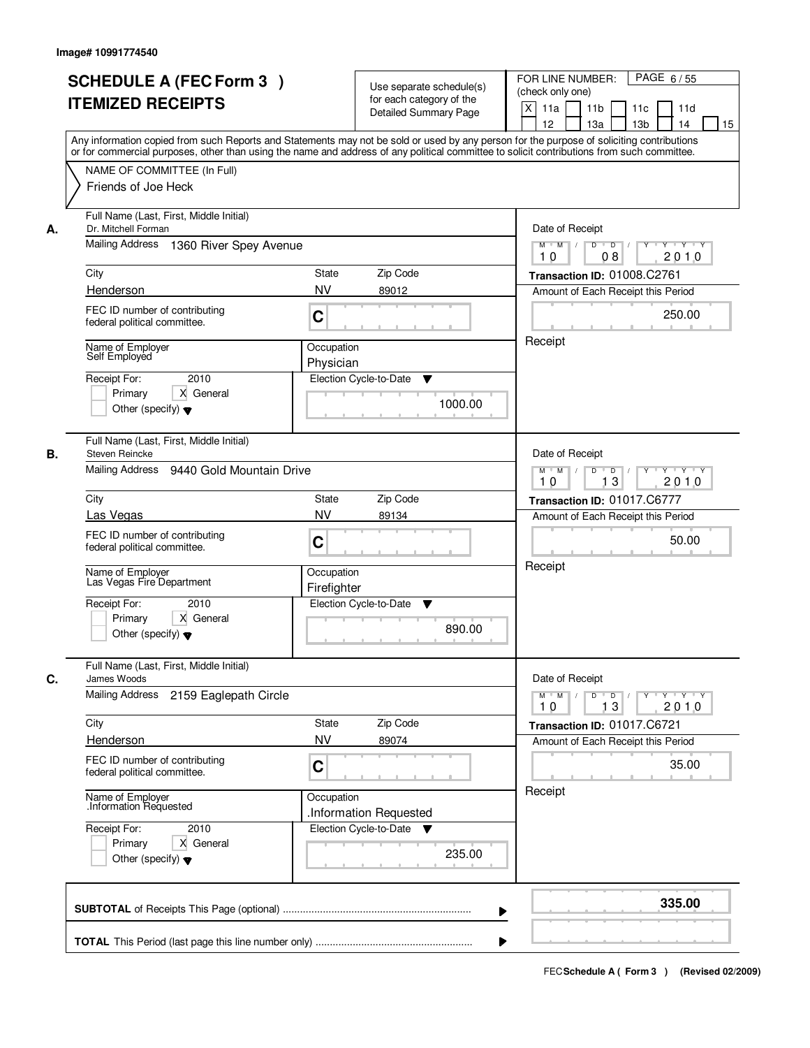Image# 10991774540

# SCHEDULE A (FEC Form 3 )
# ITEMIZED RECEIPTS

Use separate schedule(s) for each category of the Detailed Summary Page

FOR LINE NUMBER: (check only one)

[X] 11a [ ] 11b [ ] 11c [ ] 11d [ ] 12 [ ] 13a [ ] 13b [ ] 14 [ ] 15

PAGE 6 / 55

Any information copied from such Reports and Statements may not be sold or used by any person for the purpose of soliciting contributions or for commercial purposes, other than using the name and address of any political committee to solicit contributions from such committee.

NAME OF COMMITTEE (In Full)
Friends of Joe Heck

---

**A.** Full Name (Last, First, Middle Initial): Dr. Mitchell Forman

Mailing Address: 1360 River Spey Avenue

City: Henderson | State: NV | Zip Code: 89012

FEC ID number of contributing federal political committee: C

Name of Employer: Self Employed

Occupation: Physician

Receipt For: 2010 — [ ] Primary [X] General [ ] Other (specify)

Election Cycle-to-Date: 1000.00

Date of Receipt: 10 / 08 / 2010

Transaction ID: 01008.C2761

Amount of Each Receipt this Period: 250.00

Receipt

---

**B.** Full Name (Last, First, Middle Initial): Steven Reincke

Mailing Address: 9440 Gold Mountain Drive

City: Las Vegas | State: NV | Zip Code: 89134

FEC ID number of contributing federal political committee: C

Name of Employer: Las Vegas Fire Department

Occupation: Firefighter

Receipt For: 2010 — [ ] Primary [X] General [ ] Other (specify)

Election Cycle-to-Date: 890.00

Date of Receipt: 10 / 13 / 2010

Transaction ID: 01017.C6777

Amount of Each Receipt this Period: 50.00

Receipt

---

**C.** Full Name (Last, First, Middle Initial): James Woods

Mailing Address: 2159 Eaglepath Circle

City: Henderson | State: NV | Zip Code: 89074

FEC ID number of contributing federal political committee: C

Name of Employer: .Information Requested

Occupation: .Information Requested

Receipt For: 2010 — [ ] Primary [X] General [ ] Other (specify)

Election Cycle-to-Date: 235.00

Date of Receipt: 10 / 13 / 2010

Transaction ID: 01017.C6721

Amount of Each Receipt this Period: 35.00

Receipt

---

**SUBTOTAL** of Receipts This Page (optional): **335.00**

**TOTAL** This Period (last page this line number only):

FEC **Schedule A ( Form 3 )** (Revised 02/2009)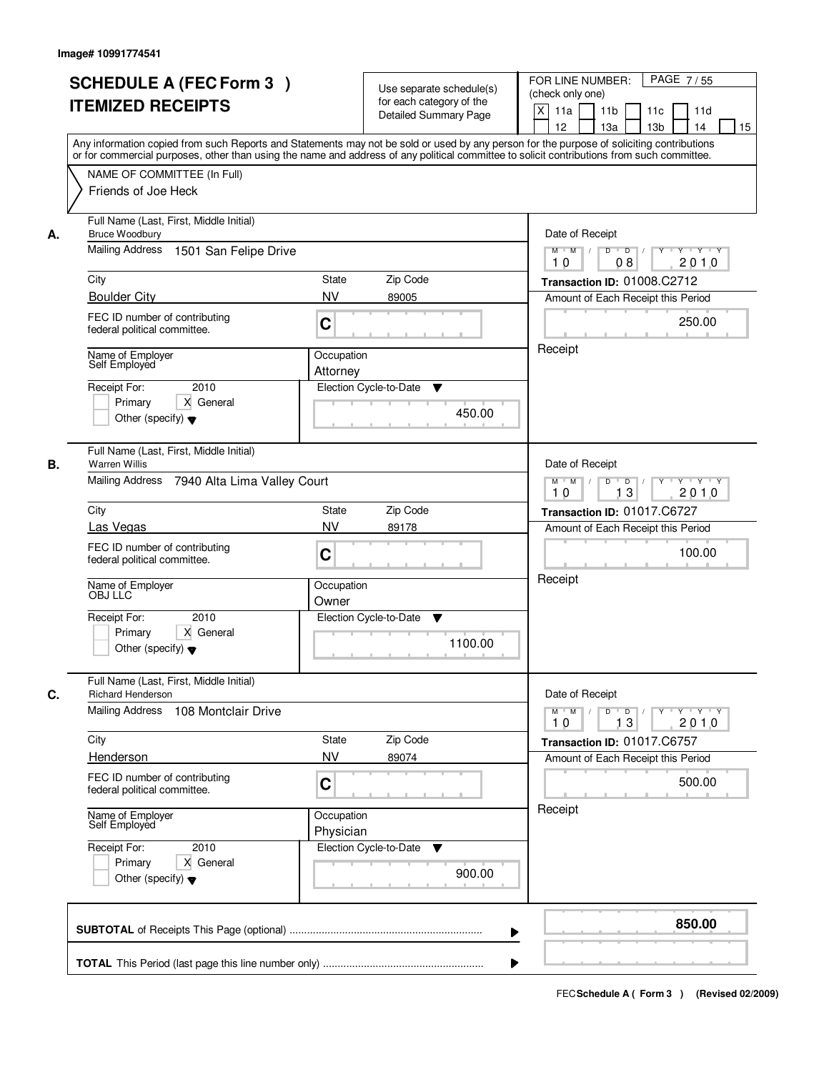Image# 10991774541

# SCHEDULE A (FEC Form 3 ) ITEMIZED RECEIPTS

Use separate schedule(s) for each category of the Detailed Summary Page

FOR LINE NUMBER: (check only one)
[X] 11a [ ] 11b [ ] 11c [ ] 11d [ ] 12 [ ] 13a [ ] 13b [ ] 14 [ ] 15

PAGE 7 / 55

Any information copied from such Reports and Statements may not be sold or used by any person for the purpose of soliciting contributions or for commercial purposes, other than using the name and address of any political committee to solicit contributions from such committee.

NAME OF COMMITTEE (In Full)
Friends of Joe Heck

---

**A.** Full Name (Last, First, Middle Initial): Bruce Woodbury

Mailing Address: 1501 San Felipe Drive

City: Boulder City | State: NV | Zip Code: 89005

FEC ID number of contributing federal political committee: C

Name of Employer: Self Employed

Occupation: Attorney

Receipt For: 2010 — [ ] Primary [X] General [ ] Other (specify)

Election Cycle-to-Date: 450.00

Date of Receipt: 10 / 08 / 2010

Transaction ID: 01008.C2712

Amount of Each Receipt this Period: 250.00

Receipt

---

**B.** Full Name (Last, First, Middle Initial): Warren Willis

Mailing Address: 7940 Alta Lima Valley Court

City: Las Vegas | State: NV | Zip Code: 89178

FEC ID number of contributing federal political committee: C

Name of Employer: OBJ LLC

Occupation: Owner

Receipt For: 2010 — [ ] Primary [X] General [ ] Other (specify)

Election Cycle-to-Date: 1100.00

Date of Receipt: 10 / 13 / 2010

Transaction ID: 01017.C6727

Amount of Each Receipt this Period: 100.00

Receipt

---

**C.** Full Name (Last, First, Middle Initial): Richard Henderson

Mailing Address: 108 Montclair Drive

City: Henderson | State: NV | Zip Code: 89074

FEC ID number of contributing federal political committee: C

Name of Employer: Self Employed

Occupation: Physician

Receipt For: 2010 — [ ] Primary [X] General [ ] Other (specify)

Election Cycle-to-Date: 900.00

Date of Receipt: 10 / 13 / 2010

Transaction ID: 01017.C6757

Amount of Each Receipt this Period: 500.00

Receipt

---

**SUBTOTAL** of Receipts This Page (optional): **850.00**

**TOTAL** This Period (last page this line number only):

FEC Schedule A ( Form 3 ) (Revised 02/2009)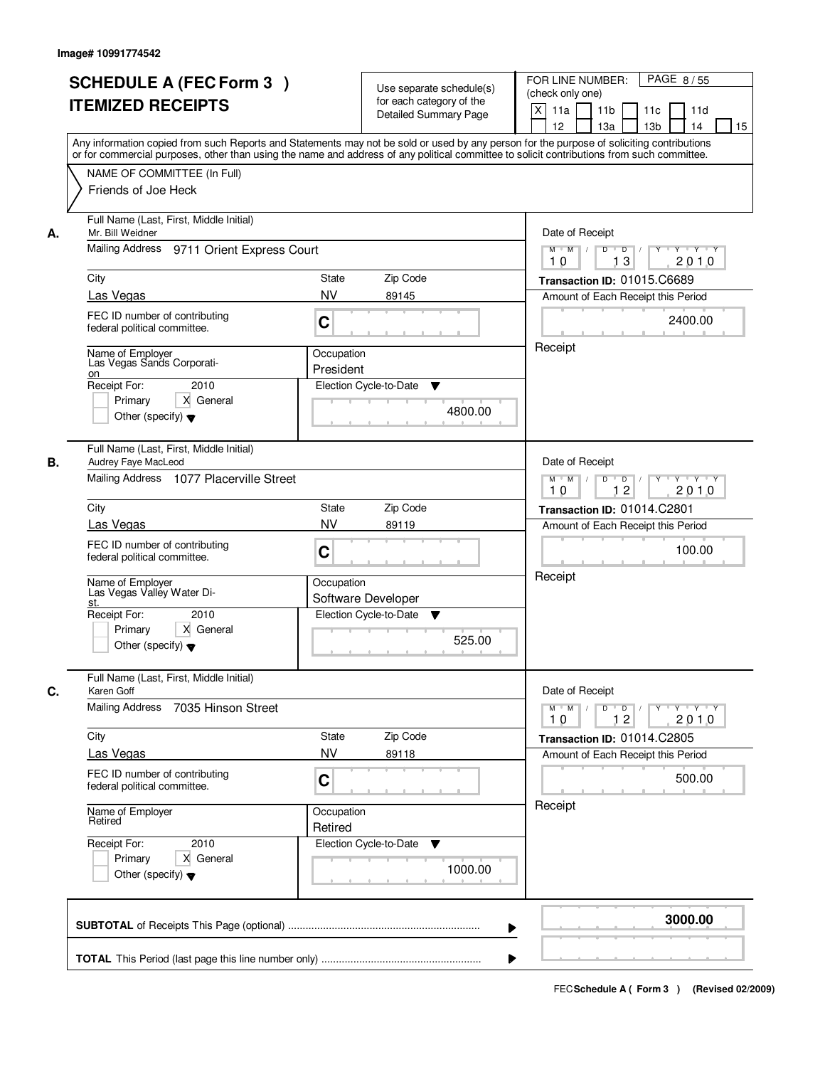Image# 10991774542

# SCHEDULE A (FEC Form 3 ) ITEMIZED RECEIPTS

Use separate schedule(s) for each category of the Detailed Summary Page

FOR LINE NUMBER: (check only one)

PAGE 8 / 55

- [X] 11a
- [ ] 11b
- [ ] 11c
- [ ] 11d
- [ ] 12
- [ ] 13a
- [ ] 13b
- [ ] 14
- [ ] 15

Any information copied from such Reports and Statements may not be sold or used by any person for the purpose of soliciting contributions or for commercial purposes, other than using the name and address of any political committee to solicit contributions from such committee.

NAME OF COMMITTEE (In Full)
Friends of Joe Heck

---

**A.**

Full Name (Last, First, Middle Initial): Mr. Bill Weidner

Mailing Address: 9711 Orient Express Court

City: Las Vegas | State: NV | Zip Code: 89145

FEC ID number of contributing federal political committee: C

Name of Employer: Las Vegas Sands Corporation

Occupation: President

Receipt For: 2010 — Primary [ ] General [X] Other (specify) [ ]

Election Cycle-to-Date: 4800.00

Date of Receipt: 10 / 13 / 2010

Transaction ID: 01015.C6689

Amount of Each Receipt this Period: 2400.00

Receipt

---

**B.**

Full Name (Last, First, Middle Initial): Audrey Faye MacLeod

Mailing Address: 1077 Placerville Street

City: Las Vegas | State: NV | Zip Code: 89119

FEC ID number of contributing federal political committee: C

Name of Employer: Las Vegas Valley Water Dist.

Occupation: Software Developer

Receipt For: 2010 — Primary [ ] General [X] Other (specify) [ ]

Election Cycle-to-Date: 525.00

Date of Receipt: 10 / 12 / 2010

Transaction ID: 01014.C2801

Amount of Each Receipt this Period: 100.00

Receipt

---

**C.**

Full Name (Last, First, Middle Initial): Karen Goff

Mailing Address: 7035 Hinson Street

City: Las Vegas | State: NV | Zip Code: 89118

FEC ID number of contributing federal political committee: C

Name of Employer: Retired

Occupation: Retired

Receipt For: 2010 — Primary [ ] General [X] Other (specify) [ ]

Election Cycle-to-Date: 1000.00

Date of Receipt: 10 / 12 / 2010

Transaction ID: 01014.C2805

Amount of Each Receipt this Period: 500.00

Receipt

---

**SUBTOTAL** of Receipts This Page (optional): **3000.00**

**TOTAL** This Period (last page this line number only):

FEC Schedule A ( Form 3 ) (Revised 02/2009)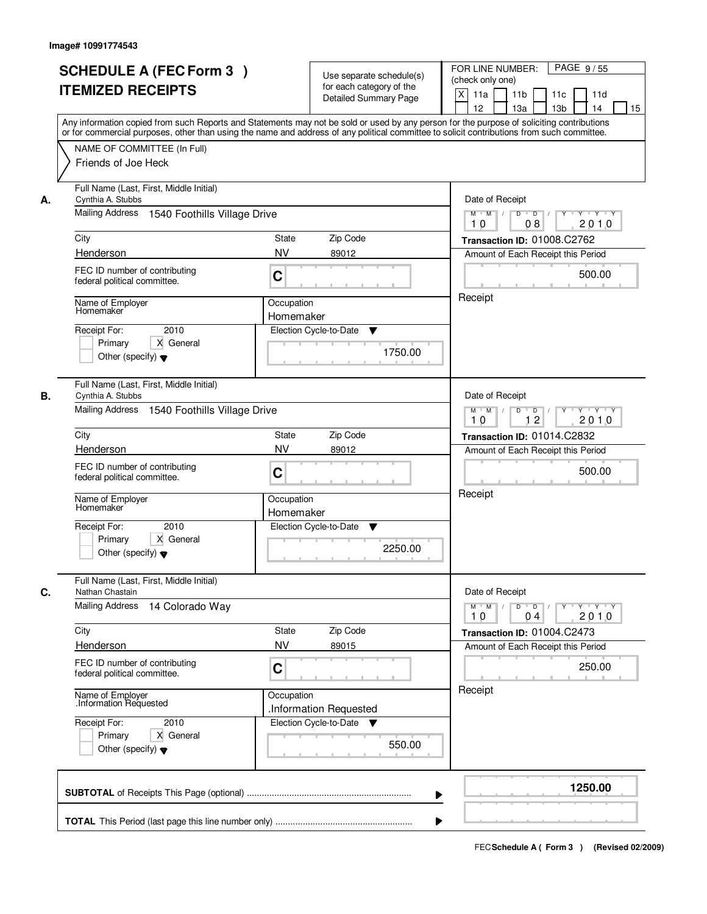Image# 10991774543

# SCHEDULE A (FEC Form 3 )
# ITEMIZED RECEIPTS

Use separate schedule(s) for each category of the Detailed Summary Page

FOR LINE NUMBER: (check only one)

[X] 11a [ ] 11b [ ] 11c [ ] 11d [ ] 12 [ ] 13a [ ] 13b [ ] 14 [ ] 15

Any information copied from such Reports and Statements may not be sold or used by any person for the purpose of soliciting contributions or for commercial purposes, other than using the name and address of any political committee to solicit contributions from such committee.

NAME OF COMMITTEE (In Full)
Friends of Joe Heck

---

**A.**

Full Name (Last, First, Middle Initial): Cynthia A. Stubbs
Mailing Address: 1540 Foothills Village Drive
City: Henderson | State: NV | Zip Code: 89012
FEC ID number of contributing federal political committee: C
Name of Employer: Homemaker
Occupation: Homemaker
Receipt For: 2010 [ ] Primary [X] General [ ] Other (specify)
Election Cycle-to-Date: 1750.00

Date of Receipt: 10 08 2010
Transaction ID: 01008.C2762
Amount of Each Receipt this Period: 500.00
Receipt

---

**B.**

Full Name (Last, First, Middle Initial): Cynthia A. Stubbs
Mailing Address: 1540 Foothills Village Drive
City: Henderson | State: NV | Zip Code: 89012
FEC ID number of contributing federal political committee: C
Name of Employer: Homemaker
Occupation: Homemaker
Receipt For: 2010 [ ] Primary [X] General [ ] Other (specify)
Election Cycle-to-Date: 2250.00

Date of Receipt: 10 12 2010
Transaction ID: 01014.C2832
Amount of Each Receipt this Period: 500.00
Receipt

---

**C.**

Full Name (Last, First, Middle Initial): Nathan Chastain
Mailing Address: 14 Colorado Way
City: Henderson | State: NV | Zip Code: 89015
FEC ID number of contributing federal political committee: C
Name of Employer: .Information Requested
Occupation: .Information Requested
Receipt For: 2010 [ ] Primary [X] General [ ] Other (specify)
Election Cycle-to-Date: 550.00

Date of Receipt: 10 04 2010
Transaction ID: 01004.C2473
Amount of Each Receipt this Period: 250.00
Receipt

---

**SUBTOTAL** of Receipts This Page (optional): **1250.00**

**TOTAL** This Period (last page this line number only):

FEC **Schedule A ( Form 3 )** (Revised 02/2009)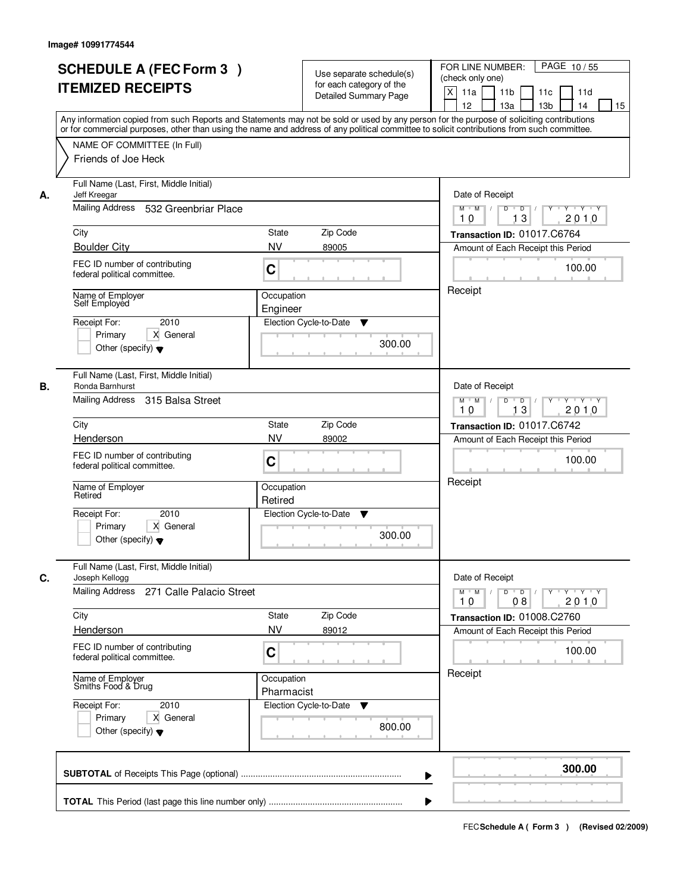Image# 10991774544

# SCHEDULE A (FEC Form 3 ) ITEMIZED RECEIPTS

Use separate schedule(s) for each category of the Detailed Summary Page

FOR LINE NUMBER: (check only one) PAGE 10 / 55

[X] 11a [ ] 11b [ ] 11c [ ] 11d [ ] 12 [ ] 13a [ ] 13b [ ] 14 [ ] 15

Any information copied from such Reports and Statements may not be sold or used by any person for the purpose of soliciting contributions or for commercial purposes, other than using the name and address of any political committee to solicit contributions from such committee.

NAME OF COMMITTEE (In Full)
Friends of Joe Heck

---

**A.** Full Name (Last, First, Middle Initial): Jeff Kreegar

Mailing Address: 532 Greenbriar Place

City: Boulder City | State: NV | Zip Code: 89005

FEC ID number of contributing federal political committee: C

Name of Employer: Self Employed

Occupation: Engineer

Receipt For: 2010 [ ] Primary [X] General [ ] Other (specify)

Election Cycle-to-Date: 300.00

Date of Receipt: 10 13 2010

Transaction ID: 01017.C6764

Amount of Each Receipt this Period: 100.00

Receipt

---

**B.** Full Name (Last, First, Middle Initial): Ronda Barnhurst

Mailing Address: 315 Balsa Street

City: Henderson | State: NV | Zip Code: 89002

FEC ID number of contributing federal political committee: C

Name of Employer: Retired

Occupation: Retired

Receipt For: 2010 [ ] Primary [X] General [ ] Other (specify)

Election Cycle-to-Date: 300.00

Date of Receipt: 10 13 2010

Transaction ID: 01017.C6742

Amount of Each Receipt this Period: 100.00

Receipt

---

**C.** Full Name (Last, First, Middle Initial): Joseph Kellogg

Mailing Address: 271 Calle Palacio Street

City: Henderson | State: NV | Zip Code: 89012

FEC ID number of contributing federal political committee: C

Name of Employer: Smiths Food & Drug

Occupation: Pharmacist

Receipt For: 2010 [ ] Primary [X] General [ ] Other (specify)

Election Cycle-to-Date: 800.00

Date of Receipt: 10 08 2010

Transaction ID: 01008.C2760

Amount of Each Receipt this Period: 100.00

Receipt

---

**SUBTOTAL** of Receipts This Page (optional): **300.00**

**TOTAL** This Period (last page this line number only):

FEC Schedule A ( Form 3 ) (Revised 02/2009)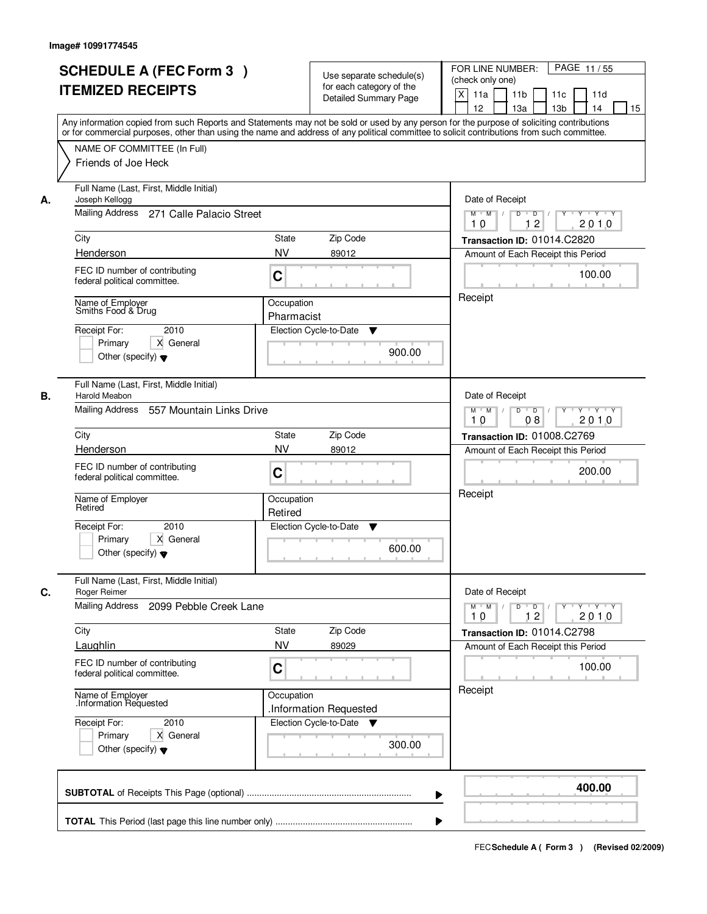Image# 10991774545

# SCHEDULE A (FEC Form 3 )
# ITEMIZED RECEIPTS

Use separate schedule(s) for each category of the Detailed Summary Page

FOR LINE NUMBER: (check only one)

[X] 11a [ ] 11b [ ] 11c [ ] 11d [ ] 12 [ ] 13a [ ] 13b [ ] 14 [ ] 15

PAGE 11 / 55

Any information copied from such Reports and Statements may not be sold or used by any person for the purpose of soliciting contributions or for commercial purposes, other than using the name and address of any political committee to solicit contributions from such committee.

NAME OF COMMITTEE (In Full)
Friends of Joe Heck

---

**A.** Full Name (Last, First, Middle Initial): Joseph Kellogg

Mailing Address: 271 Calle Palacio Street

City: Henderson | State: NV | Zip Code: 89012

FEC ID number of contributing federal political committee: C

Name of Employer: Smiths Food & Drug

Occupation: Pharmacist

Receipt For: 2010 — [ ] Primary [X] General [ ] Other (specify)

Election Cycle-to-Date: 900.00

Date of Receipt: 10 / 12 / 2010

Transaction ID: 01014.C2820

Amount of Each Receipt this Period: 100.00

Receipt

---

**B.** Full Name (Last, First, Middle Initial): Harold Meabon

Mailing Address: 557 Mountain Links Drive

City: Henderson | State: NV | Zip Code: 89012

FEC ID number of contributing federal political committee: C

Name of Employer: Retired

Occupation: Retired

Receipt For: 2010 — [ ] Primary [X] General [ ] Other (specify)

Election Cycle-to-Date: 600.00

Date of Receipt: 10 / 08 / 2010

Transaction ID: 01008.C2769

Amount of Each Receipt this Period: 200.00

Receipt

---

**C.** Full Name (Last, First, Middle Initial): Roger Reimer

Mailing Address: 2099 Pebble Creek Lane

City: Laughlin | State: NV | Zip Code: 89029

FEC ID number of contributing federal political committee: C

Name of Employer: .Information Requested

Occupation: .Information Requested

Receipt For: 2010 — [ ] Primary [X] General [ ] Other (specify)

Election Cycle-to-Date: 300.00

Date of Receipt: 10 / 12 / 2010

Transaction ID: 01014.C2798

Amount of Each Receipt this Period: 100.00

Receipt

---

**SUBTOTAL** of Receipts This Page (optional): **400.00**

**TOTAL** This Period (last page this line number only):

FEC **Schedule A ( Form 3 )** (Revised 02/2009)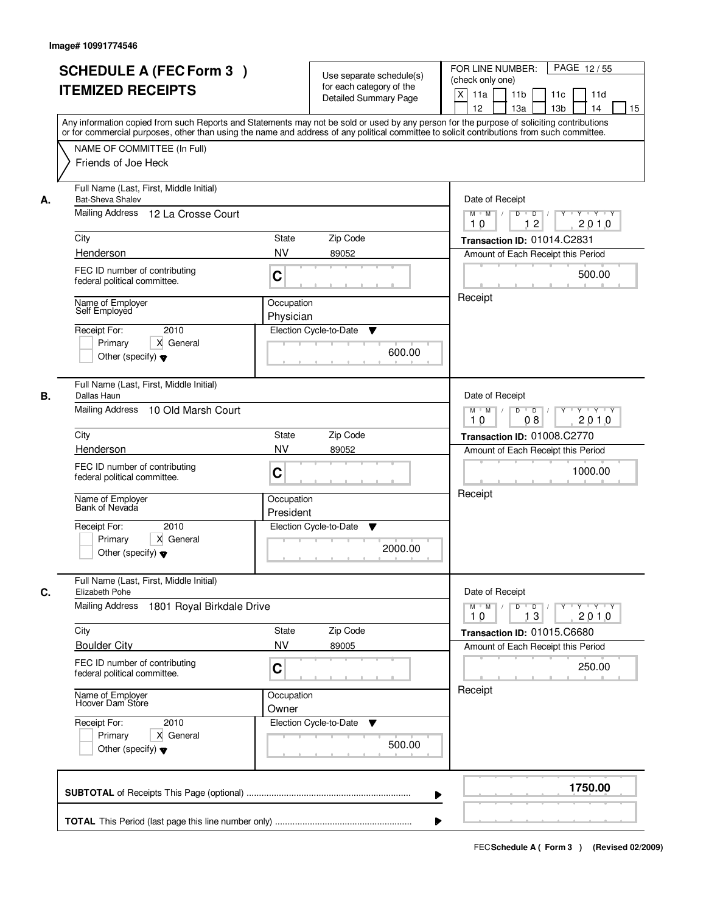Image# 10991774546

# SCHEDULE A (FEC Form 3 ) ITEMIZED RECEIPTS

Use separate schedule(s) for each category of the Detailed Summary Page

FOR LINE NUMBER: (check only one) PAGE 12 / 55

[X] 11a [ ] 11b [ ] 11c [ ] 11d [ ] 12 [ ] 13a [ ] 13b [ ] 14 [ ] 15

Any information copied from such Reports and Statements may not be sold or used by any person for the purpose of soliciting contributions or for commercial purposes, other than using the name and address of any political committee to solicit contributions from such committee.

NAME OF COMMITTEE (In Full)
Friends of Joe Heck

**A.**

| Field | Value |
|---|---|
| Full Name (Last, First, Middle Initial) | Bat-Sheva Shalev |
| Mailing Address | 12 La Crosse Court |
| City | Henderson |
| State | NV |
| Zip Code | 89052 |
| FEC ID number of contributing federal political committee. | C |
| Name of Employer | Self Employed |
| Occupation | Physician |
| Receipt For | 2010 [ ] Primary [X] General [ ] Other (specify) |
| Election Cycle-to-Date | 600.00 |
| Date of Receipt | 10 / 12 / 2010 |
| Transaction ID | 01014.C2831 |
| Amount of Each Receipt this Period | 500.00 |
| | Receipt |

**B.**

| Field | Value |
|---|---|
| Full Name (Last, First, Middle Initial) | Dallas Haun |
| Mailing Address | 10 Old Marsh Court |
| City | Henderson |
| State | NV |
| Zip Code | 89052 |
| FEC ID number of contributing federal political committee. | C |
| Name of Employer | Bank of Nevada |
| Occupation | President |
| Receipt For | 2010 [ ] Primary [X] General [ ] Other (specify) |
| Election Cycle-to-Date | 2000.00 |
| Date of Receipt | 10 / 08 / 2010 |
| Transaction ID | 01008.C2770 |
| Amount of Each Receipt this Period | 1000.00 |
| | Receipt |

**C.**

| Field | Value |
|---|---|
| Full Name (Last, First, Middle Initial) | Elizabeth Pohe |
| Mailing Address | 1801 Royal Birkdale Drive |
| City | Boulder City |
| State | NV |
| Zip Code | 89005 |
| FEC ID number of contributing federal political committee. | C |
| Name of Employer | Hoover Dam Store |
| Occupation | Owner |
| Receipt For | 2010 [ ] Primary [X] General [ ] Other (specify) |
| Election Cycle-to-Date | 500.00 |
| Date of Receipt | 10 / 13 / 2010 |
| Transaction ID | 01015.C6680 |
| Amount of Each Receipt this Period | 250.00 |
| | Receipt |

**SUBTOTAL** of Receipts This Page (optional) ........ **1750.00**

**TOTAL** This Period (last page this line number only) ........

FEC **Schedule A ( Form 3 )** (Revised 02/2009)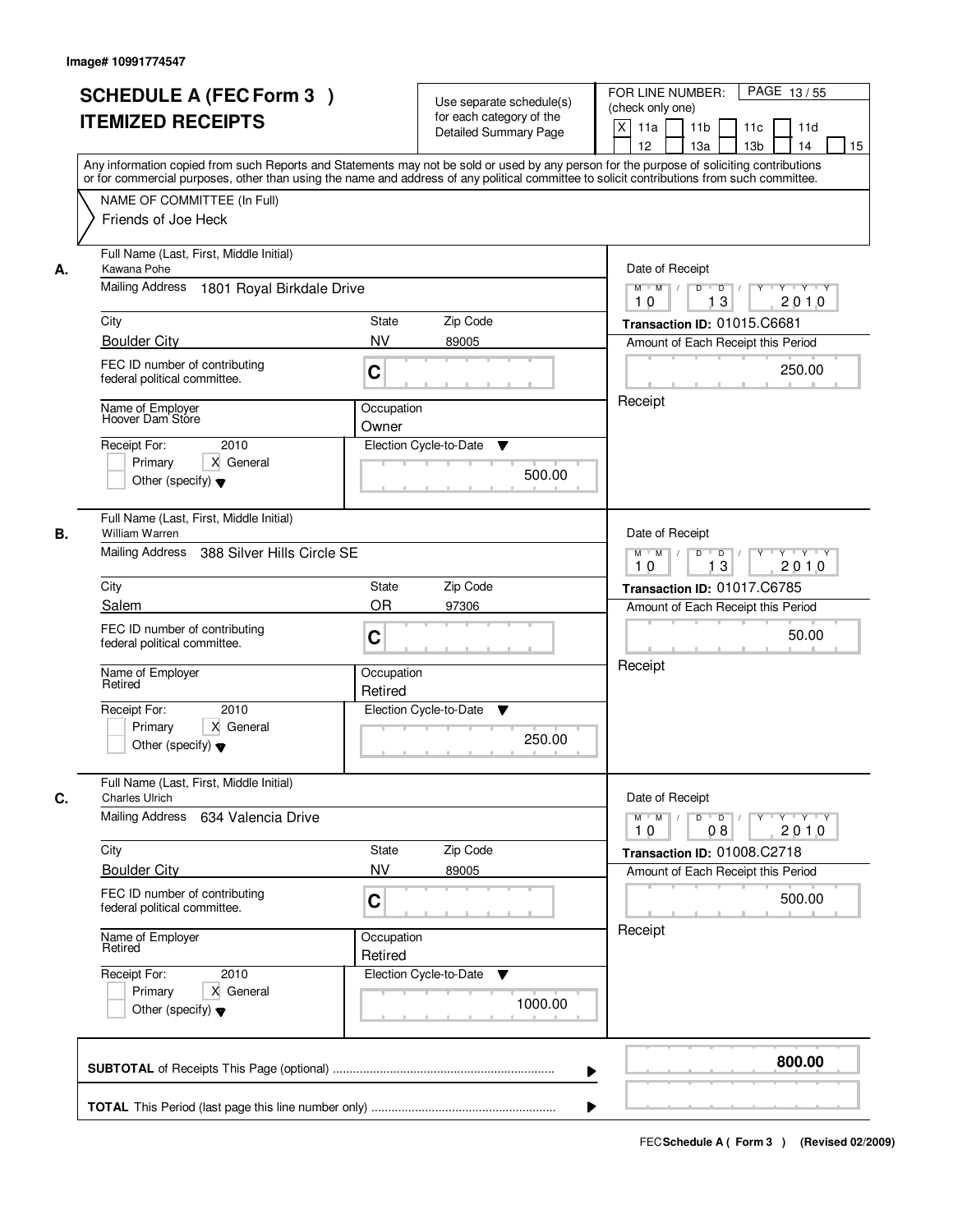Image# 10991774547

# SCHEDULE A (FEC Form 3 )
# ITEMIZED RECEIPTS

Use separate schedule(s) for each category of the Detailed Summary Page

FOR LINE NUMBER: (check only one)
[X] 11a [ ] 11b [ ] 11c [ ] 11d [ ] 12 [ ] 13a [ ] 13b [ ] 14 [ ] 15

PAGE 13 / 55

Any information copied from such Reports and Statements may not be sold or used by any person for the purpose of soliciting contributions or for commercial purposes, other than using the name and address of any political committee to solicit contributions from such committee.

NAME OF COMMITTEE (In Full)
Friends of Joe Heck

---

**A.** Full Name (Last, First, Middle Initial): Kawana Pohe

Mailing Address: 1801 Royal Birkdale Drive

City: Boulder City | State: NV | Zip Code: 89005

FEC ID number of contributing federal political committee: C

Name of Employer: Hoover Dam Store

Occupation: Owner

Receipt For: 2010 — [ ] Primary [X] General [ ] Other (specify)

Election Cycle-to-Date: 500.00

Date of Receipt: 10 / 13 / 2010

Transaction ID: 01015.C6681

Amount of Each Receipt this Period: 250.00

Receipt

---

**B.** Full Name (Last, First, Middle Initial): William Warren

Mailing Address: 388 Silver Hills Circle SE

City: Salem | State: OR | Zip Code: 97306

FEC ID number of contributing federal political committee: C

Name of Employer: Retired

Occupation: Retired

Receipt For: 2010 — [ ] Primary [X] General [ ] Other (specify)

Election Cycle-to-Date: 250.00

Date of Receipt: 10 / 13 / 2010

Transaction ID: 01017.C6785

Amount of Each Receipt this Period: 50.00

Receipt

---

**C.** Full Name (Last, First, Middle Initial): Charles Ulrich

Mailing Address: 634 Valencia Drive

City: Boulder City | State: NV | Zip Code: 89005

FEC ID number of contributing federal political committee: C

Name of Employer: Retired

Occupation: Retired

Receipt For: 2010 — [ ] Primary [X] General [ ] Other (specify)

Election Cycle-to-Date: 1000.00

Date of Receipt: 10 / 08 / 2010

Transaction ID: 01008.C2718

Amount of Each Receipt this Period: 500.00

Receipt

---

**SUBTOTAL** of Receipts This Page (optional): **800.00**

**TOTAL** This Period (last page this line number only):

FEC Schedule A ( Form 3 ) (Revised 02/2009)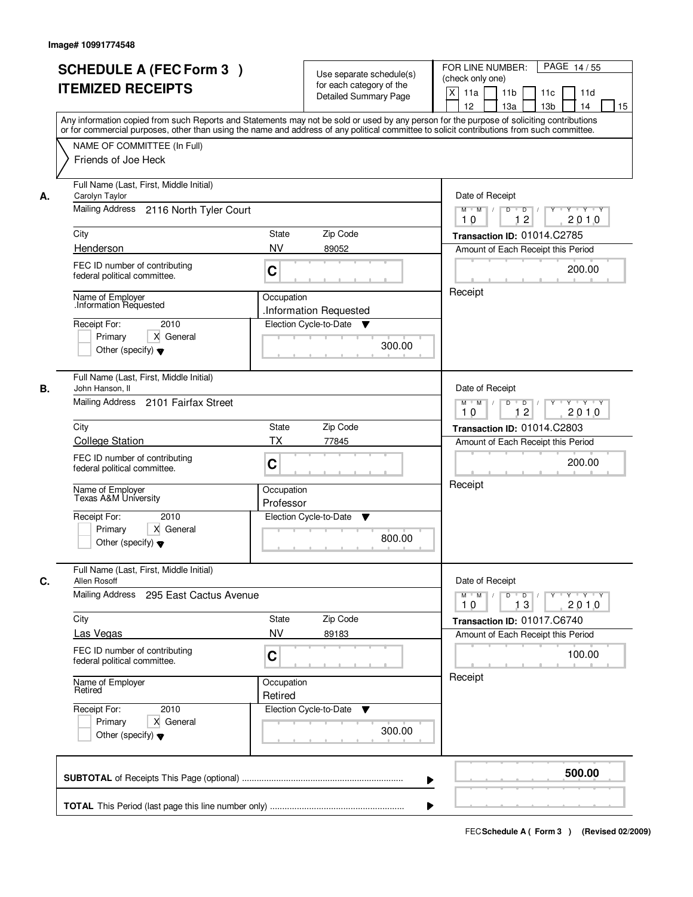Image# 10991774548

# SCHEDULE A (FEC Form 3 )
# ITEMIZED RECEIPTS

Use separate schedule(s) for each category of the Detailed Summary Page

FOR LINE NUMBER: (check only one)

PAGE 14 / 55

[X] 11a [ ] 11b [ ] 11c [ ] 11d [ ] 12 [ ] 13a [ ] 13b [ ] 14 [ ] 15

Any information copied from such Reports and Statements may not be sold or used by any person for the purpose of soliciting contributions or for commercial purposes, other than using the name and address of any political committee to solicit contributions from such committee.

NAME OF COMMITTEE (In Full)

Friends of Joe Heck

---

**A.** Full Name (Last, First, Middle Initial): Carolyn Taylor

Mailing Address: 2116 North Tyler Court

City: Henderson | State: NV | Zip Code: 89052

FEC ID number of contributing federal political committee: C

Name of Employer: .Information Requested

Occupation: .Information Requested

Receipt For: 2010 — [ ] Primary [X] General [ ] Other (specify)

Election Cycle-to-Date: 300.00

Date of Receipt: 10 / 12 / 2010

Transaction ID: 01014.C2785

Amount of Each Receipt this Period: 200.00

Receipt

---

**B.** Full Name (Last, First, Middle Initial): John Hanson, II

Mailing Address: 2101 Fairfax Street

City: College Station | State: TX | Zip Code: 77845

FEC ID number of contributing federal political committee: C

Name of Employer: Texas A&M University

Occupation: Professor

Receipt For: 2010 — [ ] Primary [X] General [ ] Other (specify)

Election Cycle-to-Date: 800.00

Date of Receipt: 10 / 12 / 2010

Transaction ID: 01014.C2803

Amount of Each Receipt this Period: 200.00

Receipt

---

**C.** Full Name (Last, First, Middle Initial): Allen Rosoff

Mailing Address: 295 East Cactus Avenue

City: Las Vegas | State: NV | Zip Code: 89183

FEC ID number of contributing federal political committee: C

Name of Employer: Retired

Occupation: Retired

Receipt For: 2010 — [ ] Primary [X] General [ ] Other (specify)

Election Cycle-to-Date: 300.00

Date of Receipt: 10 / 13 / 2010

Transaction ID: 01017.C6740

Amount of Each Receipt this Period: 100.00

Receipt

---

**SUBTOTAL** of Receipts This Page (optional): **500.00**

**TOTAL** This Period (last page this line number only):

FEC Schedule A ( Form 3 ) (Revised 02/2009)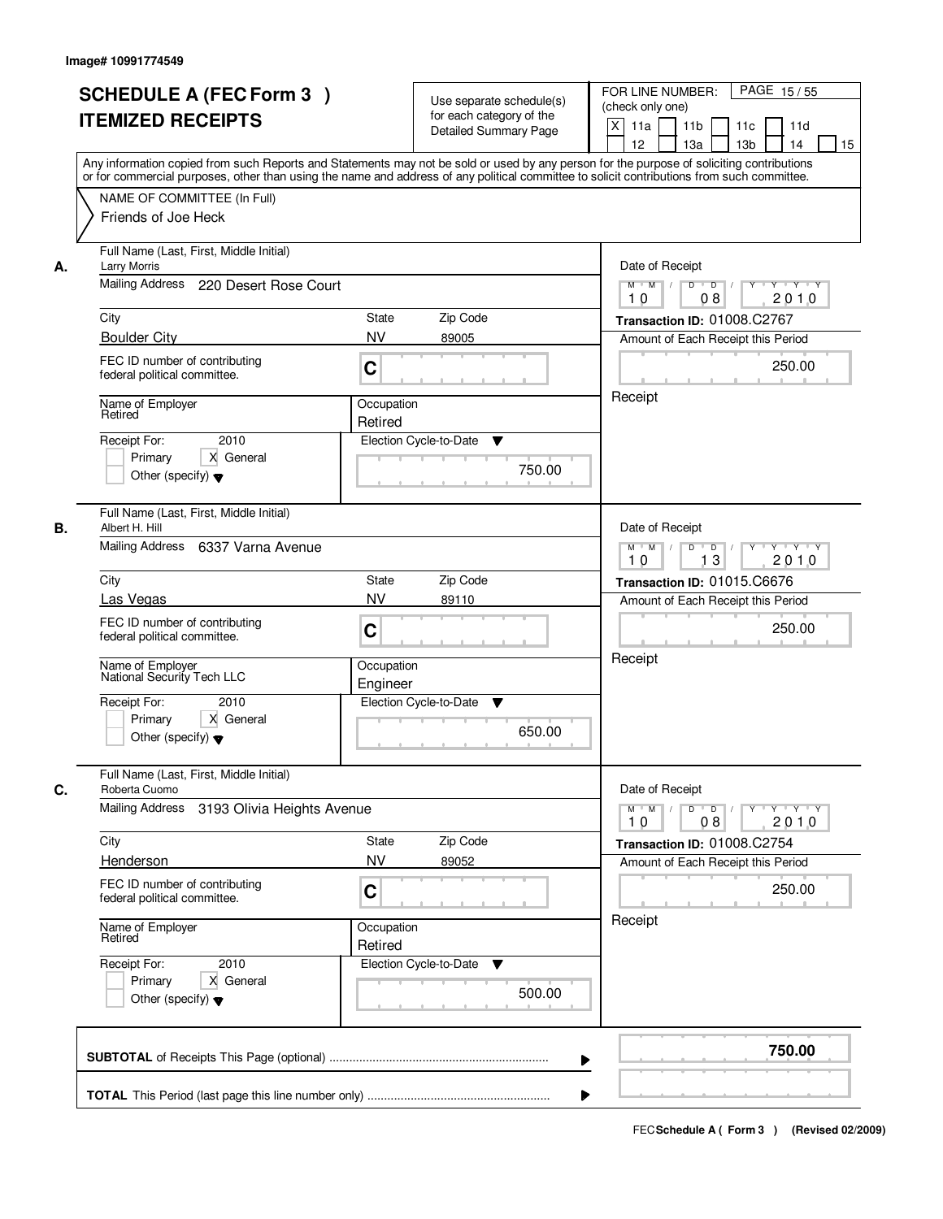Image# 10991774549

# SCHEDULE A (FEC Form 3 )
# ITEMIZED RECEIPTS

Use separate schedule(s) for each category of the Detailed Summary Page

FOR LINE NUMBER: (check only one)
[X] 11a [ ] 11b [ ] 11c [ ] 11d [ ] 12 [ ] 13a [ ] 13b [ ] 14 [ ] 15

PAGE 15 / 55

Any information copied from such Reports and Statements may not be sold or used by any person for the purpose of soliciting contributions or for commercial purposes, other than using the name and address of any political committee to solicit contributions from such committee.

NAME OF COMMITTEE (In Full)
Friends of Joe Heck

---

**A.** Full Name (Last, First, Middle Initial): Larry Morris

Mailing Address: 220 Desert Rose Court

| City | State | Zip Code |
|---|---|---|
| Boulder City | NV | 89005 |

FEC ID number of contributing federal political committee: C

Name of Employer: Retired

Occupation: Retired

Receipt For: 2010 — [ ] Primary [X] General [ ] Other (specify)

Election Cycle-to-Date: 750.00

Date of Receipt: 10 / 08 / 2010

Transaction ID: 01008.C2767

Amount of Each Receipt this Period: 250.00

Receipt

---

**B.** Full Name (Last, First, Middle Initial): Albert H. Hill

Mailing Address: 6337 Varna Avenue

| City | State | Zip Code |
|---|---|---|
| Las Vegas | NV | 89110 |

FEC ID number of contributing federal political committee: C

Name of Employer: National Security Tech LLC

Occupation: Engineer

Receipt For: 2010 — [ ] Primary [X] General [ ] Other (specify)

Election Cycle-to-Date: 650.00

Date of Receipt: 10 / 13 / 2010

Transaction ID: 01015.C6676

Amount of Each Receipt this Period: 250.00

Receipt

---

**C.** Full Name (Last, First, Middle Initial): Roberta Cuomo

Mailing Address: 3193 Olivia Heights Avenue

| City | State | Zip Code |
|---|---|---|
| Henderson | NV | 89052 |

FEC ID number of contributing federal political committee: C

Name of Employer: Retired

Occupation: Retired

Receipt For: 2010 — [ ] Primary [X] General [ ] Other (specify)

Election Cycle-to-Date: 500.00

Date of Receipt: 10 / 08 / 2010

Transaction ID: 01008.C2754

Amount of Each Receipt this Period: 250.00

Receipt

---

**SUBTOTAL** of Receipts This Page (optional): **750.00**

**TOTAL** This Period (last page this line number only):

FEC **Schedule A ( Form 3 )** (Revised 02/2009)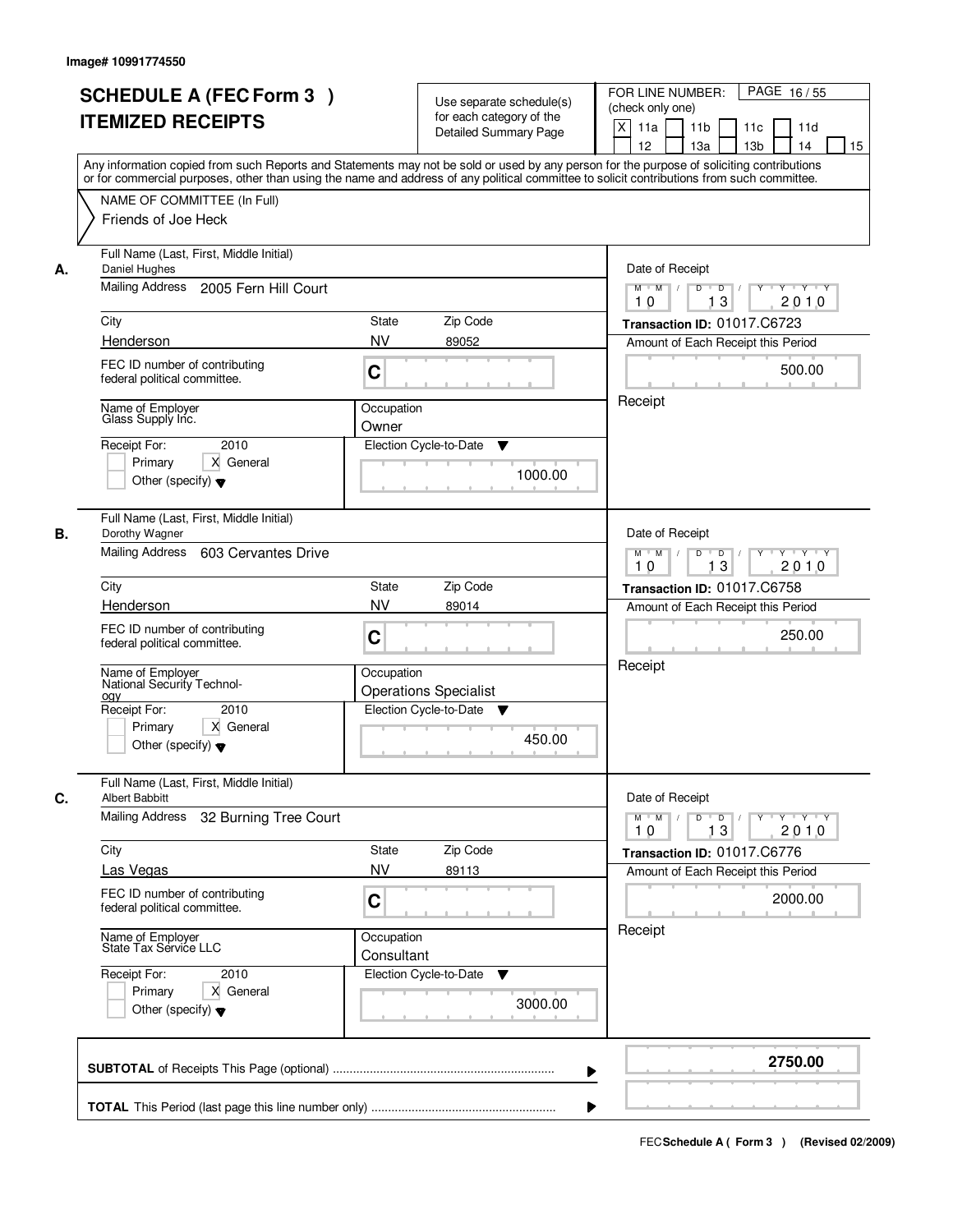Image# 10991774550

# SCHEDULE A (FEC Form 3 )
# ITEMIZED RECEIPTS

Use separate schedule(s) for each category of the Detailed Summary Page

FOR LINE NUMBER: (check only one)

- [X] 11a
- [ ] 11b
- [ ] 11c
- [ ] 11d
- [ ] 12
- [ ] 13a
- [ ] 13b
- [ ] 14
- [ ] 15

Any information copied from such Reports and Statements may not be sold or used by any person for the purpose of soliciting contributions or for commercial purposes, other than using the name and address of any political committee to solicit contributions from such committee.

NAME OF COMMITTEE (In Full)
Friends of Joe Heck

---

**A.**

Full Name (Last, First, Middle Initial): Daniel Hughes

Mailing Address: 2005 Fern Hill Court

City: Henderson | State: NV | Zip Code: 89052

FEC ID number of contributing federal political committee: C

Name of Employer: Glass Supply Inc.

Occupation: Owner

Receipt For: 2010 — [ ] Primary [X] General [ ] Other (specify)

Election Cycle-to-Date: 1000.00

Date of Receipt: 10 / 13 / 2010

Transaction ID: 01017.C6723

Amount of Each Receipt this Period: 500.00

Receipt

---

**B.**

Full Name (Last, First, Middle Initial): Dorothy Wagner

Mailing Address: 603 Cervantes Drive

City: Henderson | State: NV | Zip Code: 89014

FEC ID number of contributing federal political committee: C

Name of Employer: National Security Technology

Occupation: Operations Specialist

Receipt For: 2010 — [ ] Primary [X] General [ ] Other (specify)

Election Cycle-to-Date: 450.00

Date of Receipt: 10 / 13 / 2010

Transaction ID: 01017.C6758

Amount of Each Receipt this Period: 250.00

Receipt

---

**C.**

Full Name (Last, First, Middle Initial): Albert Babbitt

Mailing Address: 32 Burning Tree Court

City: Las Vegas | State: NV | Zip Code: 89113

FEC ID number of contributing federal political committee: C

Name of Employer: State Tax Service LLC

Occupation: Consultant

Receipt For: 2010 — [ ] Primary [X] General [ ] Other (specify)

Election Cycle-to-Date: 3000.00

Date of Receipt: 10 / 13 / 2010

Transaction ID: 01017.C6776

Amount of Each Receipt this Period: 2000.00

Receipt

---

**SUBTOTAL** of Receipts This Page (optional): **2750.00**

**TOTAL** This Period (last page this line number only):

FEC **Schedule A ( Form 3 )** (Revised 02/2009)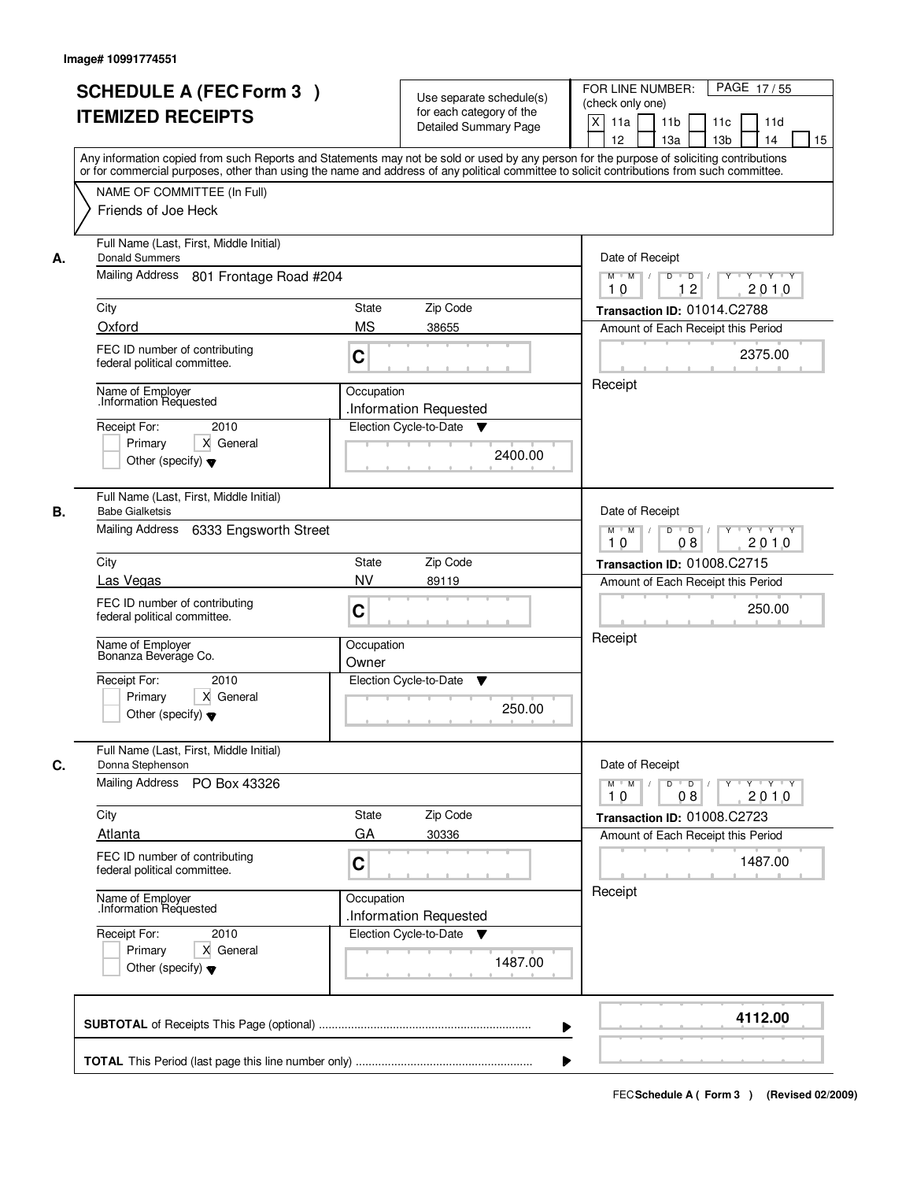Image# 10991774551

# SCHEDULE A (FEC Form 3 ) ITEMIZED RECEIPTS

Use separate schedule(s) for each category of the Detailed Summary Page

FOR LINE NUMBER: (check only one)

- [X] 11a
- [ ] 11b
- [ ] 11c
- [ ] 11d
- [ ] 12
- [ ] 13a
- [ ] 13b
- [ ] 14
- [ ] 15

PAGE 17 / 55

Any information copied from such Reports and Statements may not be sold or used by any person for the purpose of soliciting contributions or for commercial purposes, other than using the name and address of any political committee to solicit contributions from such committee.

NAME OF COMMITTEE (In Full): Friends of Joe Heck

---

**A.**

Full Name (Last, First, Middle Initial): Donald Summers

Mailing Address: 801 Frontage Road #204

City: Oxford | State: MS | Zip Code: 38655

FEC ID number of contributing federal political committee: C

Name of Employer: .Information Requested

Occupation: .Information Requested

Receipt For: 2010 — [ ] Primary [X] General [ ] Other (specify)

Election Cycle-to-Date: 2400.00

Date of Receipt: 10 / 12 / 2010

Transaction ID: 01014.C2788

Amount of Each Receipt this Period: 2375.00

Receipt

---

**B.**

Full Name (Last, First, Middle Initial): Babe Gialketsis

Mailing Address: 6333 Engsworth Street

City: Las Vegas | State: NV | Zip Code: 89119

FEC ID number of contributing federal political committee: C

Name of Employer: Bonanza Beverage Co.

Occupation: Owner

Receipt For: 2010 — [ ] Primary [X] General [ ] Other (specify)

Election Cycle-to-Date: 250.00

Date of Receipt: 10 / 08 / 2010

Transaction ID: 01008.C2715

Amount of Each Receipt this Period: 250.00

Receipt

---

**C.**

Full Name (Last, First, Middle Initial): Donna Stephenson

Mailing Address: PO Box 43326

City: Atlanta | State: GA | Zip Code: 30336

FEC ID number of contributing federal political committee: C

Name of Employer: .Information Requested

Occupation: .Information Requested

Receipt For: 2010 — [ ] Primary [X] General [ ] Other (specify)

Election Cycle-to-Date: 1487.00

Date of Receipt: 10 / 08 / 2010

Transaction ID: 01008.C2723

Amount of Each Receipt this Period: 1487.00

Receipt

---

**SUBTOTAL** of Receipts This Page (optional): 4112.00

**TOTAL** This Period (last page this line number only):

FEC Schedule A ( Form 3 ) (Revised 02/2009)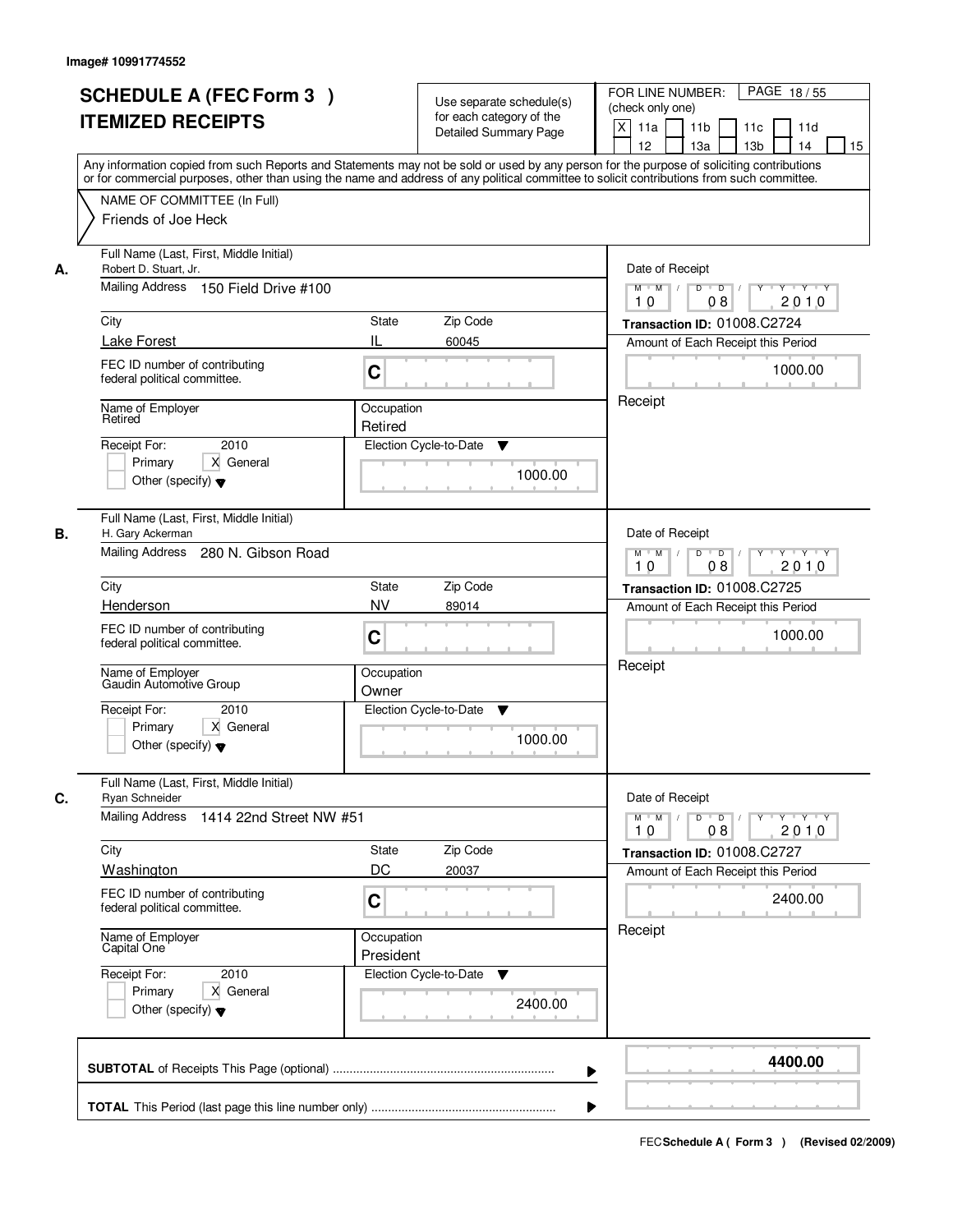Image# 10991774552

# SCHEDULE A (FEC Form 3 ) ITEMIZED RECEIPTS

Use separate schedule(s) for each category of the Detailed Summary Page

FOR LINE NUMBER: (check only one)

[X] 11a [ ] 11b [ ] 11c [ ] 11d [ ] 12 [ ] 13a [ ] 13b [ ] 14 [ ] 15

PAGE 18 / 55

Any information copied from such Reports and Statements may not be sold or used by any person for the purpose of soliciting contributions or for commercial purposes, other than using the name and address of any political committee to solicit contributions from such committee.

NAME OF COMMITTEE (In Full)

Friends of Joe Heck

---

**A.** Full Name (Last, First, Middle Initial): Robert D. Stuart, Jr.

Mailing Address: 150 Field Drive #100

City: Lake Forest | State: IL | Zip Code: 60045

FEC ID number of contributing federal political committee: C

Name of Employer: Retired | Occupation: Retired

Receipt For: 2010 [ ] Primary [X] General [ ] Other (specify)

Election Cycle-to-Date: 1000.00

Date of Receipt: 10 08 2010

Transaction ID: 01008.C2724

Amount of Each Receipt this Period: 1000.00

Receipt

---

**B.** Full Name (Last, First, Middle Initial): H. Gary Ackerman

Mailing Address: 280 N. Gibson Road

City: Henderson | State: NV | Zip Code: 89014

FEC ID number of contributing federal political committee: C

Name of Employer: Gaudin Automotive Group | Occupation: Owner

Receipt For: 2010 [ ] Primary [X] General [ ] Other (specify)

Election Cycle-to-Date: 1000.00

Date of Receipt: 10 08 2010

Transaction ID: 01008.C2725

Amount of Each Receipt this Period: 1000.00

Receipt

---

**C.** Full Name (Last, First, Middle Initial): Ryan Schneider

Mailing Address: 1414 22nd Street NW #51

City: Washington | State: DC | Zip Code: 20037

FEC ID number of contributing federal political committee: C

Name of Employer: Capital One | Occupation: President

Receipt For: 2010 [ ] Primary [X] General [ ] Other (specify)

Election Cycle-to-Date: 2400.00

Date of Receipt: 10 08 2010

Transaction ID: 01008.C2727

Amount of Each Receipt this Period: 2400.00

Receipt

---

**SUBTOTAL** of Receipts This Page (optional): **4400.00**

**TOTAL** This Period (last page this line number only):

FEC Schedule A ( Form 3 ) (Revised 02/2009)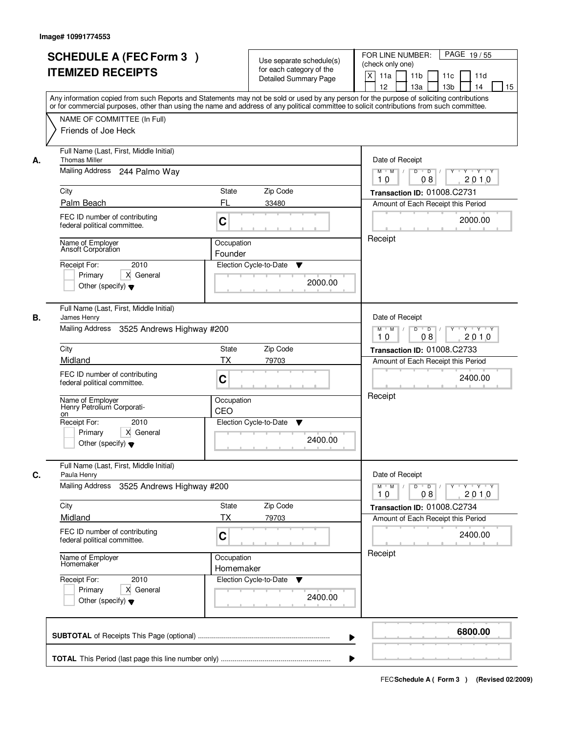Image# 10991774553

# SCHEDULE A (FEC Form 3 ) ITEMIZED RECEIPTS

Use separate schedule(s) for each category of the Detailed Summary Page

FOR LINE NUMBER: (check only one)

[X] 11a [ ] 11b [ ] 11c [ ] 11d [ ] 12 [ ] 13a [ ] 13b [ ] 14 [ ] 15

Any information copied from such Reports and Statements may not be sold or used by any person for the purpose of soliciting contributions or for commercial purposes, other than using the name and address of any political committee to solicit contributions from such committee.

NAME OF COMMITTEE (In Full)
Friends of Joe Heck

---

**A.** Full Name (Last, First, Middle Initial): Thomas Miller

Mailing Address: 244 Palmo Way

City: Palm Beach | State: FL | Zip Code: 33480

FEC ID number of contributing federal political committee: C

Name of Employer: Ansoft Corporation

Occupation: Founder

Receipt For: 2010 [ ] Primary [X] General [ ] Other (specify)

Election Cycle-to-Date: 2000.00

Date of Receipt: 10 08 2010

Transaction ID: 01008.C2731

Amount of Each Receipt this Period: 2000.00

Receipt

---

**B.** Full Name (Last, First, Middle Initial): James Henry

Mailing Address: 3525 Andrews Highway #200

City: Midland | State: TX | Zip Code: 79703

FEC ID number of contributing federal political committee: C

Name of Employer: Henry Petrolium Corporation

Occupation: CEO

Receipt For: 2010 [ ] Primary [X] General [ ] Other (specify)

Election Cycle-to-Date: 2400.00

Date of Receipt: 10 08 2010

Transaction ID: 01008.C2733

Amount of Each Receipt this Period: 2400.00

Receipt

---

**C.** Full Name (Last, First, Middle Initial): Paula Henry

Mailing Address: 3525 Andrews Highway #200

City: Midland | State: TX | Zip Code: 79703

FEC ID number of contributing federal political committee: C

Name of Employer: Homemaker

Occupation: Homemaker

Receipt For: 2010 [ ] Primary [X] General [ ] Other (specify)

Election Cycle-to-Date: 2400.00

Date of Receipt: 10 08 2010

Transaction ID: 01008.C2734

Amount of Each Receipt this Period: 2400.00

Receipt

---

**SUBTOTAL** of Receipts This Page (optional): **6800.00**

**TOTAL** This Period (last page this line number only):

FEC **Schedule A ( Form 3 )** (Revised 02/2009)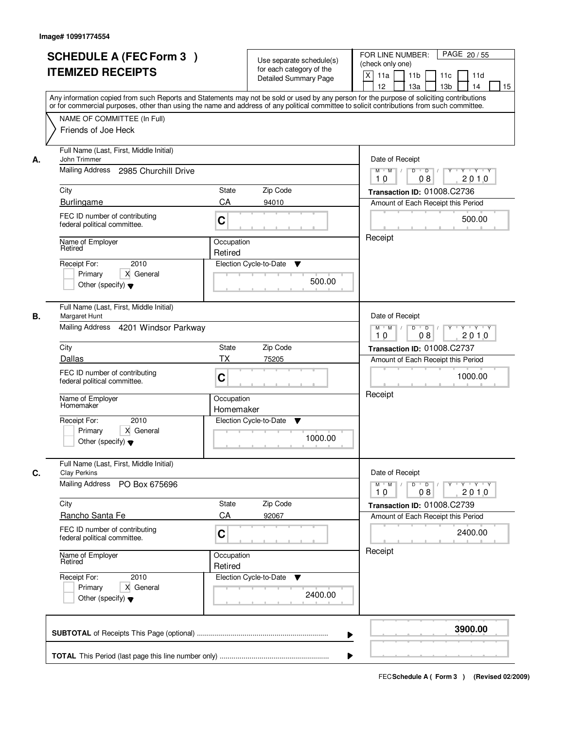Image# 10991774554

# SCHEDULE A (FEC Form 3 ) ITEMIZED RECEIPTS

Use separate schedule(s) for each category of the Detailed Summary Page

FOR LINE NUMBER: (check only one)

[X] 11a [ ] 11b [ ] 11c [ ] 11d [ ] 12 [ ] 13a [ ] 13b [ ] 14 [ ] 15

PAGE 20 / 55

Any information copied from such Reports and Statements may not be sold or used by any person for the purpose of soliciting contributions or for commercial purposes, other than using the name and address of any political committee to solicit contributions from such committee.

NAME OF COMMITTEE (In Full)

Friends of Joe Heck

---

**A.**

Full Name (Last, First, Middle Initial): John Trimmer

Mailing Address: 2985 Churchill Drive

City: Burlingame | State: CA | Zip Code: 94010

FEC ID number of contributing federal political committee: C

Name of Employer: Retired

Occupation: Retired

Receipt For: 2010 — [ ] Primary [X] General [ ] Other (specify)

Election Cycle-to-Date: 500.00

Date of Receipt: 10 / 08 / 2010

Transaction ID: 01008.C2736

Amount of Each Receipt this Period: 500.00

Receipt

---

**B.**

Full Name (Last, First, Middle Initial): Margaret Hunt

Mailing Address: 4201 Windsor Parkway

City: Dallas | State: TX | Zip Code: 75205

FEC ID number of contributing federal political committee: C

Name of Employer: Homemaker

Occupation: Homemaker

Receipt For: 2010 — [ ] Primary [X] General [ ] Other (specify)

Election Cycle-to-Date: 1000.00

Date of Receipt: 10 / 08 / 2010

Transaction ID: 01008.C2737

Amount of Each Receipt this Period: 1000.00

Receipt

---

**C.**

Full Name (Last, First, Middle Initial): Clay Perkins

Mailing Address: PO Box 675696

City: Rancho Santa Fe | State: CA | Zip Code: 92067

FEC ID number of contributing federal political committee: C

Name of Employer: Retired

Occupation: Retired

Receipt For: 2010 — [ ] Primary [X] General [ ] Other (specify)

Election Cycle-to-Date: 2400.00

Date of Receipt: 10 / 08 / 2010

Transaction ID: 01008.C2739

Amount of Each Receipt this Period: 2400.00

Receipt

---

**SUBTOTAL** of Receipts This Page (optional): **3900.00**

**TOTAL** This Period (last page this line number only):

FEC **Schedule A ( Form 3 )** (Revised 02/2009)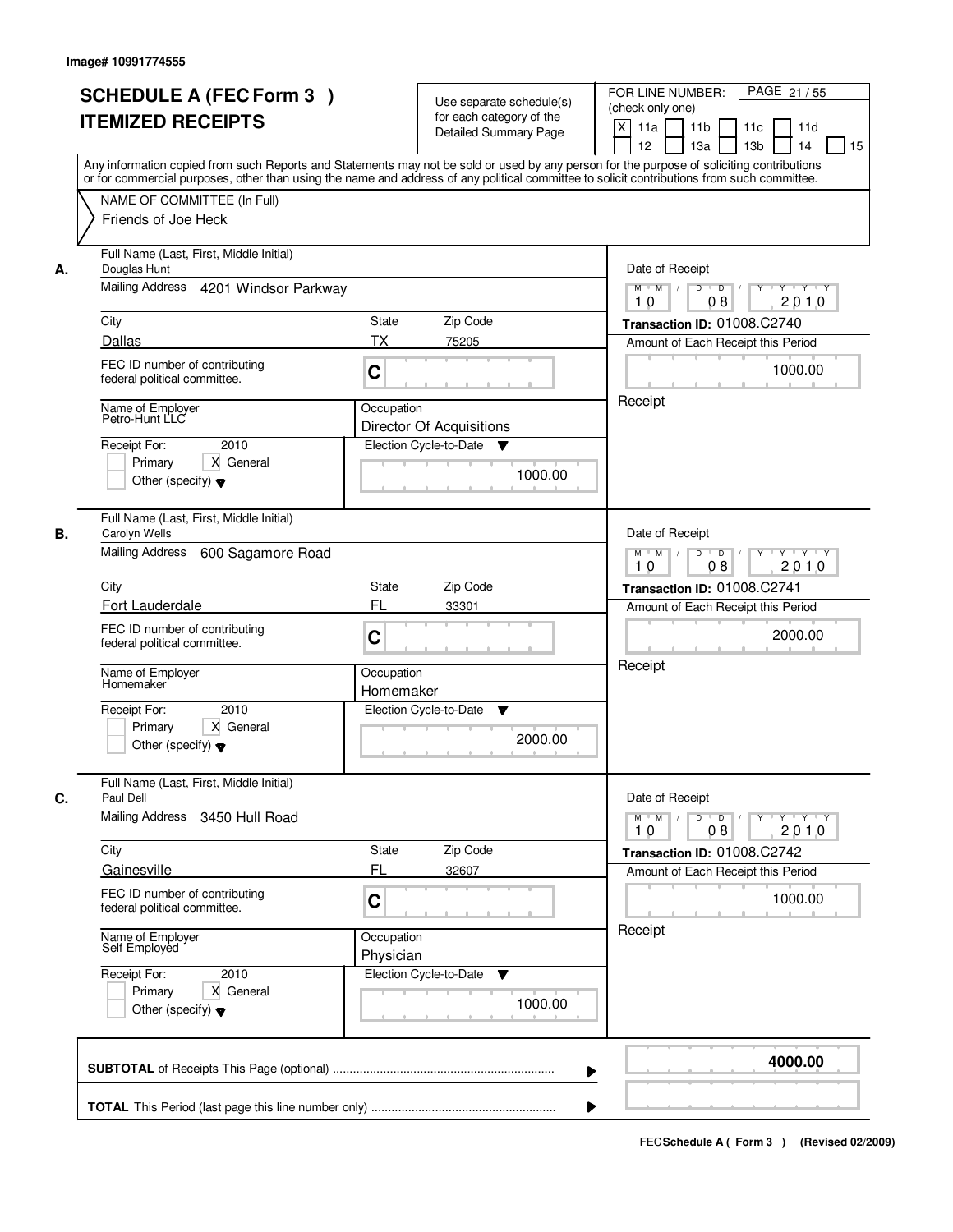Image# 10991774555

# SCHEDULE A (FEC Form 3 ) ITEMIZED RECEIPTS

Use separate schedule(s) for each category of the Detailed Summary Page

FOR LINE NUMBER: (check only one)

[X] 11a [ ] 11b [ ] 11c [ ] 11d [ ] 12 [ ] 13a [ ] 13b [ ] 14 [ ] 15

PAGE 21 / 55

Any information copied from such Reports and Statements may not be sold or used by any person for the purpose of soliciting contributions or for commercial purposes, other than using the name and address of any political committee to solicit contributions from such committee.

NAME OF COMMITTEE (In Full)
Friends of Joe Heck

---

**A.**

Full Name (Last, First, Middle Initial): Douglas Hunt

Mailing Address: 4201 Windsor Parkway

City: Dallas | State: TX | Zip Code: 75205

FEC ID number of contributing federal political committee: C

Name of Employer: Petro-Hunt LLC

Occupation: Director Of Acquisitions

Receipt For: 2010 — [ ] Primary [X] General [ ] Other (specify)

Election Cycle-to-Date: 1000.00

Date of Receipt: 10 / 08 / 2010

Transaction ID: 01008.C2740

Amount of Each Receipt this Period: 1000.00

Receipt

---

**B.**

Full Name (Last, First, Middle Initial): Carolyn Wells

Mailing Address: 600 Sagamore Road

City: Fort Lauderdale | State: FL | Zip Code: 33301

FEC ID number of contributing federal political committee: C

Name of Employer: Homemaker

Occupation: Homemaker

Receipt For: 2010 — [ ] Primary [X] General [ ] Other (specify)

Election Cycle-to-Date: 2000.00

Date of Receipt: 10 / 08 / 2010

Transaction ID: 01008.C2741

Amount of Each Receipt this Period: 2000.00

Receipt

---

**C.**

Full Name (Last, First, Middle Initial): Paul Dell

Mailing Address: 3450 Hull Road

City: Gainesville | State: FL | Zip Code: 32607

FEC ID number of contributing federal political committee: C

Name of Employer: Self Employed

Occupation: Physician

Receipt For: 2010 — [ ] Primary [X] General [ ] Other (specify)

Election Cycle-to-Date: 1000.00

Date of Receipt: 10 / 08 / 2010

Transaction ID: 01008.C2742

Amount of Each Receipt this Period: 1000.00

Receipt

---

**SUBTOTAL** of Receipts This Page (optional) ........ **4000.00**

**TOTAL** This Period (last page this line number only) ........

FEC Schedule A ( Form 3 ) (Revised 02/2009)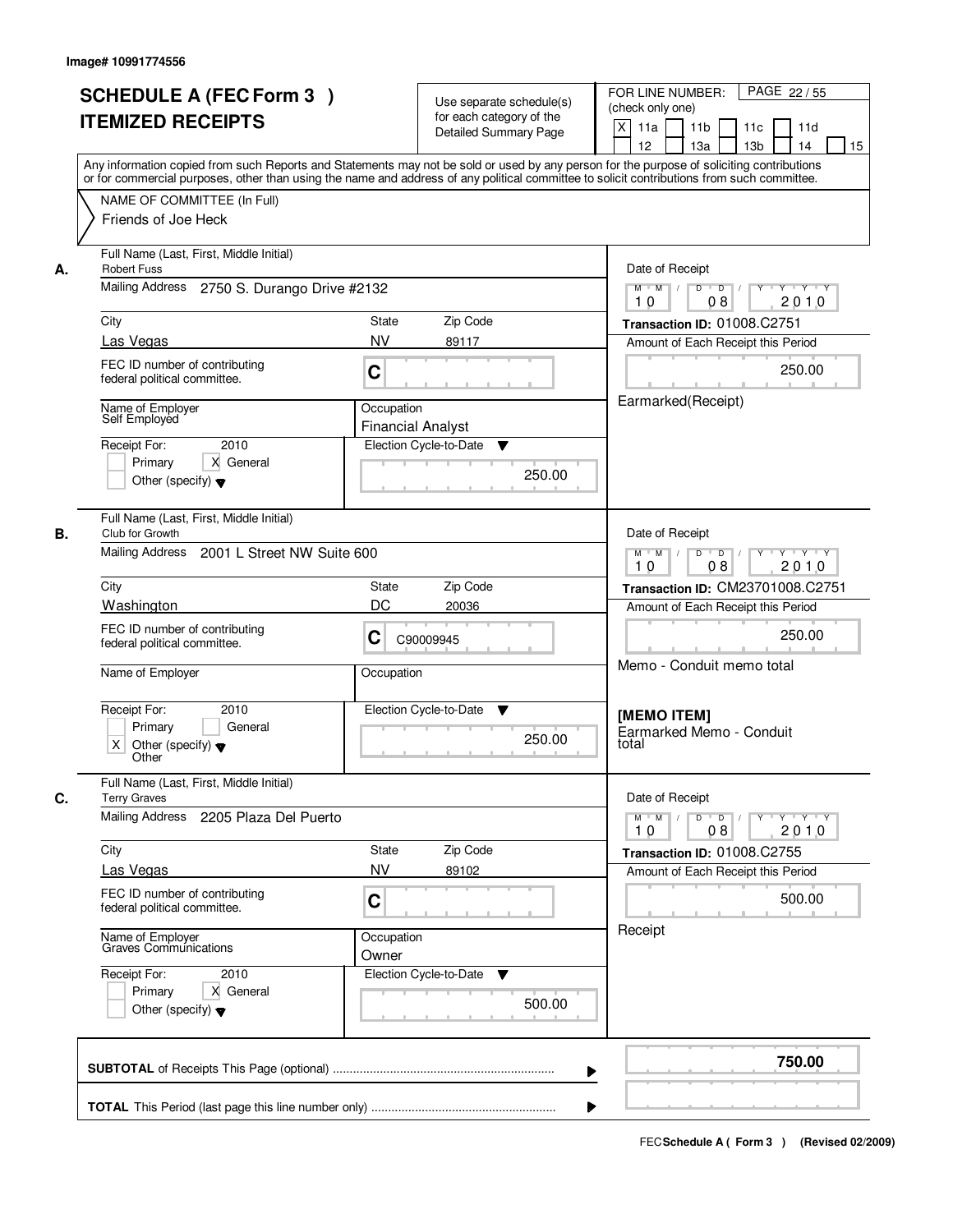Image# 10991774556

# SCHEDULE A (FEC Form 3 ) ITEMIZED RECEIPTS

Use separate schedule(s) for each category of the Detailed Summary Page

FOR LINE NUMBER: (check only one)

[X] 11a [ ] 11b [ ] 11c [ ] 11d [ ] 12 [ ] 13a [ ] 13b [ ] 14 [ ] 15

PAGE 22 / 55

Any information copied from such Reports and Statements may not be sold or used by any person for the purpose of soliciting contributions or for commercial purposes, other than using the name and address of any political committee to solicit contributions from such committee.

NAME OF COMMITTEE (In Full)
Friends of Joe Heck

**A.** Full Name (Last, First, Middle Initial): Robert Fuss

Mailing Address: 2750 S. Durango Drive #2132

City: Las Vegas | State: NV | Zip Code: 89117

FEC ID number of contributing federal political committee: C

Name of Employer: Self Employed

Occupation: Financial Analyst

Receipt For: 2010 — [ ] Primary [X] General [ ] Other (specify)

Election Cycle-to-Date: 250.00

Date of Receipt: 10 / 08 / 2010

Transaction ID: 01008.C2751

Amount of Each Receipt this Period: 250.00

Earmarked(Receipt)

**B.** Full Name (Last, First, Middle Initial): Club for Growth

Mailing Address: 2001 L Street NW Suite 600

City: Washington | State: DC | Zip Code: 20036

FEC ID number of contributing federal political committee: C C90009945

Name of Employer:

Occupation:

Receipt For: 2010 — [ ] Primary [ ] General [X] Other (specify) Other

Election Cycle-to-Date: 250.00

Date of Receipt: 10 / 08 / 2010

Transaction ID: CM23701008.C2751

Amount of Each Receipt this Period: 250.00

Memo - Conduit memo total

**[MEMO ITEM]**
Earmarked Memo - Conduit total

**C.** Full Name (Last, First, Middle Initial): Terry Graves

Mailing Address: 2205 Plaza Del Puerto

City: Las Vegas | State: NV | Zip Code: 89102

FEC ID number of contributing federal political committee: C

Name of Employer: Graves Communications

Occupation: Owner

Receipt For: 2010 — [ ] Primary [X] General [ ] Other (specify)

Election Cycle-to-Date: 500.00

Date of Receipt: 10 / 08 / 2010

Transaction ID: 01008.C2755

Amount of Each Receipt this Period: 500.00

Receipt

**SUBTOTAL** of Receipts This Page (optional): **750.00**

**TOTAL** This Period (last page this line number only):

FEC Schedule A ( Form 3 ) (Revised 02/2009)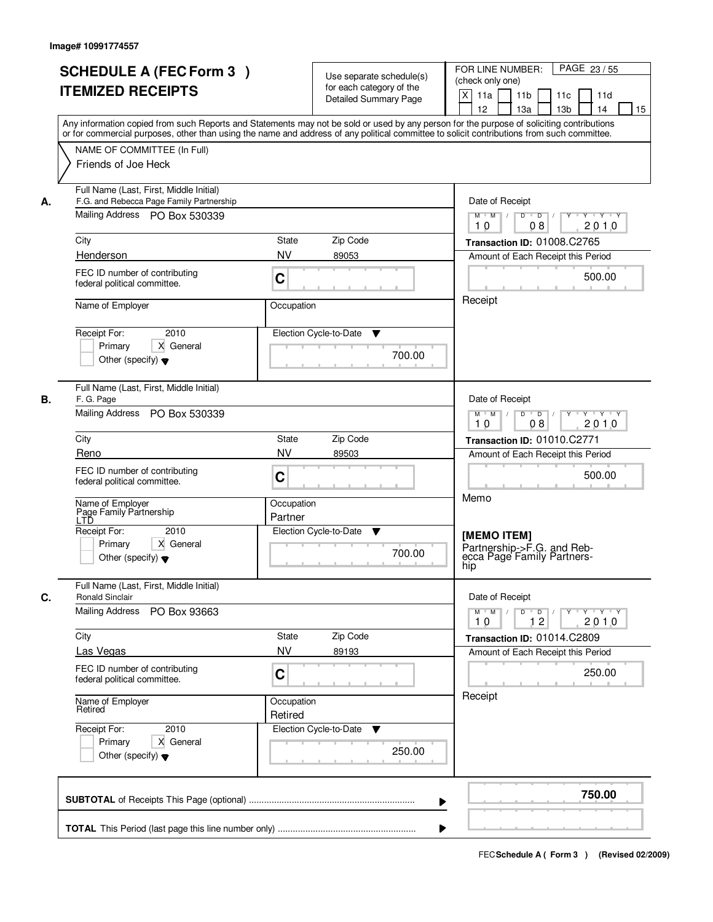Image# 10991774557

# SCHEDULE A (FEC Form 3 ) ITEMIZED RECEIPTS

Use separate schedule(s) for each category of the Detailed Summary Page

FOR LINE NUMBER: (check only one)

- [X] 11a
- [ ] 11b
- [ ] 11c
- [ ] 11d
- [ ] 12
- [ ] 13a
- [ ] 13b
- [ ] 14
- [ ] 15

Any information copied from such Reports and Statements may not be sold or used by any person for the purpose of soliciting contributions or for commercial purposes, other than using the name and address of any political committee to solicit contributions from such committee.

NAME OF COMMITTEE (In Full)
Friends of Joe Heck

---

**A.**

Full Name (Last, First, Middle Initial): F.G. and Rebecca Page Family Partnership
Mailing Address: PO Box 530339
City: Henderson | State: NV | Zip Code: 89053
FEC ID number of contributing federal political committee: C
Name of Employer:
Occupation:
Receipt For: 2010 — [ ] Primary [X] General [ ] Other (specify)
Election Cycle-to-Date: 700.00

Date of Receipt: 10 / 08 / 2010
Transaction ID: 01008.C2765
Amount of Each Receipt this Period: 500.00
Receipt

---

**B.**

Full Name (Last, First, Middle Initial): F. G. Page
Mailing Address: PO Box 530339
City: Reno | State: NV | Zip Code: 89503
FEC ID number of contributing federal political committee: C
Name of Employer: Page Family Partnership LTD
Occupation: Partner
Receipt For: 2010 — [ ] Primary [X] General [ ] Other (specify)
Election Cycle-to-Date: 700.00

Date of Receipt: 10 / 08 / 2010
Transaction ID: 01010.C2771
Amount of Each Receipt this Period: 500.00
Memo

[MEMO ITEM]
Partnership->F.G. and Rebecca Page Family Partnership

---

**C.**

Full Name (Last, First, Middle Initial): Ronald Sinclair
Mailing Address: PO Box 93663
City: Las Vegas | State: NV | Zip Code: 89193
FEC ID number of contributing federal political committee: C
Name of Employer: Retired
Occupation: Retired
Receipt For: 2010 — [ ] Primary [X] General [ ] Other (specify)
Election Cycle-to-Date: 250.00

Date of Receipt: 10 / 12 / 2010
Transaction ID: 01014.C2809
Amount of Each Receipt this Period: 250.00
Receipt

---

**SUBTOTAL** of Receipts This Page (optional): **750.00**

**TOTAL** This Period (last page this line number only):

FEC **Schedule A ( Form 3 )** (Revised 02/2009)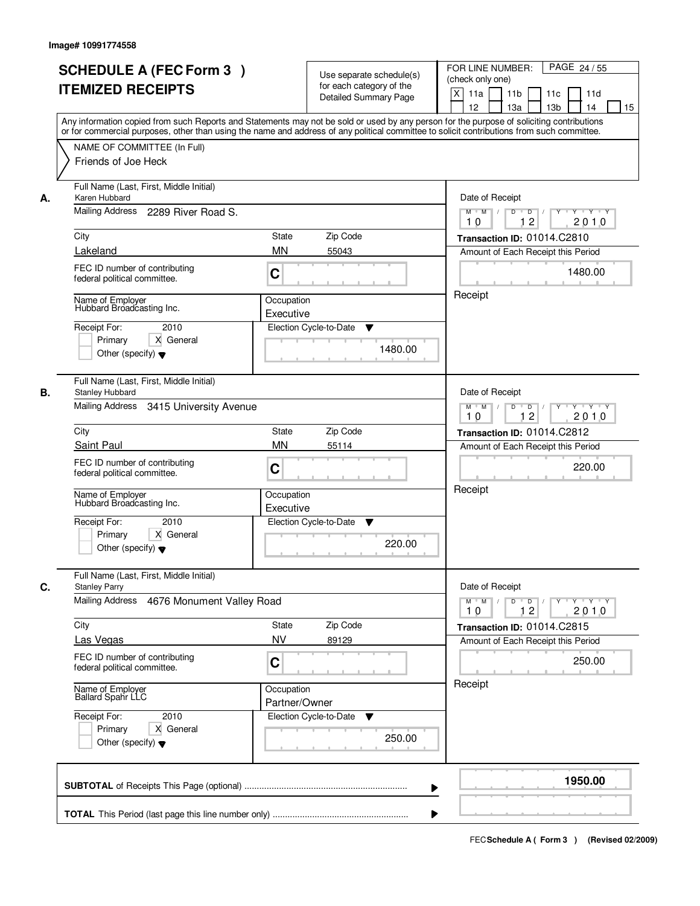Image# 10991774558

# SCHEDULE A (FEC Form 3 ) ITEMIZED RECEIPTS

Use separate schedule(s) for each category of the Detailed Summary Page

FOR LINE NUMBER: (check only one)

[X] 11a [ ] 11b [ ] 11c [ ] 11d [ ] 12 [ ] 13a [ ] 13b [ ] 14 [ ] 15

Any information copied from such Reports and Statements may not be sold or used by any person for the purpose of soliciting contributions or for commercial purposes, other than using the name and address of any political committee to solicit contributions from such committee.

NAME OF COMMITTEE (In Full)
Friends of Joe Heck

---

**A.** Full Name (Last, First, Middle Initial): Karen Hubbard

Mailing Address: 2289 River Road S.

City: Lakeland | State: MN | Zip Code: 55043

FEC ID number of contributing federal political committee: C

Name of Employer: Hubbard Broadcasting Inc.

Occupation: Executive

Receipt For: 2010 — [ ] Primary [X] General [ ] Other (specify)

Election Cycle-to-Date: 1480.00

Date of Receipt: 10/12/2010

Transaction ID: 01014.C2810

Amount of Each Receipt this Period: 1480.00

Receipt

---

**B.** Full Name (Last, First, Middle Initial): Stanley Hubbard

Mailing Address: 3415 University Avenue

City: Saint Paul | State: MN | Zip Code: 55114

FEC ID number of contributing federal political committee: C

Name of Employer: Hubbard Broadcasting Inc.

Occupation: Executive

Receipt For: 2010 — [ ] Primary [X] General [ ] Other (specify)

Election Cycle-to-Date: 220.00

Date of Receipt: 10/12/2010

Transaction ID: 01014.C2812

Amount of Each Receipt this Period: 220.00

Receipt

---

**C.** Full Name (Last, First, Middle Initial): Stanley Parry

Mailing Address: 4676 Monument Valley Road

City: Las Vegas | State: NV | Zip Code: 89129

FEC ID number of contributing federal political committee: C

Name of Employer: Ballard Spahr LLC

Occupation: Partner/Owner

Receipt For: 2010 — [ ] Primary [X] General [ ] Other (specify)

Election Cycle-to-Date: 250.00

Date of Receipt: 10/12/2010

Transaction ID: 01014.C2815

Amount of Each Receipt this Period: 250.00

Receipt

---

**SUBTOTAL** of Receipts This Page (optional): **1950.00**

**TOTAL** This Period (last page this line number only):

FEC Schedule A ( Form 3 ) (Revised 02/2009)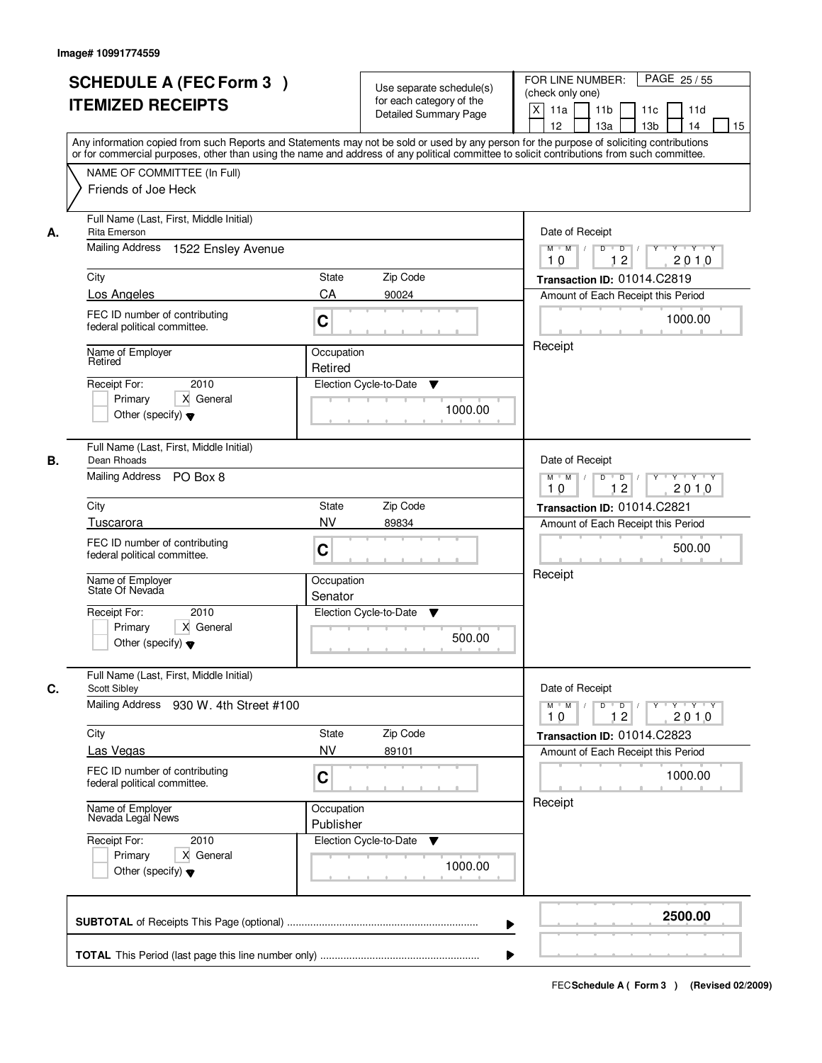Image# 10991774559

# SCHEDULE A (FEC Form 3 )
# ITEMIZED RECEIPTS

Use separate schedule(s) for each category of the Detailed Summary Page

FOR LINE NUMBER: (check only one)

PAGE 25 / 55

[X] 11a [ ] 11b [ ] 11c [ ] 11d [ ] 12 [ ] 13a [ ] 13b [ ] 14 [ ] 15

Any information copied from such Reports and Statements may not be sold or used by any person for the purpose of soliciting contributions or for commercial purposes, other than using the name and address of any political committee to solicit contributions from such committee.

NAME OF COMMITTEE (In Full)
Friends of Joe Heck

---

**A.** Full Name (Last, First, Middle Initial): Rita Emerson

Mailing Address: 1522 Ensley Avenue

City: Los Angeles | State: CA | Zip Code: 90024

FEC ID number of contributing federal political committee: C

Name of Employer: Retired

Occupation: Retired

Receipt For: 2010 — [ ] Primary [X] General [ ] Other (specify)

Date of Receipt: 10 12 2010

Transaction ID: 01014.C2819

Amount of Each Receipt this Period: 1000.00

Receipt

Election Cycle-to-Date: 1000.00

---

**B.** Full Name (Last, First, Middle Initial): Dean Rhoads

Mailing Address: PO Box 8

City: Tuscarora | State: NV | Zip Code: 89834

FEC ID number of contributing federal political committee: C

Name of Employer: State Of Nevada

Occupation: Senator

Receipt For: 2010 — [ ] Primary [X] General [ ] Other (specify)

Date of Receipt: 10 12 2010

Transaction ID: 01014.C2821

Amount of Each Receipt this Period: 500.00

Receipt

Election Cycle-to-Date: 500.00

---

**C.** Full Name (Last, First, Middle Initial): Scott Sibley

Mailing Address: 930 W. 4th Street #100

City: Las Vegas | State: NV | Zip Code: 89101

FEC ID number of contributing federal political committee: C

Name of Employer: Nevada Legal News

Occupation: Publisher

Receipt For: 2010 — [ ] Primary [X] General [ ] Other (specify)

Date of Receipt: 10 12 2010

Transaction ID: 01014.C2823

Amount of Each Receipt this Period: 1000.00

Receipt

Election Cycle-to-Date: 1000.00

---

**SUBTOTAL** of Receipts This Page (optional) ........ **2500.00**

**TOTAL** This Period (last page this line number only) ........

FEC **Schedule A ( Form 3 )** (Revised 02/2009)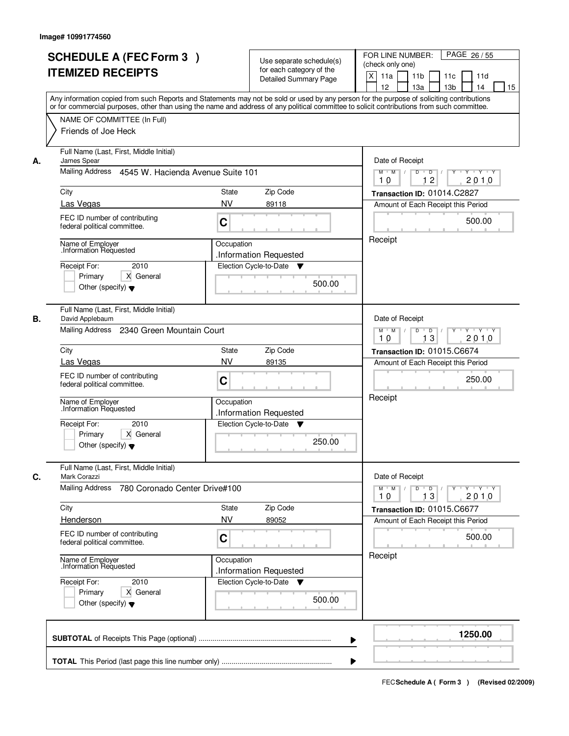Image# 10991774560

# SCHEDULE A (FEC Form 3 )
# ITEMIZED RECEIPTS

Use separate schedule(s) for each category of the Detailed Summary Page

FOR LINE NUMBER: (check only one)

PAGE 26 / 55

[X] 11a [ ] 11b [ ] 11c [ ] 11d [ ] 12 [ ] 13a [ ] 13b [ ] 14 [ ] 15

Any information copied from such Reports and Statements may not be sold or used by any person for the purpose of soliciting contributions or for commercial purposes, other than using the name and address of any political committee to solicit contributions from such committee.

NAME OF COMMITTEE (In Full)
Friends of Joe Heck

---

**A.** Full Name (Last, First, Middle Initial): James Spear

Mailing Address: 4545 W. Hacienda Avenue Suite 101

City: Las Vegas | State: NV | Zip Code: 89118

FEC ID number of contributing federal political committee: C

Name of Employer: .Information Requested

Occupation: .Information Requested

Receipt For: 2010 — [ ] Primary [X] General [ ] Other (specify)

Election Cycle-to-Date: 500.00

Date of Receipt: 10 / 12 / 2010

Transaction ID: 01014.C2827

Amount of Each Receipt this Period: 500.00

Receipt

---

**B.** Full Name (Last, First, Middle Initial): David Applebaum

Mailing Address: 2340 Green Mountain Court

City: Las Vegas | State: NV | Zip Code: 89135

FEC ID number of contributing federal political committee: C

Name of Employer: .Information Requested

Occupation: .Information Requested

Receipt For: 2010 — [ ] Primary [X] General [ ] Other (specify)

Election Cycle-to-Date: 250.00

Date of Receipt: 10 / 13 / 2010

Transaction ID: 01015.C6674

Amount of Each Receipt this Period: 250.00

Receipt

---

**C.** Full Name (Last, First, Middle Initial): Mark Corazzi

Mailing Address: 780 Coronado Center Drive#100

City: Henderson | State: NV | Zip Code: 89052

FEC ID number of contributing federal political committee: C

Name of Employer: .Information Requested

Occupation: .Information Requested

Receipt For: 2010 — [ ] Primary [X] General [ ] Other (specify)

Election Cycle-to-Date: 500.00

Date of Receipt: 10 / 13 / 2010

Transaction ID: 01015.C6677

Amount of Each Receipt this Period: 500.00

Receipt

---

**SUBTOTAL** of Receipts This Page (optional) ........ 1250.00

**TOTAL** This Period (last page this line number only) ........

FEC Schedule A ( Form 3 ) (Revised 02/2009)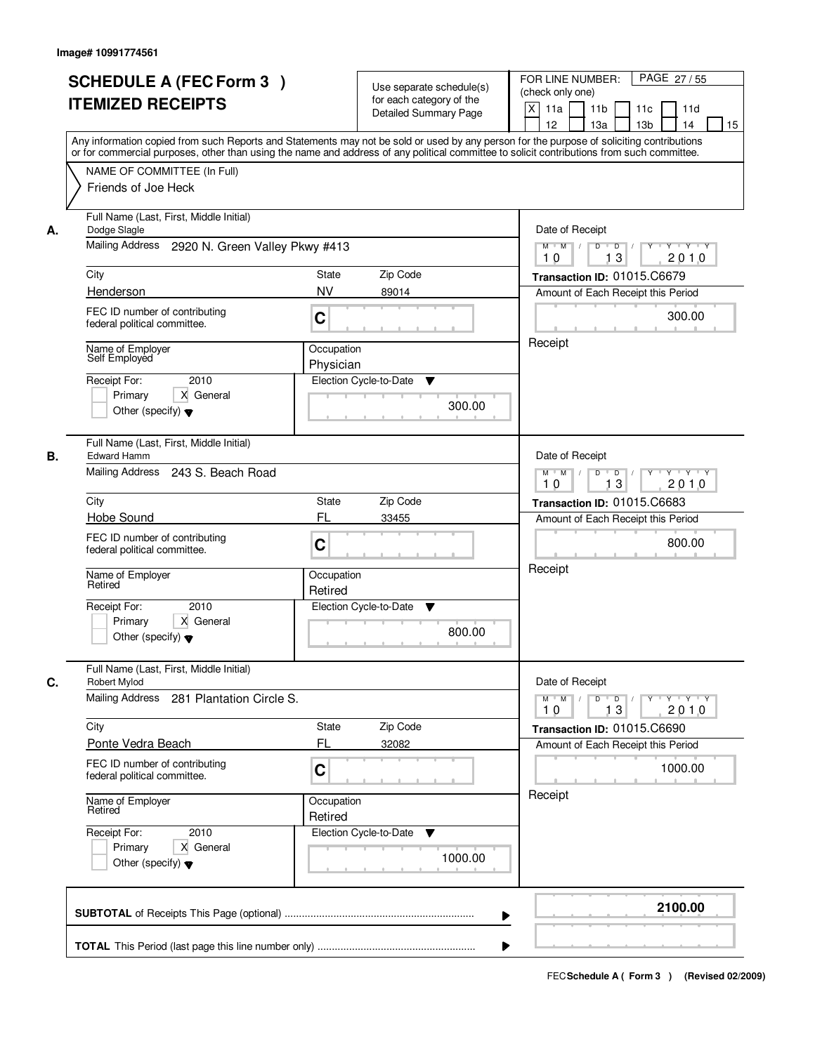Image# 10991774561

# SCHEDULE A (FEC Form 3 )
## ITEMIZED RECEIPTS

Use separate schedule(s) for each category of the Detailed Summary Page

FOR LINE NUMBER: (check only one)
[X] 11a [ ] 11b [ ] 11c [ ] 11d [ ] 12 [ ] 13a [ ] 13b [ ] 14 [ ] 15

PAGE 27 / 55

Any information copied from such Reports and Statements may not be sold or used by any person for the purpose of soliciting contributions or for commercial purposes, other than using the name and address of any political committee to solicit contributions from such committee.

NAME OF COMMITTEE (In Full)
Friends of Joe Heck

---

**A.** Full Name (Last, First, Middle Initial): Dodge Slagle

Mailing Address: 2920 N. Green Valley Pkwy #413

City: Henderson | State: NV | Zip Code: 89014

FEC ID number of contributing federal political committee: C

Name of Employer: Self Employed

Occupation: Physician

Receipt For: 2010 — [ ] Primary [X] General [ ] Other (specify)

Election Cycle-to-Date: 300.00

Date of Receipt: 10 / 13 / 2010

Transaction ID: 01015.C6679

Amount of Each Receipt this Period: 300.00

Receipt

---

**B.** Full Name (Last, First, Middle Initial): Edward Hamm

Mailing Address: 243 S. Beach Road

City: Hobe Sound | State: FL | Zip Code: 33455

FEC ID number of contributing federal political committee: C

Name of Employer: Retired

Occupation: Retired

Receipt For: 2010 — [ ] Primary [X] General [ ] Other (specify)

Election Cycle-to-Date: 800.00

Date of Receipt: 10 / 13 / 2010

Transaction ID: 01015.C6683

Amount of Each Receipt this Period: 800.00

Receipt

---

**C.** Full Name (Last, First, Middle Initial): Robert Mylod

Mailing Address: 281 Plantation Circle S.

City: Ponte Vedra Beach | State: FL | Zip Code: 32082

FEC ID number of contributing federal political committee: C

Name of Employer: Retired

Occupation: Retired

Receipt For: 2010 — [ ] Primary [X] General [ ] Other (specify)

Election Cycle-to-Date: 1000.00

Date of Receipt: 10 / 13 / 2010

Transaction ID: 01015.C6690

Amount of Each Receipt this Period: 1000.00

Receipt

---

**SUBTOTAL** of Receipts This Page (optional): **2100.00**

**TOTAL** This Period (last page this line number only):

FEC **Schedule A ( Form 3 )** (Revised 02/2009)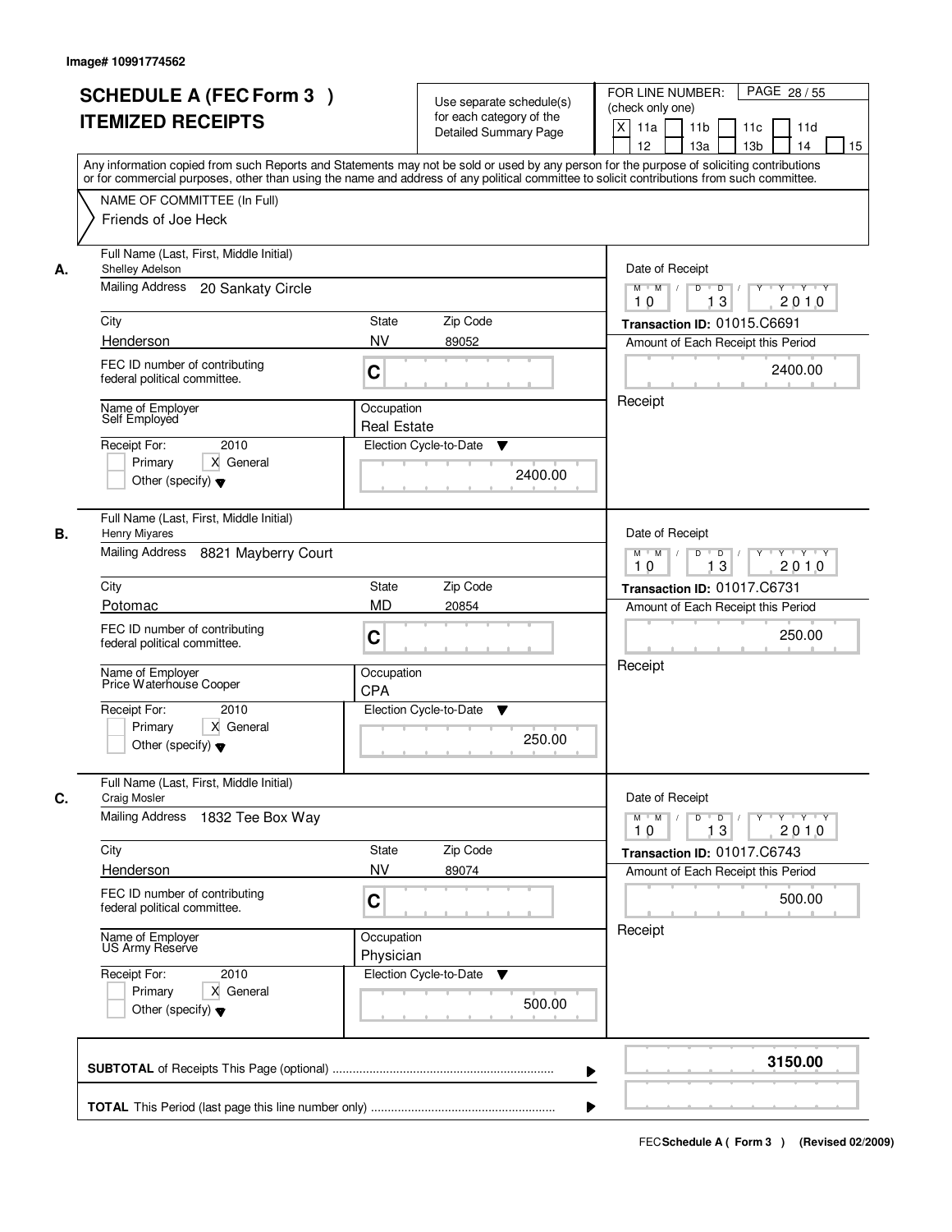Image# 10991774562

# SCHEDULE A (FEC Form 3 ) ITEMIZED RECEIPTS

Use separate schedule(s) for each category of the Detailed Summary Page

FOR LINE NUMBER: (check only one)
[X] 11a [ ] 11b [ ] 11c [ ] 11d [ ] 12 [ ] 13a [ ] 13b [ ] 14 [ ] 15

PAGE 28 / 55

Any information copied from such Reports and Statements may not be sold or used by any person for the purpose of soliciting contributions or for commercial purposes, other than using the name and address of any political committee to solicit contributions from such committee.

NAME OF COMMITTEE (In Full)
Friends of Joe Heck

---

**A.** Full Name (Last, First, Middle Initial): Shelley Adelson

Mailing Address: 20 Sankaty Circle

City: Henderson | State: NV | Zip Code: 89052

FEC ID number of contributing federal political committee: C

Name of Employer: Self Employed

Occupation: Real Estate

Receipt For: 2010 [ ] Primary [X] General [ ] Other (specify)

Election Cycle-to-Date: 2400.00

Date of Receipt: 10 / 13 / 2010

Transaction ID: 01015.C6691

Amount of Each Receipt this Period: 2400.00

Receipt

---

**B.** Full Name (Last, First, Middle Initial): Henry Miyares

Mailing Address: 8821 Mayberry Court

City: Potomac | State: MD | Zip Code: 20854

FEC ID number of contributing federal political committee: C

Name of Employer: Price Waterhouse Cooper

Occupation: CPA

Receipt For: 2010 [ ] Primary [X] General [ ] Other (specify)

Election Cycle-to-Date: 250.00

Date of Receipt: 10 / 13 / 2010

Transaction ID: 01017.C6731

Amount of Each Receipt this Period: 250.00

Receipt

---

**C.** Full Name (Last, First, Middle Initial): Craig Mosler

Mailing Address: 1832 Tee Box Way

City: Henderson | State: NV | Zip Code: 89074

FEC ID number of contributing federal political committee: C

Name of Employer: US Army Reserve

Occupation: Physician

Receipt For: 2010 [ ] Primary [X] General [ ] Other (specify)

Election Cycle-to-Date: 500.00

Date of Receipt: 10 / 13 / 2010

Transaction ID: 01017.C6743

Amount of Each Receipt this Period: 500.00

Receipt

---

**SUBTOTAL** of Receipts This Page (optional): **3150.00**

**TOTAL** This Period (last page this line number only):

FEC Schedule A ( Form 3 ) (Revised 02/2009)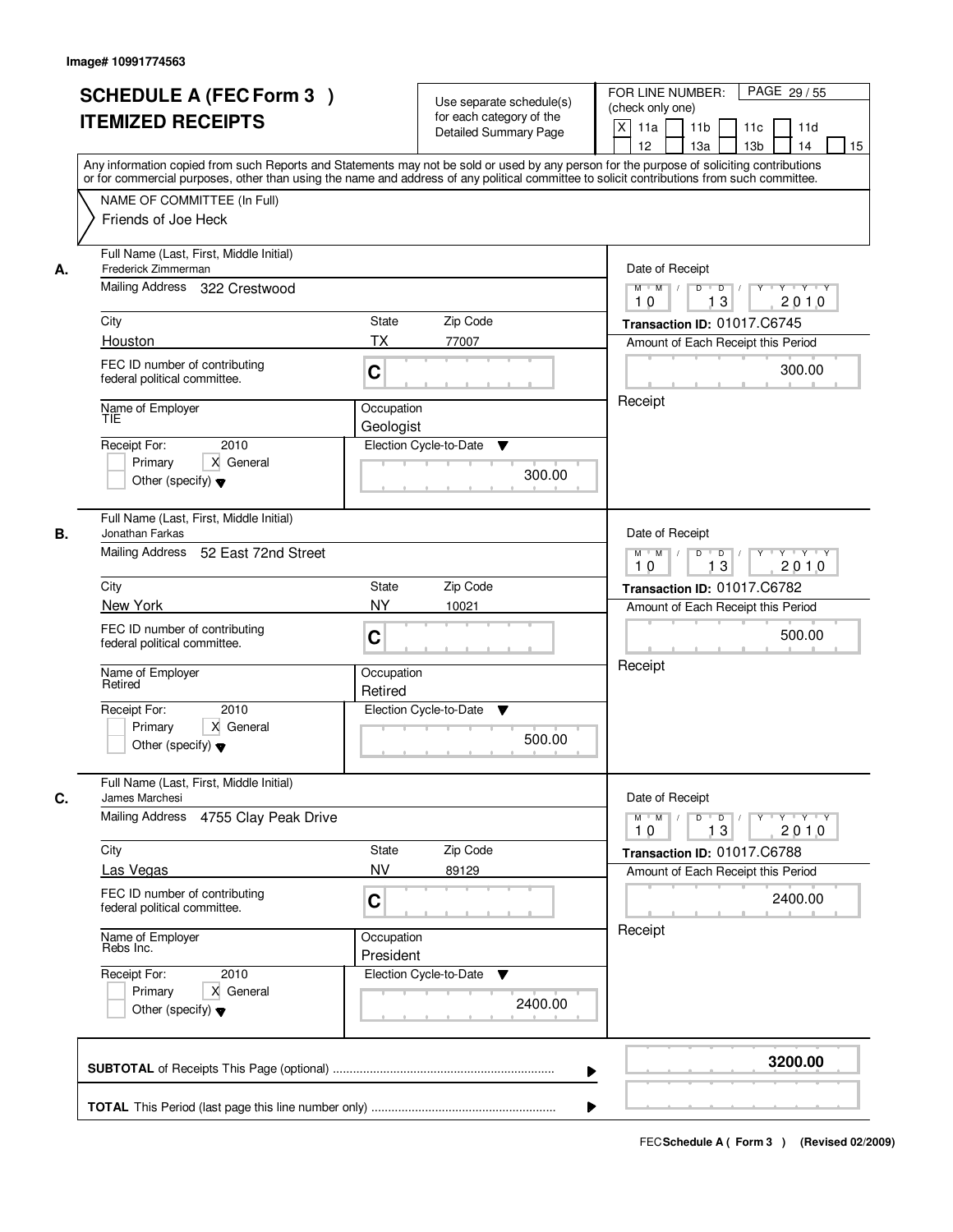Image# 10991774563

# SCHEDULE A (FEC Form 3 ) ITEMIZED RECEIPTS

Use separate schedule(s) for each category of the Detailed Summary Page

FOR LINE NUMBER: (check only one)
[X] 11a [ ] 11b [ ] 11c [ ] 11d [ ] 12 [ ] 13a [ ] 13b [ ] 14 [ ] 15

PAGE 29 / 55

Any information copied from such Reports and Statements may not be sold or used by any person for the purpose of soliciting contributions or for commercial purposes, other than using the name and address of any political committee to solicit contributions from such committee.

NAME OF COMMITTEE (In Full)
Friends of Joe Heck

**A.**
Full Name (Last, First, Middle Initial): Frederick Zimmerman
Mailing Address: 322 Crestwood
City: Houston | State: TX | Zip Code: 77007
FEC ID number of contributing federal political committee: C
Name of Employer: TIE
Occupation: Geologist
Receipt For: 2010 — [ ] Primary [X] General [ ] Other (specify)
Election Cycle-to-Date: 300.00
Date of Receipt: 10 / 13 / 2010
Transaction ID: 01017.C6745
Amount of Each Receipt this Period: 300.00
Receipt

**B.**
Full Name (Last, First, Middle Initial): Jonathan Farkas
Mailing Address: 52 East 72nd Street
City: New York | State: NY | Zip Code: 10021
FEC ID number of contributing federal political committee: C
Name of Employer: Retired
Occupation: Retired
Receipt For: 2010 — [ ] Primary [X] General [ ] Other (specify)
Election Cycle-to-Date: 500.00
Date of Receipt: 10 / 13 / 2010
Transaction ID: 01017.C6782
Amount of Each Receipt this Period: 500.00
Receipt

**C.**
Full Name (Last, First, Middle Initial): James Marchesi
Mailing Address: 4755 Clay Peak Drive
City: Las Vegas | State: NV | Zip Code: 89129
FEC ID number of contributing federal political committee: C
Name of Employer: Rebs Inc.
Occupation: President
Receipt For: 2010 — [ ] Primary [X] General [ ] Other (specify)
Election Cycle-to-Date: 2400.00
Date of Receipt: 10 / 13 / 2010
Transaction ID: 01017.C6788
Amount of Each Receipt this Period: 2400.00
Receipt

**SUBTOTAL** of Receipts This Page (optional) ........ **3200.00**

**TOTAL** This Period (last page this line number only) ........

FEC Schedule A ( Form 3 ) (Revised 02/2009)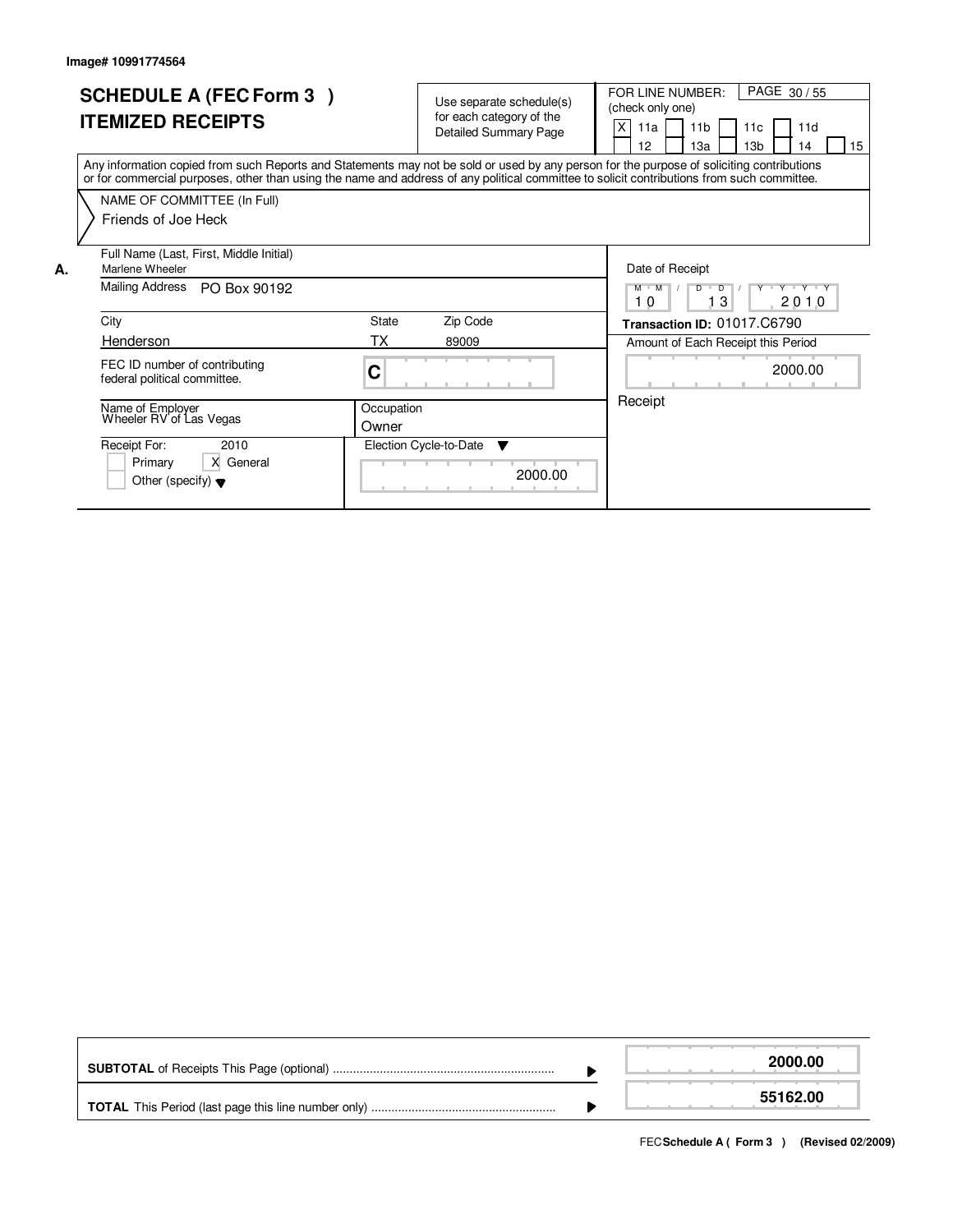Image# 10991774564

# SCHEDULE A (FEC Form 3 )
# ITEMIZED RECEIPTS

Use separate schedule(s) for each category of the Detailed Summary Page

FOR LINE NUMBER: (check only one)

PAGE 30 / 55

[X] 11a [ ] 11b [ ] 11c [ ] 11d [ ] 12 [ ] 13a [ ] 13b [ ] 14 [ ] 15

Any information copied from such Reports and Statements may not be sold or used by any person for the purpose of soliciting contributions or for commercial purposes, other than using the name and address of any political committee to solicit contributions from such committee.

NAME OF COMMITTEE (In Full)

Friends of Joe Heck

**A.**

| Field | Value |
|---|---|
| Full Name (Last, First, Middle Initial) | Marlene Wheeler |
| Mailing Address | PO Box 90192 |
| City | Henderson |
| State | TX |
| Zip Code | 89009 |
| FEC ID number of contributing federal political committee. | C |
| Name of Employer | Wheeler RV of Las Vegas |
| Occupation | Owner |
| Receipt For: | 2010 [ ] Primary [X] General [ ] Other (specify) |
| Election Cycle-to-Date | 2000.00 |
| Date of Receipt | 10 / 13 / 2010 |
| Transaction ID: | 01017.C6790 |
| Amount of Each Receipt this Period | 2000.00 |
| | Receipt |

| | |
|---|---|
| **SUBTOTAL** of Receipts This Page (optional) | 2000.00 |
| **TOTAL** This Period (last page this line number only) | 55162.00 |

FEC **Schedule A ( Form 3 ) (Revised 02/2009)**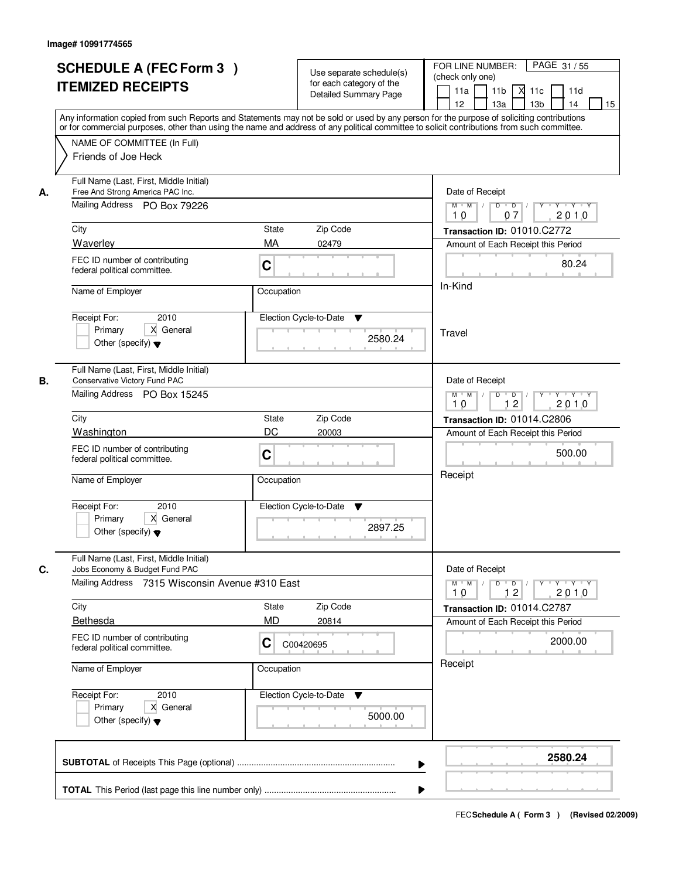Image# 10991774565

# SCHEDULE A (FEC Form 3 )
# ITEMIZED RECEIPTS

Use separate schedule(s) for each category of the Detailed Summary Page

FOR LINE NUMBER: (check only one)

11a [ ] 11b [ ] 11c [X] 11d [ ] 12 [ ] 13a [ ] 13b [ ] 14 [ ] 15 [ ]

PAGE 31 / 55

Any information copied from such Reports and Statements may not be sold or used by any person for the purpose of soliciting contributions or for commercial purposes, other than using the name and address of any political committee to solicit contributions from such committee.

NAME OF COMMITTEE (In Full)
Friends of Joe Heck

---

**A.** Full Name (Last, First, Middle Initial)
Free And Strong America PAC Inc.

Mailing Address: PO Box 79226

City: Waverley | State: MA | Zip Code: 02479

FEC ID number of contributing federal political committee: C

Name of Employer: | Occupation:

Receipt For: 2010 — Primary [ ] General [X] Other (specify)

Election Cycle-to-Date: 2580.24

Date of Receipt: 10 / 07 / 2010

Transaction ID: 01010.C2772

Amount of Each Receipt this Period: 80.24

In-Kind

Travel

---

**B.** Full Name (Last, First, Middle Initial)
Conservative Victory Fund PAC

Mailing Address: PO Box 15245

City: Washington | State: DC | Zip Code: 20003

FEC ID number of contributing federal political committee: C

Name of Employer: | Occupation:

Receipt For: 2010 — Primary [ ] General [X] Other (specify)

Election Cycle-to-Date: 2897.25

Date of Receipt: 10 / 12 / 2010

Transaction ID: 01014.C2806

Amount of Each Receipt this Period: 500.00

Receipt

---

**C.** Full Name (Last, First, Middle Initial)
Jobs Economy & Budget Fund PAC

Mailing Address: 7315 Wisconsin Avenue #310 East

City: Bethesda | State: MD | Zip Code: 20814

FEC ID number of contributing federal political committee: C C00420695

Name of Employer: | Occupation:

Receipt For: 2010 — Primary [ ] General [X] Other (specify)

Election Cycle-to-Date: 5000.00

Date of Receipt: 10 / 12 / 2010

Transaction ID: 01014.C2787

Amount of Each Receipt this Period: 2000.00

Receipt

---

**SUBTOTAL** of Receipts This Page (optional): **2580.24**

**TOTAL** This Period (last page this line number only):

FEC **Schedule A ( Form 3 )** (Revised 02/2009)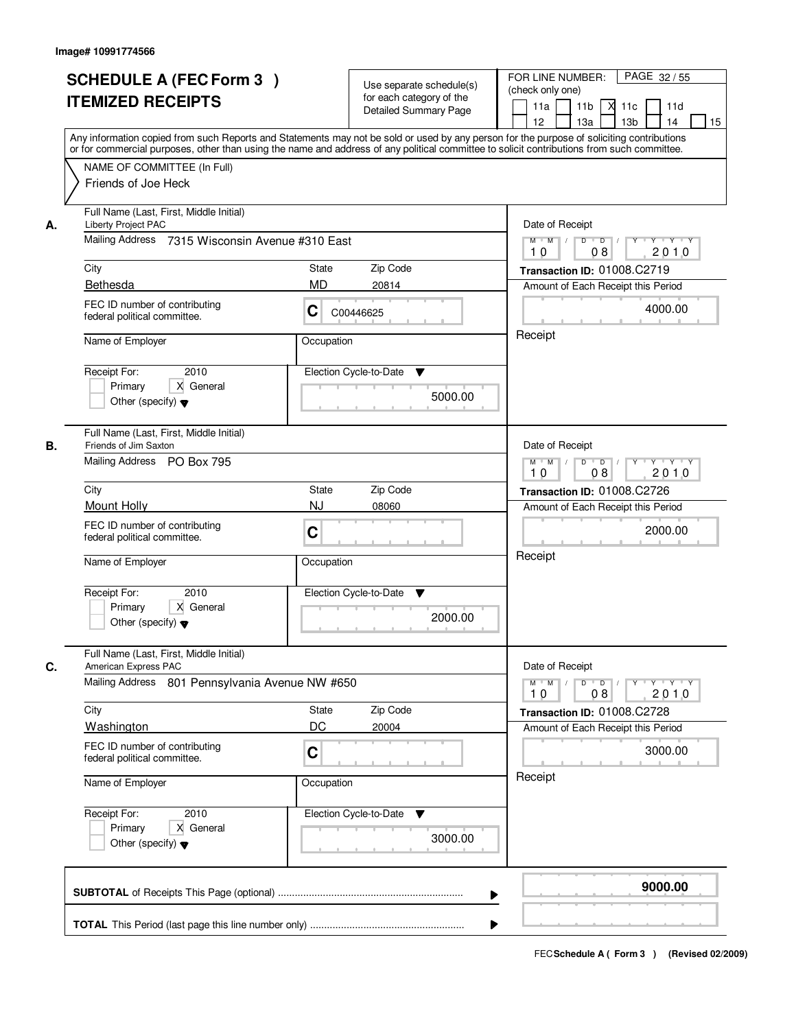Image# 10991774566

# SCHEDULE A (FEC Form 3 ) ITEMIZED RECEIPTS

Use separate schedule(s) for each category of the Detailed Summary Page

FOR LINE NUMBER: (check only one)
11a [ ] 11b [ ] 11c [X] 11d [ ] 12 [ ] 13a [ ] 13b [ ] 14 [ ] 15 [ ]

Any information copied from such Reports and Statements may not be sold or used by any person for the purpose of soliciting contributions or for commercial purposes, other than using the name and address of any political committee to solicit contributions from such committee.

NAME OF COMMITTEE (In Full)
Friends of Joe Heck

---

**A.** Full Name (Last, First, Middle Initial): Liberty Project PAC

Mailing Address: 7315 Wisconsin Avenue #310 East

City: Bethesda | State: MD | Zip Code: 20814

FEC ID number of contributing federal political committee: C C00446625

Name of Employer: | Occupation:

Receipt For: 2010 — Primary [ ] General [X] Other (specify) [ ]

Election Cycle-to-Date: 5000.00

Date of Receipt: 10 08 2010

Transaction ID: 01008.C2719

Amount of Each Receipt this Period: 4000.00

Receipt

---

**B.** Full Name (Last, First, Middle Initial): Friends of Jim Saxton

Mailing Address: PO Box 795

City: Mount Holly | State: NJ | Zip Code: 08060

FEC ID number of contributing federal political committee: C

Name of Employer: | Occupation:

Receipt For: 2010 — Primary [ ] General [X] Other (specify) [ ]

Election Cycle-to-Date: 2000.00

Date of Receipt: 10 08 2010

Transaction ID: 01008.C2726

Amount of Each Receipt this Period: 2000.00

Receipt

---

**C.** Full Name (Last, First, Middle Initial): American Express PAC

Mailing Address: 801 Pennsylvania Avenue NW #650

City: Washington | State: DC | Zip Code: 20004

FEC ID number of contributing federal political committee: C

Name of Employer: | Occupation:

Receipt For: 2010 — Primary [ ] General [X] Other (specify) [ ]

Election Cycle-to-Date: 3000.00

Date of Receipt: 10 08 2010

Transaction ID: 01008.C2728

Amount of Each Receipt this Period: 3000.00

Receipt

---

**SUBTOTAL** of Receipts This Page (optional): **9000.00**

**TOTAL** This Period (last page this line number only):

FEC Schedule A ( Form 3 ) (Revised 02/2009)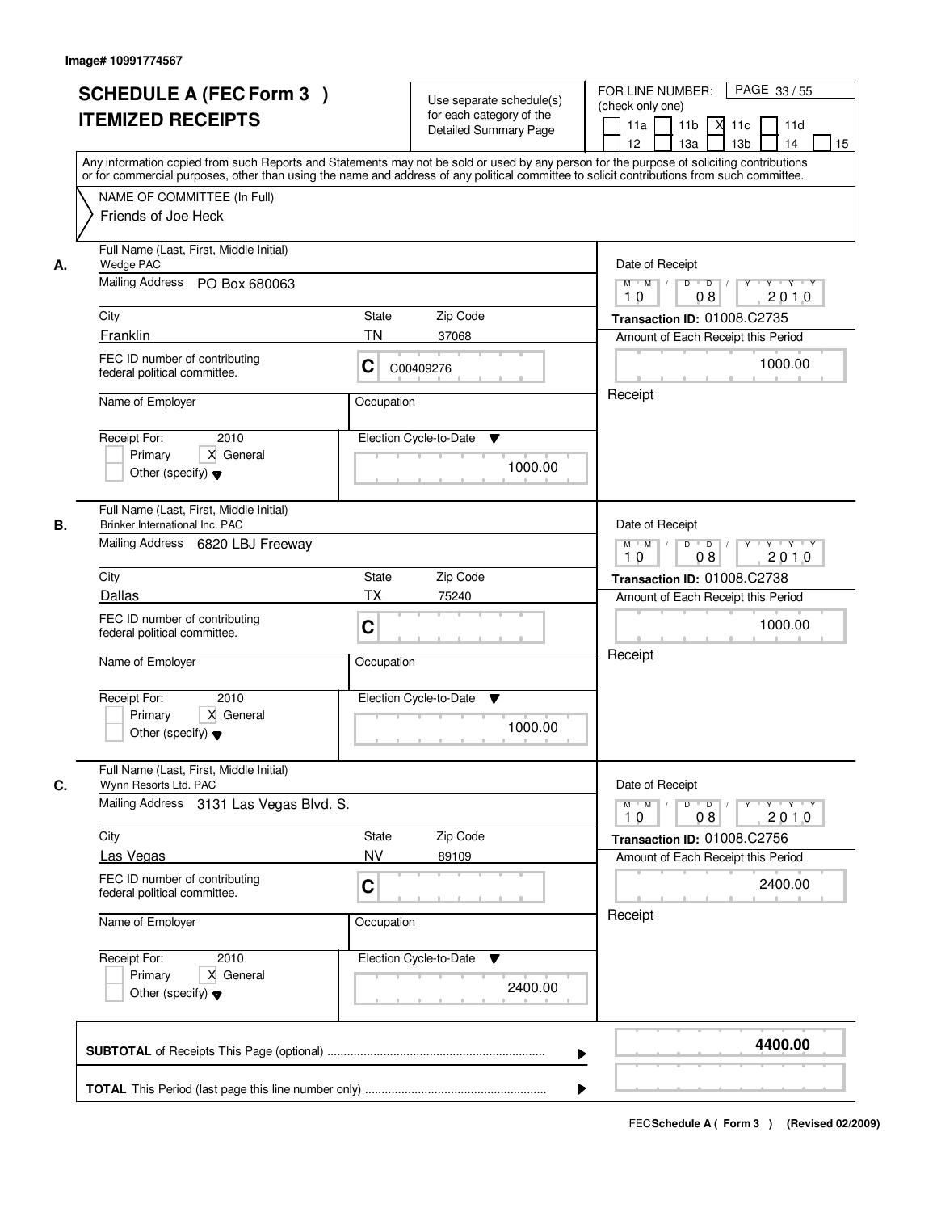Image# 10991774567

# SCHEDULE A (FEC Form 3 )
## ITEMIZED RECEIPTS

Use separate schedule(s) for each category of the Detailed Summary Page

FOR LINE NUMBER: (check only one)
11a [ ] 11b [ ] 11c [X] 11d [ ] 12 [ ] 13a [ ] 13b [ ] 14 [ ] 15 [ ]

Any information copied from such Reports and Statements may not be sold or used by any person for the purpose of soliciting contributions or for commercial purposes, other than using the name and address of any political committee to solicit contributions from such committee.

NAME OF COMMITTEE (In Full)
Friends of Joe Heck

**A.**

| Field | Value |
|---|---|
| Full Name (Last, First, Middle Initial) | Wedge PAC |
| Mailing Address | PO Box 680063 |
| City | Franklin |
| State | TN |
| Zip Code | 37068 |
| FEC ID number of contributing federal political committee. | C C00409276 |
| Name of Employer | |
| Occupation | |
| Receipt For: 2010 | Primary [ ] General [X] Other (specify) [ ] |
| Election Cycle-to-Date | 1000.00 |
| Date of Receipt | 10 08 2010 |
| Transaction ID | 01008.C2735 |
| Amount of Each Receipt this Period | 1000.00 |
| | Receipt |

**B.**

| Field | Value |
|---|---|
| Full Name (Last, First, Middle Initial) | Brinker International Inc. PAC |
| Mailing Address | 6820 LBJ Freeway |
| City | Dallas |
| State | TX |
| Zip Code | 75240 |
| FEC ID number of contributing federal political committee. | C |
| Name of Employer | |
| Occupation | |
| Receipt For: 2010 | Primary [ ] General [X] Other (specify) [ ] |
| Election Cycle-to-Date | 1000.00 |
| Date of Receipt | 10 08 2010 |
| Transaction ID | 01008.C2738 |
| Amount of Each Receipt this Period | 1000.00 |
| | Receipt |

**C.**

| Field | Value |
|---|---|
| Full Name (Last, First, Middle Initial) | Wynn Resorts Ltd. PAC |
| Mailing Address | 3131 Las Vegas Blvd. S. |
| City | Las Vegas |
| State | NV |
| Zip Code | 89109 |
| FEC ID number of contributing federal political committee. | C |
| Name of Employer | |
| Occupation | |
| Receipt For: 2010 | Primary [ ] General [X] Other (specify) [ ] |
| Election Cycle-to-Date | 2400.00 |
| Date of Receipt | 10 08 2010 |
| Transaction ID | 01008.C2756 |
| Amount of Each Receipt this Period | 2400.00 |
| | Receipt |

**SUBTOTAL** of Receipts This Page (optional) ........ **4400.00**

**TOTAL** This Period (last page this line number only) ........

FEC **Schedule A ( Form 3 )** (Revised 02/2009)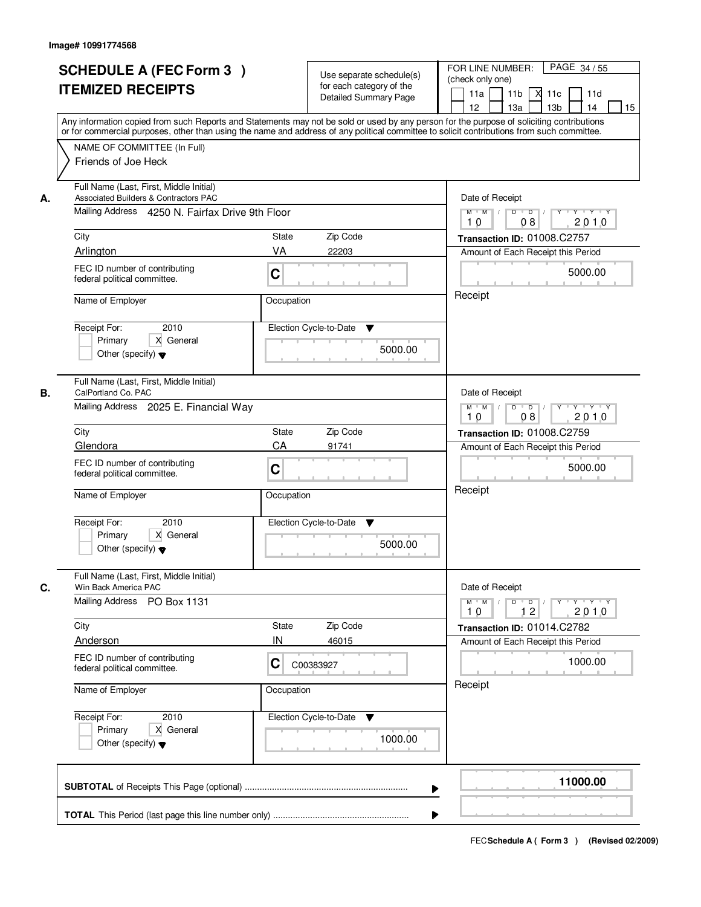Image# 10991774568

# SCHEDULE A (FEC Form 3 ) ITEMIZED RECEIPTS

Use separate schedule(s) for each category of the Detailed Summary Page

FOR LINE NUMBER: (check only one) PAGE 34 / 55

11a | 11b | X 11c | 11d | 12 | 13a | 13b | 14 | 15

Any information copied from such Reports and Statements may not be sold or used by any person for the purpose of soliciting contributions or for commercial purposes, other than using the name and address of any political committee to solicit contributions from such committee.

NAME OF COMMITTEE (In Full)
Friends of Joe Heck

**A.**
Full Name (Last, First, Middle Initial): Associated Builders & Contractors PAC
Mailing Address: 4250 N. Fairfax Drive 9th Floor
City: Arlington | State: VA | Zip Code: 22203
FEC ID number of contributing federal political committee: C
Name of Employer:
Occupation:
Receipt For: 2010 — Primary / X General / Other (specify)
Election Cycle-to-Date: 5000.00
Date of Receipt: 10 08 2010
Transaction ID: 01008.C2757
Amount of Each Receipt this Period: 5000.00
Receipt

**B.**
Full Name (Last, First, Middle Initial): CalPortland Co. PAC
Mailing Address: 2025 E. Financial Way
City: Glendora | State: CA | Zip Code: 91741
FEC ID number of contributing federal political committee: C
Name of Employer:
Occupation:
Receipt For: 2010 — Primary / X General / Other (specify)
Election Cycle-to-Date: 5000.00
Date of Receipt: 10 08 2010
Transaction ID: 01008.C2759
Amount of Each Receipt this Period: 5000.00
Receipt

**C.**
Full Name (Last, First, Middle Initial): Win Back America PAC
Mailing Address: PO Box 1131
City: Anderson | State: IN | Zip Code: 46015
FEC ID number of contributing federal political committee: C00383927
Name of Employer:
Occupation:
Receipt For: 2010 — Primary / X General / Other (specify)
Election Cycle-to-Date: 1000.00
Date of Receipt: 10 12 2010
Transaction ID: 01014.C2782
Amount of Each Receipt this Period: 1000.00
Receipt

**SUBTOTAL** of Receipts This Page (optional): 11000.00

**TOTAL** This Period (last page this line number only):

FEC **Schedule A ( Form 3 )** (Revised 02/2009)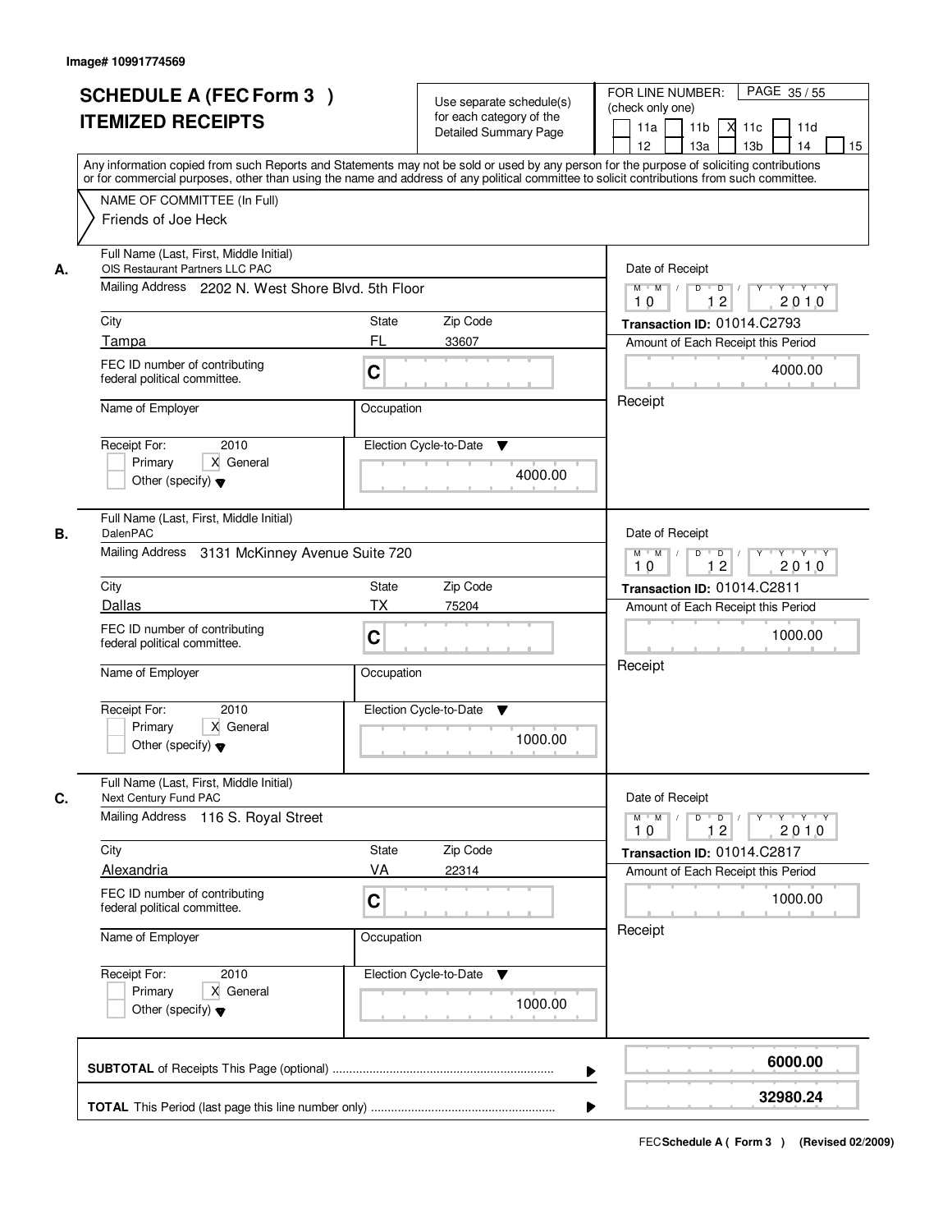Image# 10991774569

# SCHEDULE A (FEC Form 3 ) ITEMIZED RECEIPTS

Use separate schedule(s) for each category of the Detailed Summary Page

FOR LINE NUMBER: (check only one)

11a | 11b | X 11c | 11d | 12 | 13a | 13b | 14 | 15

PAGE 35 / 55

Any information copied from such Reports and Statements may not be sold or used by any person for the purpose of soliciting contributions or for commercial purposes, other than using the name and address of any political committee to solicit contributions from such committee.

NAME OF COMMITTEE (In Full)

Friends of Joe Heck

---

**A.** Full Name (Last, First, Middle Initial): OIS Restaurant Partners LLC PAC

Mailing Address: 2202 N. West Shore Blvd. 5th Floor

City: Tampa | State: FL | Zip Code: 33607

FEC ID number of contributing federal political committee: C

Name of Employer:

Occupation:

Receipt For: 2010 — Primary | X General | Other (specify)

Election Cycle-to-Date: 4000.00

Date of Receipt: 10 / 12 / 2010

Transaction ID: 01014.C2793

Amount of Each Receipt this Period: 4000.00

Receipt

---

**B.** Full Name (Last, First, Middle Initial): DalenPAC

Mailing Address: 3131 McKinney Avenue Suite 720

City: Dallas | State: TX | Zip Code: 75204

FEC ID number of contributing federal political committee: C

Name of Employer:

Occupation:

Receipt For: 2010 — Primary | X General | Other (specify)

Election Cycle-to-Date: 1000.00

Date of Receipt: 10 / 12 / 2010

Transaction ID: 01014.C2811

Amount of Each Receipt this Period: 1000.00

Receipt

---

**C.** Full Name (Last, First, Middle Initial): Next Century Fund PAC

Mailing Address: 116 S. Royal Street

City: Alexandria | State: VA | Zip Code: 22314

FEC ID number of contributing federal political committee: C

Name of Employer:

Occupation:

Receipt For: 2010 — Primary | X General | Other (specify)

Election Cycle-to-Date: 1000.00

Date of Receipt: 10 / 12 / 2010

Transaction ID: 01014.C2817

Amount of Each Receipt this Period: 1000.00

Receipt

---

**SUBTOTAL** of Receipts This Page (optional): **6000.00**

**TOTAL** This Period (last page this line number only): **32980.24**

FEC **Schedule A ( Form 3 )** (Revised 02/2009)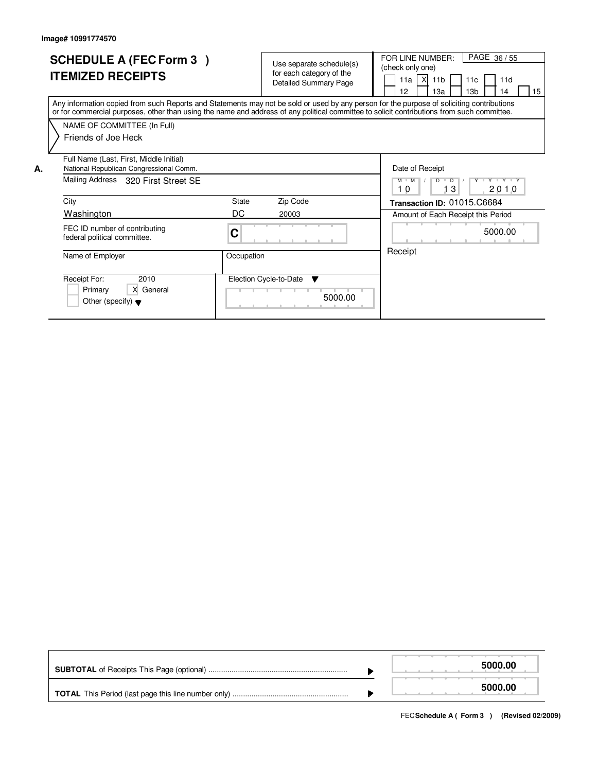Image# 10991774570

# SCHEDULE A (FEC Form 3 )
## ITEMIZED RECEIPTS

Use separate schedule(s) for each category of the Detailed Summary Page

FOR LINE NUMBER: (check only one)    PAGE 36 / 55

[ ] 11a [X] 11b [ ] 11c [ ] 11d [ ] 12 [ ] 13a [ ] 13b [ ] 14 [ ] 15

Any information copied from such Reports and Statements may not be sold or used by any person for the purpose of soliciting contributions or for commercial purposes, other than using the name and address of any political committee to solicit contributions from such committee.

NAME OF COMMITTEE (In Full)
Friends of Joe Heck

**A.**

| Field | Value |
|---|---|
| Full Name (Last, First, Middle Initial) | National Republican Congressional Comm. |
| Mailing Address | 320 First Street SE |
| City | Washington |
| State | DC |
| Zip Code | 20003 |
| FEC ID number of contributing federal political committee. | C |
| Name of Employer | |
| Occupation | |
| Receipt For: | 2010 [ ] Primary [X] General [ ] Other (specify) |
| Election Cycle-to-Date | 5000.00 |
| Date of Receipt | 10 / 13 / 2010 |
| Transaction ID | 01015.C6684 |
| Amount of Each Receipt this Period | 5000.00 |
| | Receipt |

| | |
|---|---|
| **SUBTOTAL** of Receipts This Page (optional) | **5000.00** |
| **TOTAL** This Period (last page this line number only) | **5000.00** |

FEC **Schedule A ( Form 3 )** (Revised 02/2009)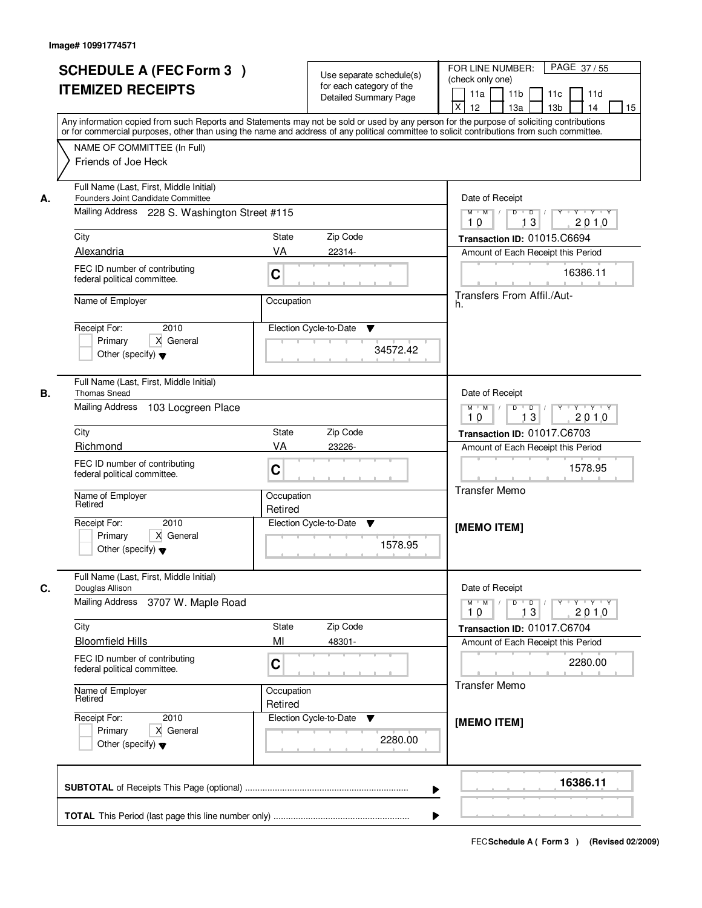Image# 10991774571

# SCHEDULE A (FEC Form 3 )
## ITEMIZED RECEIPTS

Use separate schedule(s) for each category of the Detailed Summary Page

FOR LINE NUMBER: (check only one)
11a | 11b | 11c | 11d | X 12 | 13a | 13b | 14 | 15

PAGE 37 / 55

Any information copied from such Reports and Statements may not be sold or used by any person for the purpose of soliciting contributions or for commercial purposes, other than using the name and address of any political committee to solicit contributions from such committee.

NAME OF COMMITTEE (In Full)
Friends of Joe Heck

---

**A.** Full Name (Last, First, Middle Initial): Founders Joint Candidate Committee
Mailing Address: 228 S. Washington Street #115
City: Alexandria | State: VA | Zip Code: 22314-
FEC ID number of contributing federal political committee: C
Name of Employer: 
Occupation: 
Receipt For: 2010 — Primary / X General / Other (specify)
Election Cycle-to-Date: 34572.42
Date of Receipt: 10 13 2010
Transaction ID: 01015.C6694
Amount of Each Receipt this Period: 16386.11
Transfers From Affil./Auth.

---

**B.** Full Name (Last, First, Middle Initial): Thomas Snead
Mailing Address: 103 Locgreen Place
City: Richmond | State: VA | Zip Code: 23226-
FEC ID number of contributing federal political committee: C
Name of Employer: Retired
Occupation: Retired
Receipt For: 2010 — Primary / X General / Other (specify)
Election Cycle-to-Date: 1578.95
Date of Receipt: 10 13 2010
Transaction ID: 01017.C6703
Amount of Each Receipt this Period: 1578.95
Transfer Memo
[MEMO ITEM]

---

**C.** Full Name (Last, First, Middle Initial): Douglas Allison
Mailing Address: 3707 W. Maple Road
City: Bloomfield Hills | State: MI | Zip Code: 48301-
FEC ID number of contributing federal political committee: C
Name of Employer: Retired
Occupation: Retired
Receipt For: 2010 — Primary / X General / Other (specify)
Election Cycle-to-Date: 2280.00
Date of Receipt: 10 13 2010
Transaction ID: 01017.C6704
Amount of Each Receipt this Period: 2280.00
Transfer Memo
[MEMO ITEM]

---

**SUBTOTAL** of Receipts This Page (optional): 16386.11

**TOTAL** This Period (last page this line number only): 

FEC Schedule A ( Form 3 ) (Revised 02/2009)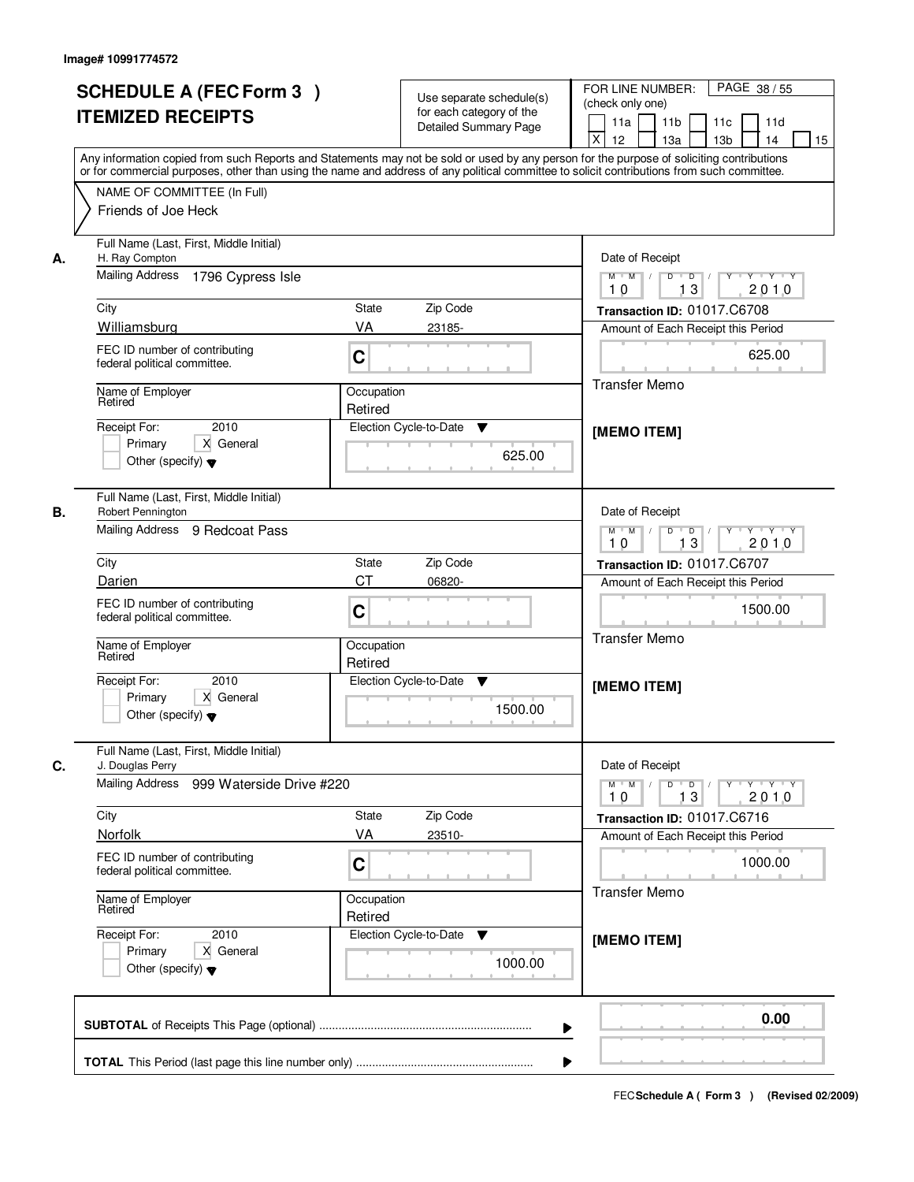Image# 10991774572

# SCHEDULE A (FEC Form 3 )
# ITEMIZED RECEIPTS

Use separate schedule(s) for each category of the Detailed Summary Page

FOR LINE NUMBER: (check only one)

11a | 11b | 11c | 11d | X 12 | 13a | 13b | 14 | 15

PAGE 38 / 55

Any information copied from such Reports and Statements may not be sold or used by any person for the purpose of soliciting contributions or for commercial purposes, other than using the name and address of any political committee to solicit contributions from such committee.

NAME OF COMMITTEE (In Full)
Friends of Joe Heck

---

**A.**

Full Name (Last, First, Middle Initial): H. Ray Compton

Mailing Address: 1796 Cypress Isle

City: Williamsburg | State: VA | Zip Code: 23185-

FEC ID number of contributing federal political committee: C

Name of Employer: Retired | Occupation: Retired

Receipt For: 2010 — Primary / X General / Other (specify)

Election Cycle-to-Date: 625.00

Date of Receipt: 10 / 13 / 2010

Transaction ID: 01017.C6708

Amount of Each Receipt this Period: 625.00

Transfer Memo

[MEMO ITEM]

---

**B.**

Full Name (Last, First, Middle Initial): Robert Pennington

Mailing Address: 9 Redcoat Pass

City: Darien | State: CT | Zip Code: 06820-

FEC ID number of contributing federal political committee: C

Name of Employer: Retired | Occupation: Retired

Receipt For: 2010 — Primary / X General / Other (specify)

Election Cycle-to-Date: 1500.00

Date of Receipt: 10 / 13 / 2010

Transaction ID: 01017.C6707

Amount of Each Receipt this Period: 1500.00

Transfer Memo

[MEMO ITEM]

---

**C.**

Full Name (Last, First, Middle Initial): J. Douglas Perry

Mailing Address: 999 Waterside Drive #220

City: Norfolk | State: VA | Zip Code: 23510-

FEC ID number of contributing federal political committee: C

Name of Employer: Retired | Occupation: Retired

Receipt For: 2010 — Primary / X General / Other (specify)

Election Cycle-to-Date: 1000.00

Date of Receipt: 10 / 13 / 2010

Transaction ID: 01017.C6716

Amount of Each Receipt this Period: 1000.00

Transfer Memo

[MEMO ITEM]

---

**SUBTOTAL** of Receipts This Page (optional) ........ 0.00

**TOTAL** This Period (last page this line number only) ........

FEC **Schedule A ( Form 3 )** (Revised 02/2009)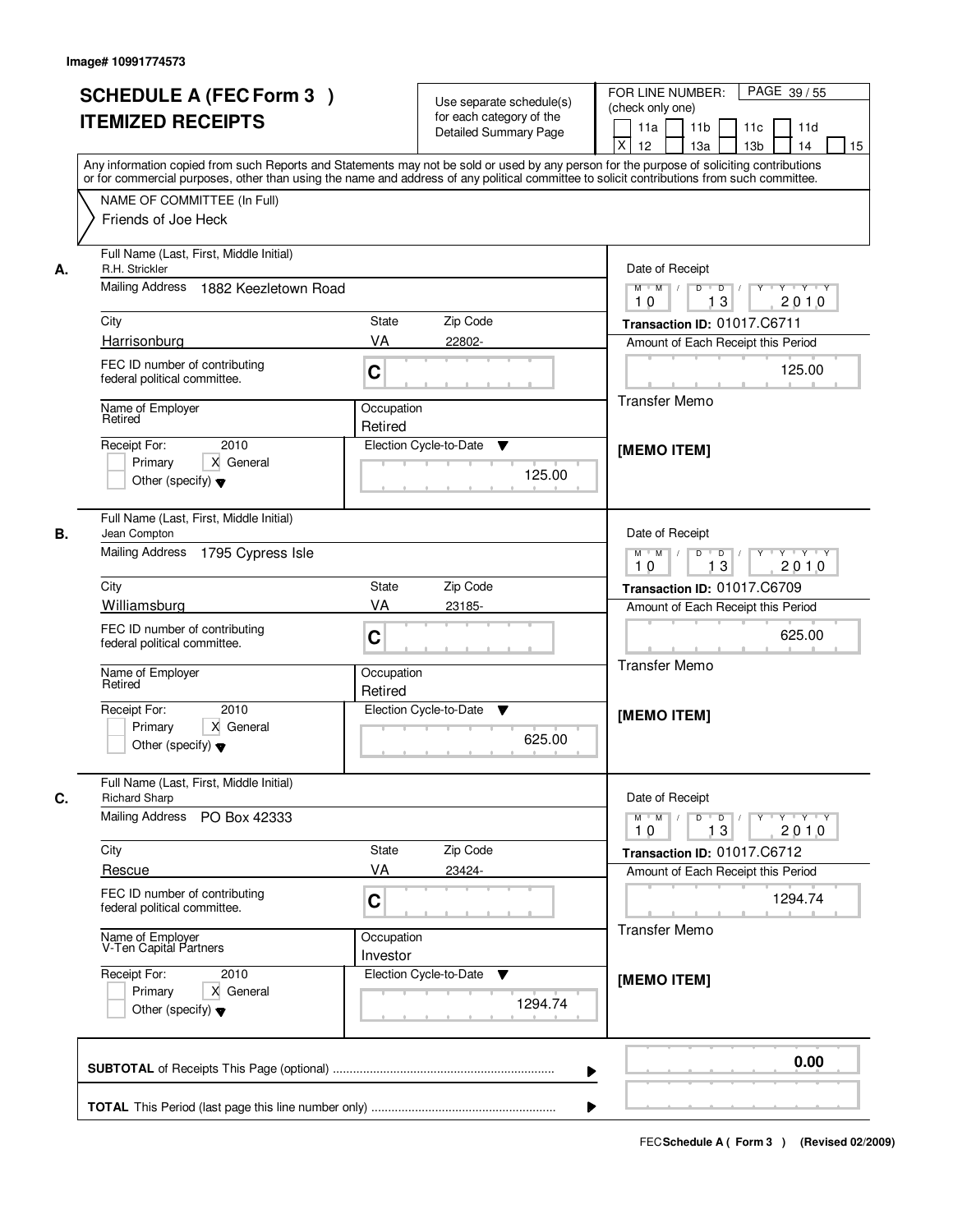Image# 10991774573

# SCHEDULE A (FEC Form 3 ) ITEMIZED RECEIPTS

Use separate schedule(s) for each category of the Detailed Summary Page

FOR LINE NUMBER: (check only one)

11a | 11b | 11c | 11d | X 12 | 13a | 13b | 14 | 15

PAGE 39 / 55

Any information copied from such Reports and Statements may not be sold or used by any person for the purpose of soliciting contributions or for commercial purposes, other than using the name and address of any political committee to solicit contributions from such committee.

NAME OF COMMITTEE (In Full)
Friends of Joe Heck

---

**A.** Full Name (Last, First, Middle Initial): R.H. Strickler

Mailing Address: 1882 Keezletown Road

City: Harrisonburg | State: VA | Zip Code: 22802-

FEC ID number of contributing federal political committee: C

Name of Employer: Retired | Occupation: Retired

Receipt For: 2010 — Primary | X General | Other (specify)

Election Cycle-to-Date: 125.00

Date of Receipt: 10 / 13 / 2010

Transaction ID: 01017.C6711

Amount of Each Receipt this Period: 125.00

Transfer Memo

[MEMO ITEM]

---

**B.** Full Name (Last, First, Middle Initial): Jean Compton

Mailing Address: 1795 Cypress Isle

City: Williamsburg | State: VA | Zip Code: 23185-

FEC ID number of contributing federal political committee: C

Name of Employer: Retired | Occupation: Retired

Receipt For: 2010 — Primary | X General | Other (specify)

Election Cycle-to-Date: 625.00

Date of Receipt: 10 / 13 / 2010

Transaction ID: 01017.C6709

Amount of Each Receipt this Period: 625.00

Transfer Memo

[MEMO ITEM]

---

**C.** Full Name (Last, First, Middle Initial): Richard Sharp

Mailing Address: PO Box 42333

City: Rescue | State: VA | Zip Code: 23424-

FEC ID number of contributing federal political committee: C

Name of Employer: V-Ten Capital Partners | Occupation: Investor

Receipt For: 2010 — Primary | X General | Other (specify)

Election Cycle-to-Date: 1294.74

Date of Receipt: 10 / 13 / 2010

Transaction ID: 01017.C6712

Amount of Each Receipt this Period: 1294.74

Transfer Memo

[MEMO ITEM]

---

**SUBTOTAL** of Receipts This Page (optional) ........ 0.00

**TOTAL** This Period (last page this line number only) ........

FEC **Schedule A ( Form 3 )** (Revised 02/2009)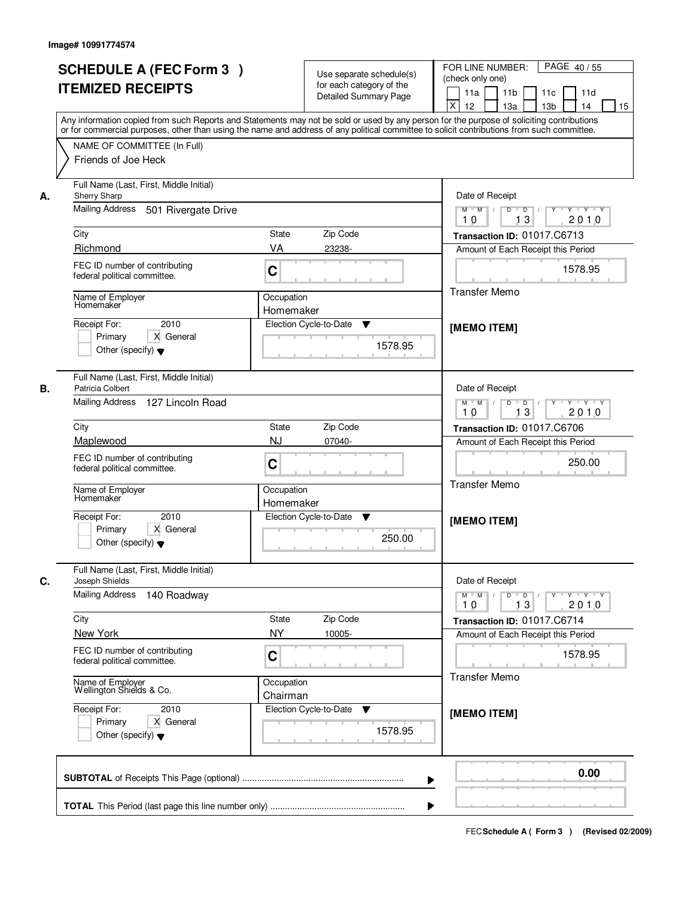Image# 10991774574

# SCHEDULE A (FEC Form 3 )
# ITEMIZED RECEIPTS

Use separate schedule(s) for each category of the Detailed Summary Page

FOR LINE NUMBER: (check only one)

11a | 11b | 11c | 11d | X 12 | 13a | 13b | 14 | 15

PAGE 40 / 55

Any information copied from such Reports and Statements may not be sold or used by any person for the purpose of soliciting contributions or for commercial purposes, other than using the name and address of any political committee to solicit contributions from such committee.

NAME OF COMMITTEE (In Full)

Friends of Joe Heck

---

**A.** Full Name (Last, First, Middle Initial): Sherry Sharp

Mailing Address: 501 Rivergate Drive

City: Richmond | State: VA | Zip Code: 23238-

FEC ID number of contributing federal political committee: C

Name of Employer: Homemaker

Occupation: Homemaker

Receipt For: 2010 — Primary | X General | Other (specify)

Election Cycle-to-Date: 1578.95

Date of Receipt: 10 / 13 / 2010

Transaction ID: 01017.C6713

Amount of Each Receipt this Period: 1578.95

Transfer Memo

[MEMO ITEM]

---

**B.** Full Name (Last, First, Middle Initial): Patricia Colbert

Mailing Address: 127 Lincoln Road

City: Maplewood | State: NJ | Zip Code: 07040-

FEC ID number of contributing federal political committee: C

Name of Employer: Homemaker

Occupation: Homemaker

Receipt For: 2010 — Primary | X General | Other (specify)

Election Cycle-to-Date: 250.00

Date of Receipt: 10 / 13 / 2010

Transaction ID: 01017.C6706

Amount of Each Receipt this Period: 250.00

Transfer Memo

[MEMO ITEM]

---

**C.** Full Name (Last, First, Middle Initial): Joseph Shields

Mailing Address: 140 Roadway

City: New York | State: NY | Zip Code: 10005-

FEC ID number of contributing federal political committee: C

Name of Employer: Wellington Shields & Co.

Occupation: Chairman

Receipt For: 2010 — Primary | X General | Other (specify)

Election Cycle-to-Date: 1578.95

Date of Receipt: 10 / 13 / 2010

Transaction ID: 01017.C6714

Amount of Each Receipt this Period: 1578.95

Transfer Memo

[MEMO ITEM]

---

**SUBTOTAL** of Receipts This Page (optional) ........ 0.00

**TOTAL** This Period (last page this line number only) ........

FEC Schedule A ( Form 3 ) (Revised 02/2009)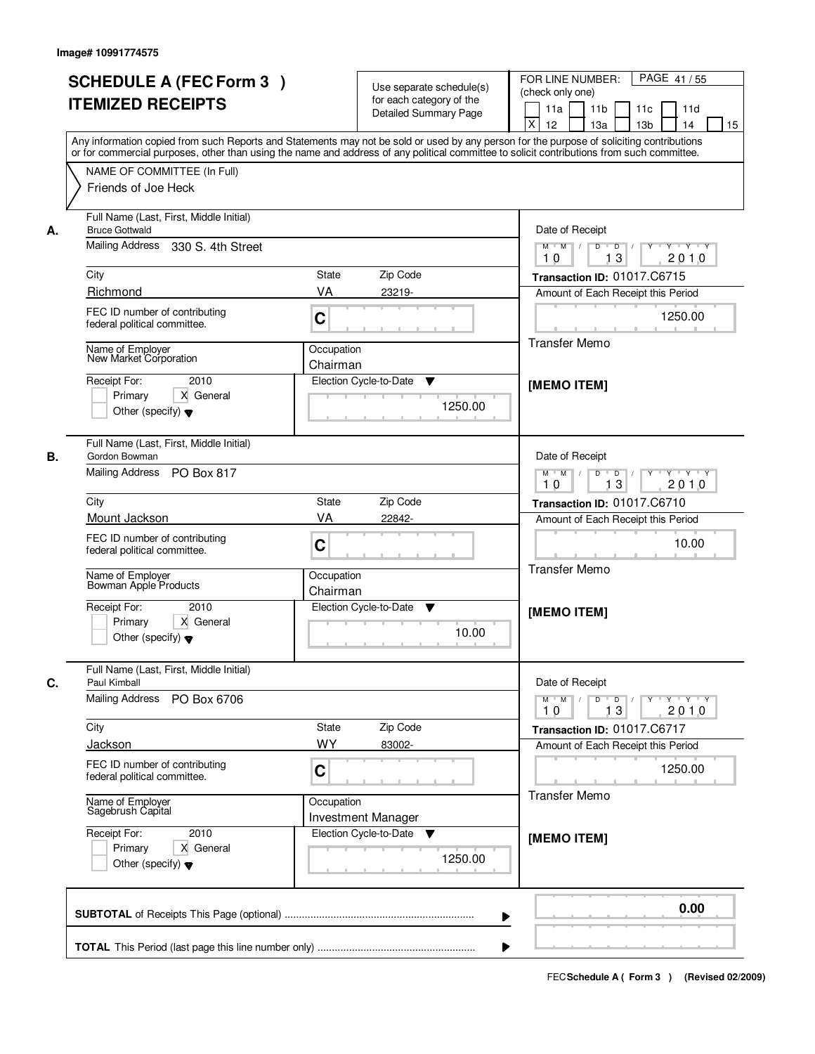Image# 10991774575

# SCHEDULE A (FEC Form 3 )
## ITEMIZED RECEIPTS

Use separate schedule(s) for each category of the Detailed Summary Page

FOR LINE NUMBER: (check only one)

11a | 11b | 11c | 11d | X 12 | 13a | 13b | 14 | 15

PAGE 41 / 55

Any information copied from such Reports and Statements may not be sold or used by any person for the purpose of soliciting contributions or for commercial purposes, other than using the name and address of any political committee to solicit contributions from such committee.

NAME OF COMMITTEE (In Full)
Friends of Joe Heck

---

**A.** Full Name (Last, First, Middle Initial): Bruce Gottwald

Mailing Address: 330 S. 4th Street

City: Richmond | State: VA | Zip Code: 23219-

FEC ID number of contributing federal political committee: C

Name of Employer: New Market Corporation

Occupation: Chairman

Receipt For: 2010 — Primary | X General | Other (specify)

Election Cycle-to-Date: 1250.00

Date of Receipt: 10 / 13 / 2010

Transaction ID: 01017.C6715

Amount of Each Receipt this Period: 1250.00

Transfer Memo

[MEMO ITEM]

---

**B.** Full Name (Last, First, Middle Initial): Gordon Bowman

Mailing Address: PO Box 817

City: Mount Jackson | State: VA | Zip Code: 22842-

FEC ID number of contributing federal political committee: C

Name of Employer: Bowman Apple Products

Occupation: Chairman

Receipt For: 2010 — Primary | X General | Other (specify)

Election Cycle-to-Date: 10.00

Date of Receipt: 10 / 13 / 2010

Transaction ID: 01017.C6710

Amount of Each Receipt this Period: 10.00

Transfer Memo

[MEMO ITEM]

---

**C.** Full Name (Last, First, Middle Initial): Paul Kimball

Mailing Address: PO Box 6706

City: Jackson | State: WY | Zip Code: 83002-

FEC ID number of contributing federal political committee: C

Name of Employer: Sagebrush Capital

Occupation: Investment Manager

Receipt For: 2010 — Primary | X General | Other (specify)

Election Cycle-to-Date: 1250.00

Date of Receipt: 10 / 13 / 2010

Transaction ID: 01017.C6717

Amount of Each Receipt this Period: 1250.00

Transfer Memo

[MEMO ITEM]

---

**SUBTOTAL** of Receipts This Page (optional): 0.00

**TOTAL** This Period (last page this line number only):

FEC Schedule A ( Form 3 ) (Revised 02/2009)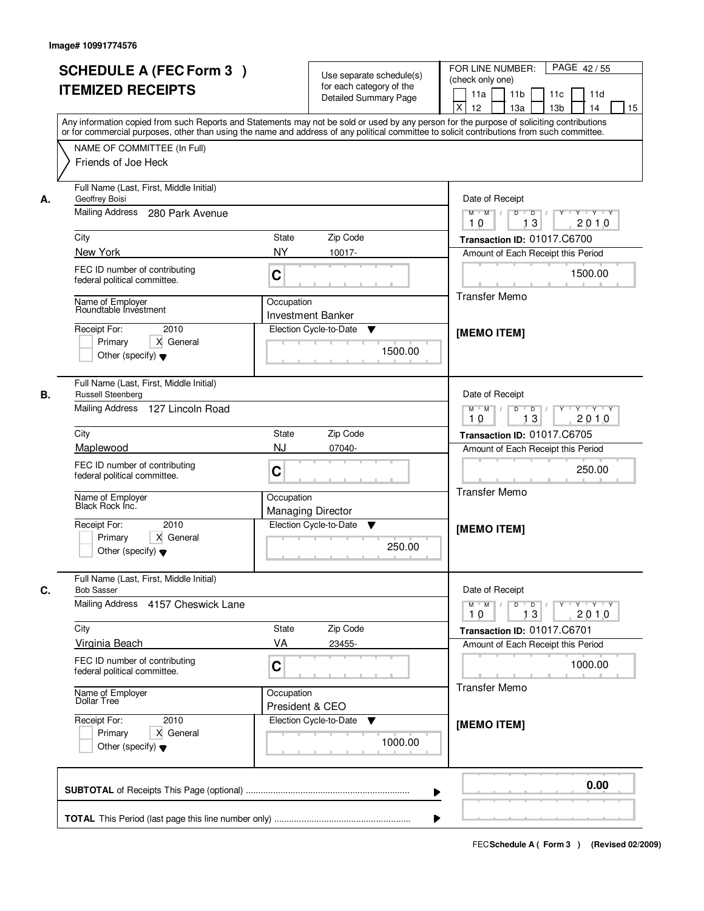Image# 10991774576

# SCHEDULE A (FEC Form 3 )
# ITEMIZED RECEIPTS

Use separate schedule(s) for each category of the Detailed Summary Page

FOR LINE NUMBER: (check only one)

11a | 11b | 11c | 11d | X 12 | 13a | 13b | 14 | 15

Any information copied from such Reports and Statements may not be sold or used by any person for the purpose of soliciting contributions or for commercial purposes, other than using the name and address of any political committee to solicit contributions from such committee.

NAME OF COMMITTEE (In Full)
Friends of Joe Heck

**A.**

Full Name (Last, First, Middle Initial): Geoffrey Boisi
Mailing Address: 280 Park Avenue
City: New York | State: NY | Zip Code: 10017-
FEC ID number of contributing federal political committee: C
Name of Employer: Roundtable Investment
Occupation: Investment Banker
Receipt For: 2010 — Primary [ ] General [X] Other (specify)
Election Cycle-to-Date: 1500.00
Date of Receipt: 10 / 13 / 2010
Transaction ID: 01017.C6700
Amount of Each Receipt this Period: 1500.00
Transfer Memo
[MEMO ITEM]

**B.**

Full Name (Last, First, Middle Initial): Russell Steenberg
Mailing Address: 127 Lincoln Road
City: Maplewood | State: NJ | Zip Code: 07040-
FEC ID number of contributing federal political committee: C
Name of Employer: Black Rock Inc.
Occupation: Managing Director
Receipt For: 2010 — Primary [ ] General [X] Other (specify)
Election Cycle-to-Date: 250.00
Date of Receipt: 10 / 13 / 2010
Transaction ID: 01017.C6705
Amount of Each Receipt this Period: 250.00
Transfer Memo
[MEMO ITEM]

**C.**

Full Name (Last, First, Middle Initial): Bob Sasser
Mailing Address: 4157 Cheswick Lane
City: Virginia Beach | State: VA | Zip Code: 23455-
FEC ID number of contributing federal political committee: C
Name of Employer: Dollar Tree
Occupation: President & CEO
Receipt For: 2010 — Primary [ ] General [X] Other (specify)
Election Cycle-to-Date: 1000.00
Date of Receipt: 10 / 13 / 2010
Transaction ID: 01017.C6701
Amount of Each Receipt this Period: 1000.00
Transfer Memo
[MEMO ITEM]

**SUBTOTAL** of Receipts This Page (optional): 0.00

**TOTAL** This Period (last page this line number only):

FEC **Schedule A ( Form 3 )** (Revised 02/2009)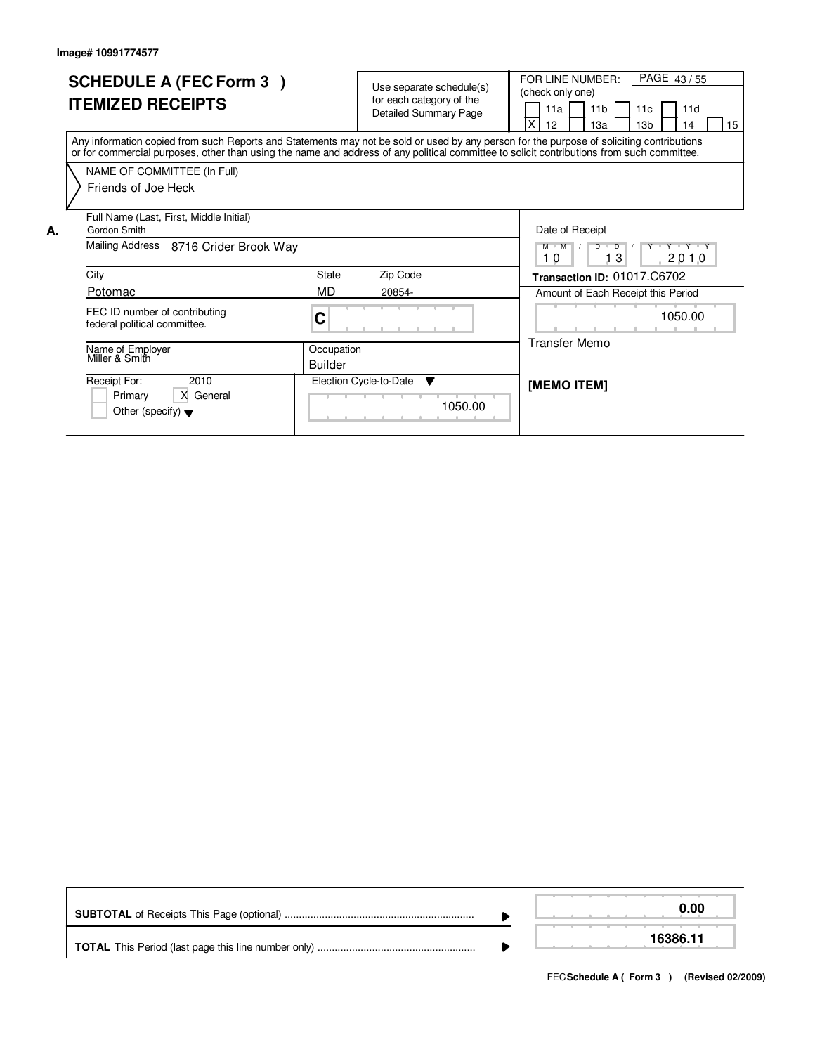Image# 10991774577

# SCHEDULE A (FEC Form 3 )
## ITEMIZED RECEIPTS

Use separate schedule(s) for each category of the Detailed Summary Page

FOR LINE NUMBER: (check only one)

| | | | | |
|---|---|---|---|---|
| [ ] 11a | [ ] 11b | [ ] 11c | [ ] 11d | |
| [X] 12 | [ ] 13a | [ ] 13b | [ ] 14 | [ ] 15 |

PAGE 43 / 55

Any information copied from such Reports and Statements may not be sold or used by any person for the purpose of soliciting contributions or for commercial purposes, other than using the name and address of any political committee to solicit contributions from such committee.

NAME OF COMMITTEE (In Full)
Friends of Joe Heck

**A.** Full Name (Last, First, Middle Initial)
Gordon Smith

Mailing Address: 8716 Crider Brook Way

| City | State | Zip Code |
|---|---|---|
| Potomac | MD | 20854- |

FEC ID number of contributing federal political committee. C

Name of Employer: Miller & Smith

Occupation: Builder

Receipt For: 2010
[ ] Primary [X] General
[ ] Other (specify)

Election Cycle-to-Date: 1050.00

Date of Receipt: 10 / 13 / 2010

**Transaction ID:** 01017.C6702

Amount of Each Receipt this Period: 1050.00

Transfer Memo

**[MEMO ITEM]**

| | |
|---|---|
| **SUBTOTAL** of Receipts This Page (optional) | 0.00 |
| **TOTAL** This Period (last page this line number only) | 16386.11 |

FEC **Schedule A ( Form 3 )** (Revised 02/2009)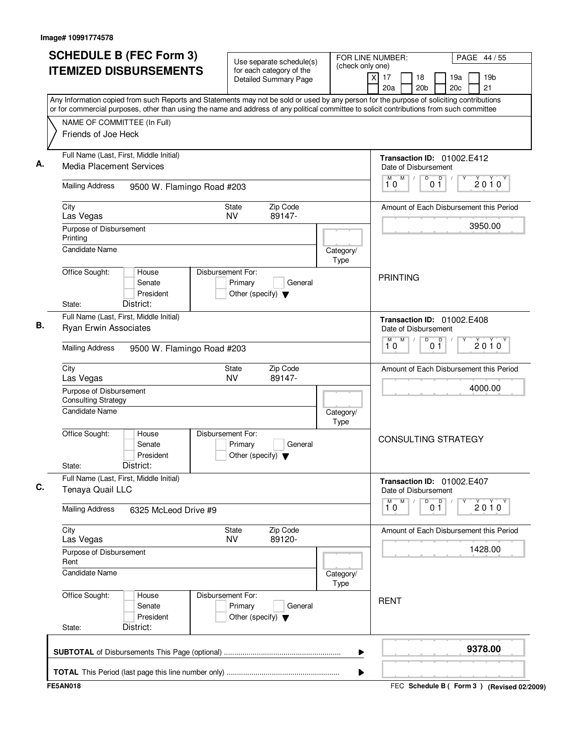Image# 10991774578

# SCHEDULE B (FEC Form 3) ITEMIZED DISBURSEMENTS

Use separate schedule(s) for each category of the Detailed Summary Page

FOR LINE NUMBER: (check only one)

[X] 17 [ ] 18 [ ] 19a [ ] 19b [ ] 20a [ ] 20b [ ] 20c [ ] 21

PAGE 44 / 55

Any Information copied from such Reports and Statements may not be sold or used by any person for the purpose of soliciting contributions or for commercial purposes, other than using the name and address of any political committee to solicit contributions from such committee

NAME OF COMMITTEE (In Full)
Friends of Joe Heck

---

**A.**

Full Name (Last, First, Middle Initial): Media Placement Services

Mailing Address: 9500 W. Flamingo Road #203

City: Las Vegas | State: NV | Zip Code: 89147-

Purpose of Disbursement: Printing

Candidate Name:

Category/Type:

Office Sought: House / Senate / President

State: | District:

Disbursement For: Primary / General / Other (specify)

Transaction ID: 01002.E412

Date of Disbursement: 10 / 01 / 2010

Amount of Each Disbursement this Period: 3950.00

PRINTING

---

**B.**

Full Name (Last, First, Middle Initial): Ryan Erwin Associates

Mailing Address: 9500 W. Flamingo Road #203

City: Las Vegas | State: NV | Zip Code: 89147-

Purpose of Disbursement: Consulting Strategy

Candidate Name:

Category/Type:

Office Sought: House / Senate / President

State: | District:

Disbursement For: Primary / General / Other (specify)

Transaction ID: 01002.E408

Date of Disbursement: 10 / 01 / 2010

Amount of Each Disbursement this Period: 4000.00

CONSULTING STRATEGY

---

**C.**

Full Name (Last, First, Middle Initial): Tenaya Quail LLC

Mailing Address: 6325 McLeod Drive #9

City: Las Vegas | State: NV | Zip Code: 89120-

Purpose of Disbursement: Rent

Candidate Name:

Category/Type:

Office Sought: House / Senate / President

State: | District:

Disbursement For: Primary / General / Other (specify)

Transaction ID: 01002.E407

Date of Disbursement: 10 / 01 / 2010

Amount of Each Disbursement this Period: 1428.00

RENT

---

**SUBTOTAL** of Disbursements This Page (optional) ........................................................ 9378.00

**TOTAL** This Period (last page this line number only) ......................................................

FE5AN018

FEC **Schedule B ( Form 3 )** (Revised 02/2009)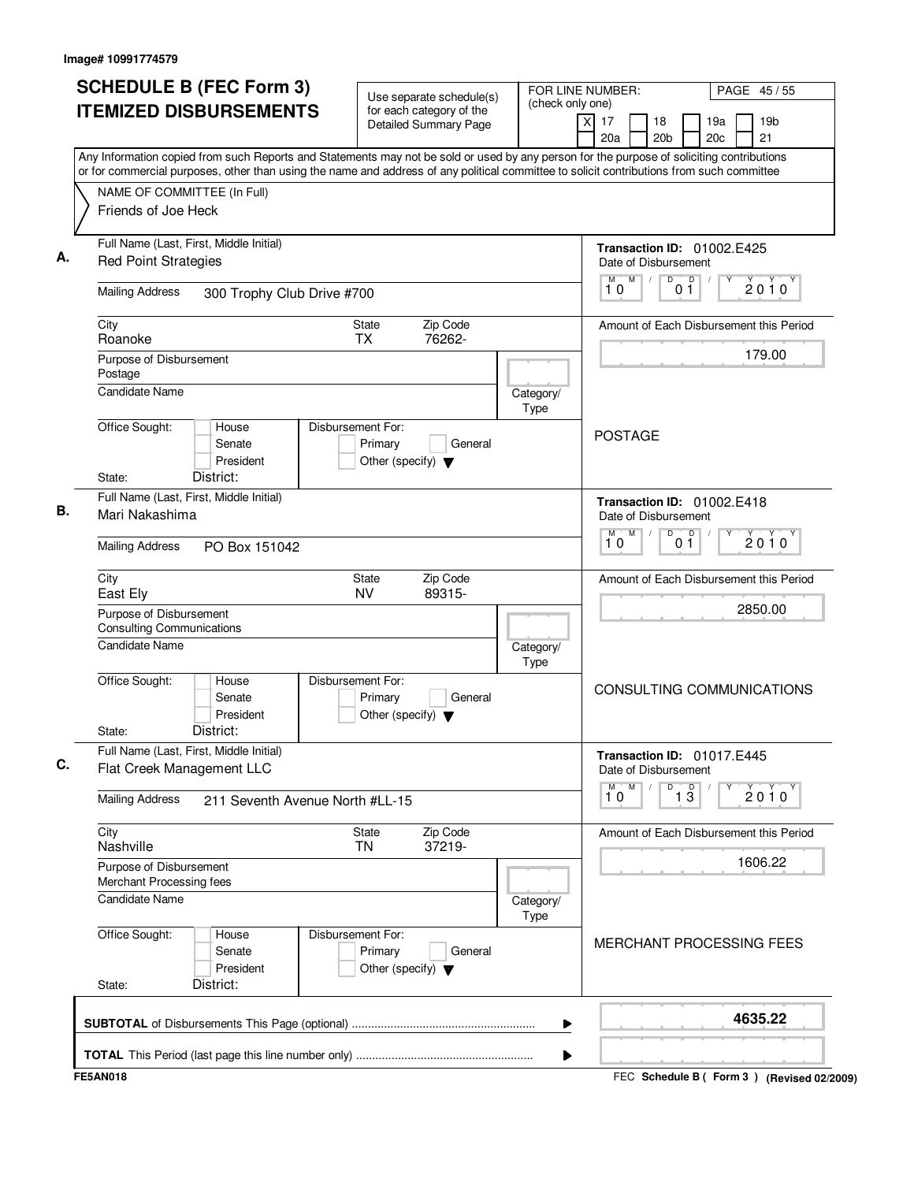Image# 10991774579

# SCHEDULE B (FEC Form 3) ITEMIZED DISBURSEMENTS

Use separate schedule(s) for each category of the Detailed Summary Page

FOR LINE NUMBER: (check only one)
[X] 17 [ ] 18 [ ] 19a [ ] 19b [ ] 20a [ ] 20b [ ] 20c [ ] 21

PAGE 45 / 55

Any Information copied from such Reports and Statements may not be sold or used by any person for the purpose of soliciting contributions or for commercial purposes, other than using the name and address of any political committee to solicit contributions from such committee

NAME OF COMMITTEE (In Full)
Friends of Joe Heck

---

**A.** Full Name (Last, First, Middle Initial): Red Point Strategies

Mailing Address: 300 Trophy Club Drive #700

City: Roanoke | State: TX | Zip Code: 76262-

Purpose of Disbursement: Postage

Candidate Name:

Category/Type:

Office Sought: [ ] House [ ] Senate [ ] President
State: District:

Disbursement For: [ ] Primary [ ] General [ ] Other (specify)

Transaction ID: 01002.E425
Date of Disbursement: 10/01/2010

Amount of Each Disbursement this Period: 179.00

POSTAGE

---

**B.** Full Name (Last, First, Middle Initial): Mari Nakashima

Mailing Address: PO Box 151042

City: East Ely | State: NV | Zip Code: 89315-

Purpose of Disbursement: Consulting Communications

Candidate Name:

Category/Type:

Office Sought: [ ] House [ ] Senate [ ] President
State: District:

Disbursement For: [ ] Primary [ ] General [ ] Other (specify)

Transaction ID: 01002.E418
Date of Disbursement: 10/01/2010

Amount of Each Disbursement this Period: 2850.00

CONSULTING COMMUNICATIONS

---

**C.** Full Name (Last, First, Middle Initial): Flat Creek Management LLC

Mailing Address: 211 Seventh Avenue North #LL-15

City: Nashville | State: TN | Zip Code: 37219-

Purpose of Disbursement: Merchant Processing fees

Candidate Name:

Category/Type:

Office Sought: [ ] House [ ] Senate [ ] President
State: District:

Disbursement For: [ ] Primary [ ] General [ ] Other (specify)

Transaction ID: 01017.E445
Date of Disbursement: 10/13/2010

Amount of Each Disbursement this Period: 1606.22

MERCHANT PROCESSING FEES

---

**SUBTOTAL** of Disbursements This Page (optional): **4635.22**

**TOTAL** This Period (last page this line number only):

FE5AN018 — FEC Schedule B ( Form 3 ) (Revised 02/2009)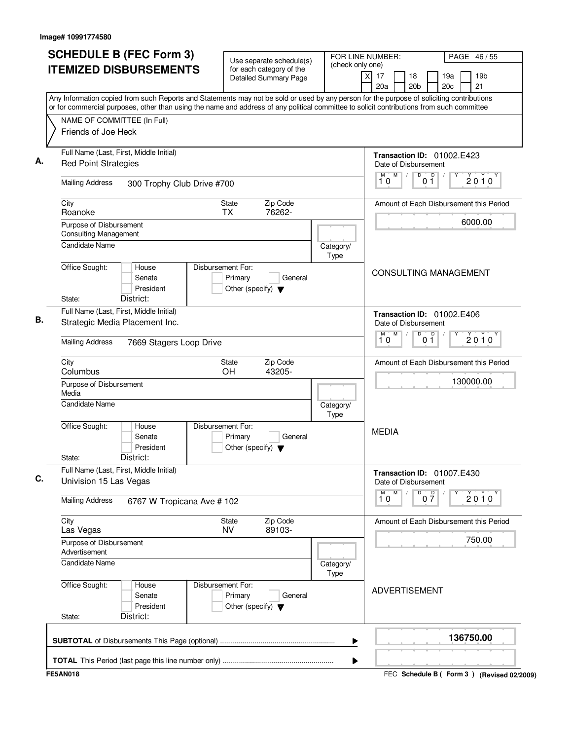Image# 10991774580

# SCHEDULE B (FEC Form 3) ITEMIZED DISBURSEMENTS

Use separate schedule(s) for each category of the Detailed Summary Page

FOR LINE NUMBER: (check only one)

[X] 17 [ ] 18 [ ] 19a [ ] 19b [ ] 20a [ ] 20b [ ] 20c [ ] 21

PAGE 46 / 55

Any Information copied from such Reports and Statements may not be sold or used by any person for the purpose of soliciting contributions or for commercial purposes, other than using the name and address of any political committee to solicit contributions from such committee

NAME OF COMMITTEE (In Full)
Friends of Joe Heck

---

**A.** Full Name (Last, First, Middle Initial): Red Point Strategies

Transaction ID: 01002.E423

Mailing Address: 300 Trophy Club Drive #700

Date of Disbursement: 10 / 01 / 2010

City: Roanoke | State: TX | Zip Code: 76262-

Amount of Each Disbursement this Period: 6000.00

Purpose of Disbursement: Consulting Management

Candidate Name:

Category/Type:

Office Sought: [ ] House [ ] Senate [ ] President
State: District:

Disbursement For: [ ] Primary [ ] General [ ] Other (specify)

CONSULTING MANAGEMENT

---

**B.** Full Name (Last, First, Middle Initial): Strategic Media Placement Inc.

Transaction ID: 01002.E406

Mailing Address: 7669 Stagers Loop Drive

Date of Disbursement: 10 / 01 / 2010

City: Columbus | State: OH | Zip Code: 43205-

Amount of Each Disbursement this Period: 130000.00

Purpose of Disbursement: Media

Candidate Name:

Category/Type:

Office Sought: [ ] House [ ] Senate [ ] President
State: District:

Disbursement For: [ ] Primary [ ] General [ ] Other (specify)

MEDIA

---

**C.** Full Name (Last, First, Middle Initial): Univision 15 Las Vegas

Transaction ID: 01007.E430

Mailing Address: 6767 W Tropicana Ave # 102

Date of Disbursement: 10 / 07 / 2010

City: Las Vegas | State: NV | Zip Code: 89103-

Amount of Each Disbursement this Period: 750.00

Purpose of Disbursement: Advertisement

Candidate Name:

Category/Type:

Office Sought: [ ] House [ ] Senate [ ] President
State: District:

Disbursement For: [ ] Primary [ ] General [ ] Other (specify)

ADVERTISEMENT

---

**SUBTOTAL** of Disbursements This Page (optional): **136750.00**

**TOTAL** This Period (last page this line number only):

FE5AN018 — FEC Schedule B ( Form 3 ) (Revised 02/2009)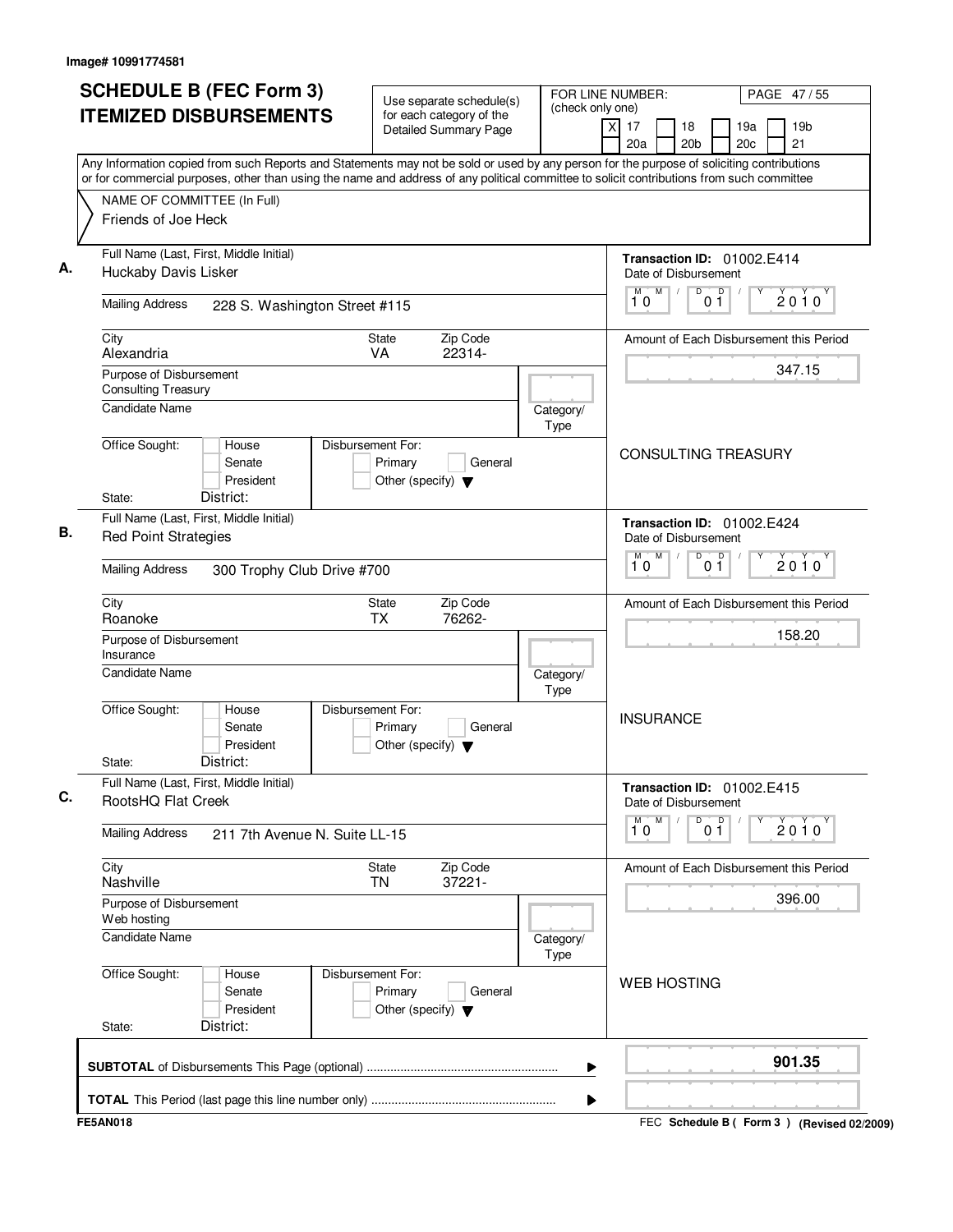Image# 10991774581

# SCHEDULE B (FEC Form 3) ITEMIZED DISBURSEMENTS

Use separate schedule(s) for each category of the Detailed Summary Page

FOR LINE NUMBER: (check only one)

[X] 17 [ ] 18 [ ] 19a [ ] 19b [ ] 20a [ ] 20b [ ] 20c [ ] 21

Any Information copied from such Reports and Statements may not be sold or used by any person for the purpose of soliciting contributions or for commercial purposes, other than using the name and address of any political committee to solicit contributions from such committee

NAME OF COMMITTEE (In Full)
Friends of Joe Heck

---

**A.** Full Name (Last, First, Middle Initial): Huckaby Davis Lisker

Mailing Address: 228 S. Washington Street #115

City: Alexandria | State: VA | Zip Code: 22314-

Purpose of Disbursement: Consulting Treasury

Candidate Name:

Category/Type:

Office Sought: [ ] House [ ] Senate [ ] President

State: District:

Disbursement For: [ ] Primary [ ] General [ ] Other (specify)

Transaction ID: 01002.E414

Date of Disbursement: 10/01/2010

Amount of Each Disbursement this Period: 347.15

CONSULTING TREASURY

---

**B.** Full Name (Last, First, Middle Initial): Red Point Strategies

Mailing Address: 300 Trophy Club Drive #700

City: Roanoke | State: TX | Zip Code: 76262-

Purpose of Disbursement: Insurance

Candidate Name:

Category/Type:

Office Sought: [ ] House [ ] Senate [ ] President

State: District:

Disbursement For: [ ] Primary [ ] General [ ] Other (specify)

Transaction ID: 01002.E424

Date of Disbursement: 10/01/2010

Amount of Each Disbursement this Period: 158.20

INSURANCE

---

**C.** Full Name (Last, First, Middle Initial): RootsHQ Flat Creek

Mailing Address: 211 7th Avenue N. Suite LL-15

City: Nashville | State: TN | Zip Code: 37221-

Purpose of Disbursement: Web hosting

Candidate Name:

Category/Type:

Office Sought: [ ] House [ ] Senate [ ] President

State: District:

Disbursement For: [ ] Primary [ ] General [ ] Other (specify)

Transaction ID: 01002.E415

Date of Disbursement: 10/01/2010

Amount of Each Disbursement this Period: 396.00

WEB HOSTING

---

**SUBTOTAL** of Disbursements This Page (optional) ........ 901.35

**TOTAL** This Period (last page this line number only) ........

FE5AN018

FEC **Schedule B ( Form 3 )** (Revised 02/2009)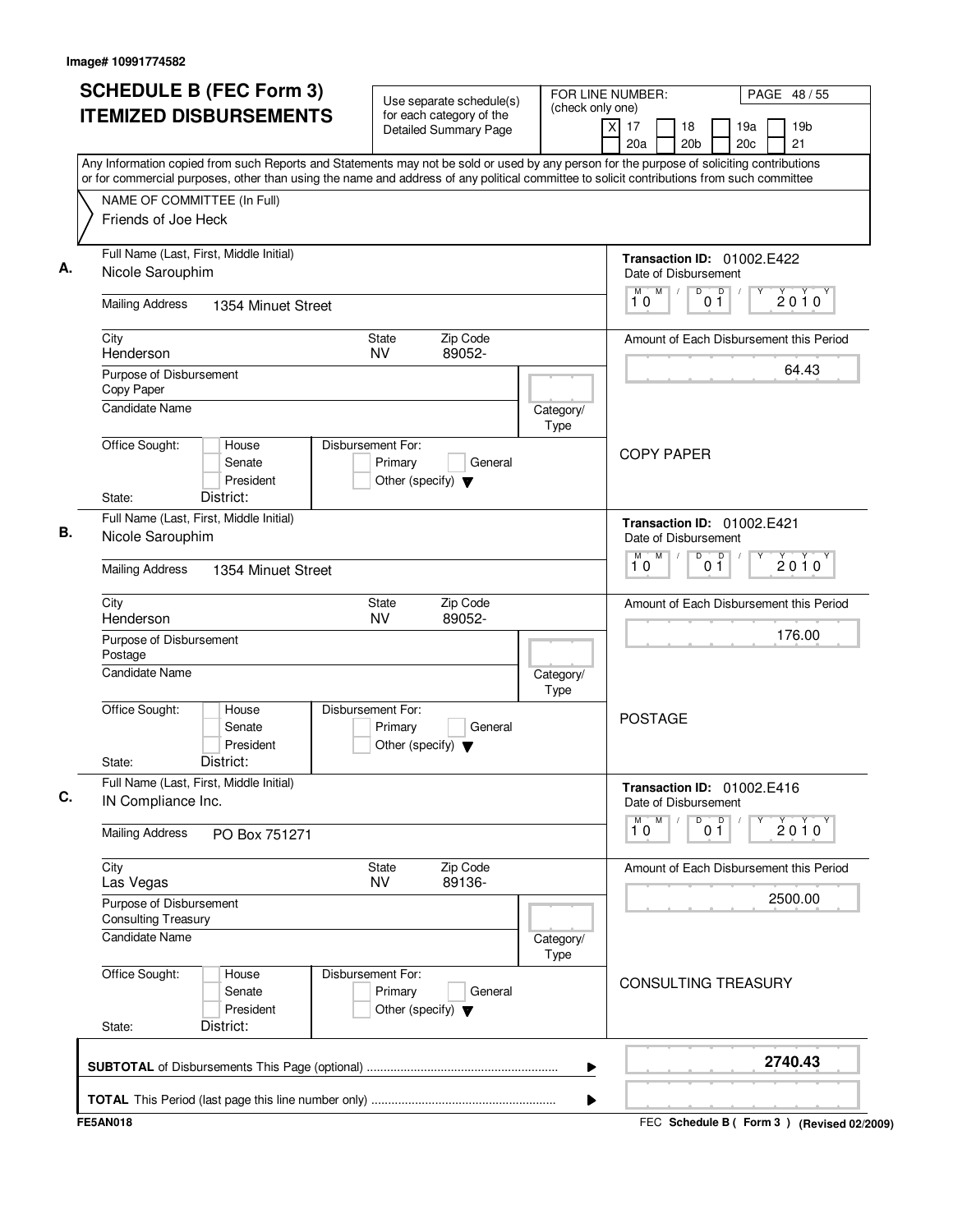Image# 10991774582

# SCHEDULE B (FEC Form 3) ITEMIZED DISBURSEMENTS

Use separate schedule(s) for each category of the Detailed Summary Page

FOR LINE NUMBER: (check only one)

[X] 17 [ ] 18 [ ] 19a [ ] 19b [ ] 20a [ ] 20b [ ] 20c [ ] 21

PAGE 48 / 55

Any Information copied from such Reports and Statements may not be sold or used by any person for the purpose of soliciting contributions or for commercial purposes, other than using the name and address of any political committee to solicit contributions from such committee

NAME OF COMMITTEE (In Full)
Friends of Joe Heck

---

**A.** Full Name (Last, First, Middle Initial): Nicole Sarouphim

Mailing Address: 1354 Minuet Street

City: Henderson | State: NV | Zip Code: 89052-

Purpose of Disbursement: Copy Paper

Candidate Name:

Category/Type:

Office Sought: [ ] House [ ] Senate [ ] President

State: District:

Disbursement For: [ ] Primary [ ] General [ ] Other (specify)

Transaction ID: 01002.E422

Date of Disbursement: 10 / 01 / 2010

Amount of Each Disbursement this Period: 64.43

COPY PAPER

---

**B.** Full Name (Last, First, Middle Initial): Nicole Sarouphim

Mailing Address: 1354 Minuet Street

City: Henderson | State: NV | Zip Code: 89052-

Purpose of Disbursement: Postage

Candidate Name:

Category/Type:

Office Sought: [ ] House [ ] Senate [ ] President

State: District:

Disbursement For: [ ] Primary [ ] General [ ] Other (specify)

Transaction ID: 01002.E421

Date of Disbursement: 10 / 01 / 2010

Amount of Each Disbursement this Period: 176.00

POSTAGE

---

**C.** Full Name (Last, First, Middle Initial): IN Compliance Inc.

Mailing Address: PO Box 751271

City: Las Vegas | State: NV | Zip Code: 89136-

Purpose of Disbursement: Consulting Treasury

Candidate Name:

Category/Type:

Office Sought: [ ] House [ ] Senate [ ] President

State: District:

Disbursement For: [ ] Primary [ ] General [ ] Other (specify)

Transaction ID: 01002.E416

Date of Disbursement: 10 / 01 / 2010

Amount of Each Disbursement this Period: 2500.00

CONSULTING TREASURY

---

**SUBTOTAL** of Disbursements This Page (optional) ........ 2740.43

**TOTAL** This Period (last page this line number only) ........

FE5AN018

FEC Schedule B ( Form 3 ) (Revised 02/2009)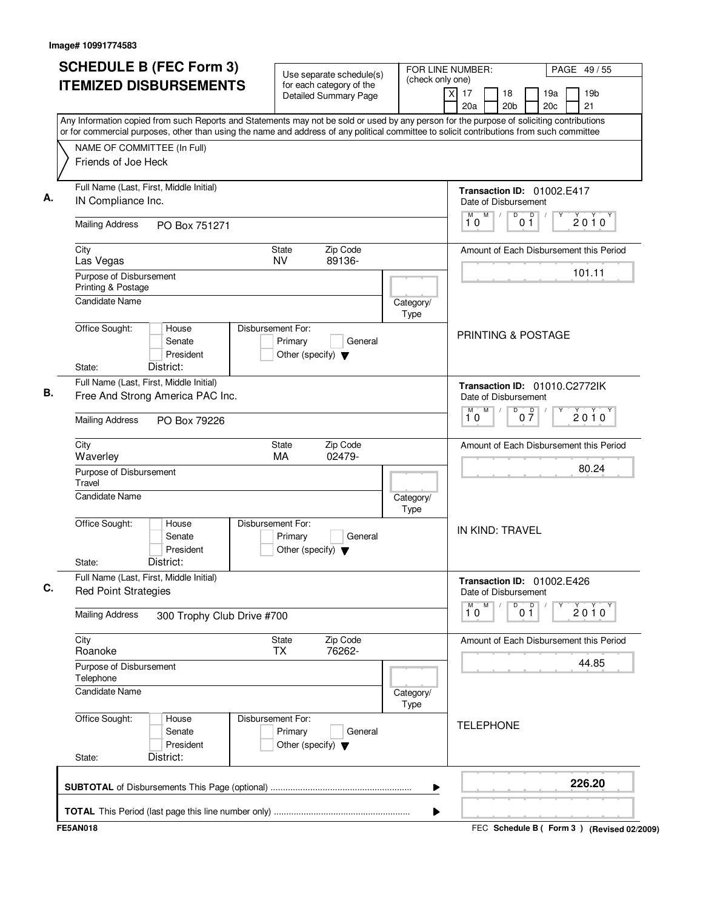Image# 10991774583

# SCHEDULE B (FEC Form 3) ITEMIZED DISBURSEMENTS

Use separate schedule(s) for each category of the Detailed Summary Page

FOR LINE NUMBER: (check only one)

[X] 17 [ ] 18 [ ] 19a [ ] 19b [ ] 20a [ ] 20b [ ] 20c [ ] 21

PAGE 49 / 55

Any Information copied from such Reports and Statements may not be sold or used by any person for the purpose of soliciting contributions or for commercial purposes, other than using the name and address of any political committee to solicit contributions from such committee

NAME OF COMMITTEE (In Full)
Friends of Joe Heck

---

**A.**

Full Name (Last, First, Middle Initial): IN Compliance Inc.

Mailing Address: PO Box 751271

City: Las Vegas | State: NV | Zip Code: 89136-

Purpose of Disbursement: Printing & Postage

Candidate Name:

Category/Type:

Office Sought: [ ] House [ ] Senate [ ] President

State: District:

Disbursement For: [ ] Primary [ ] General [ ] Other (specify)

Transaction ID: 01002.E417

Date of Disbursement: 10 / 01 / 2010

Amount of Each Disbursement this Period: 101.11

PRINTING & POSTAGE

---

**B.**

Full Name (Last, First, Middle Initial): Free And Strong America PAC Inc.

Mailing Address: PO Box 79226

City: Waverley | State: MA | Zip Code: 02479-

Purpose of Disbursement: Travel

Candidate Name:

Category/Type:

Office Sought: [ ] House [ ] Senate [ ] President

State: District:

Disbursement For: [ ] Primary [ ] General [ ] Other (specify)

Transaction ID: 01010.C2772IK

Date of Disbursement: 10 / 07 / 2010

Amount of Each Disbursement this Period: 80.24

IN KIND: TRAVEL

---

**C.**

Full Name (Last, First, Middle Initial): Red Point Strategies

Mailing Address: 300 Trophy Club Drive #700

City: Roanoke | State: TX | Zip Code: 76262-

Purpose of Disbursement: Telephone

Candidate Name:

Category/Type:

Office Sought: [ ] House [ ] Senate [ ] President

State: District:

Disbursement For: [ ] Primary [ ] General [ ] Other (specify)

Transaction ID: 01002.E426

Date of Disbursement: 10 / 01 / 2010

Amount of Each Disbursement this Period: 44.85

TELEPHONE

---

**SUBTOTAL** of Disbursements This Page (optional) ........ **226.20**

**TOTAL** This Period (last page this line number only) ........

FE5AN018

FEC **Schedule B ( Form 3 )** **(Revised 02/2009)**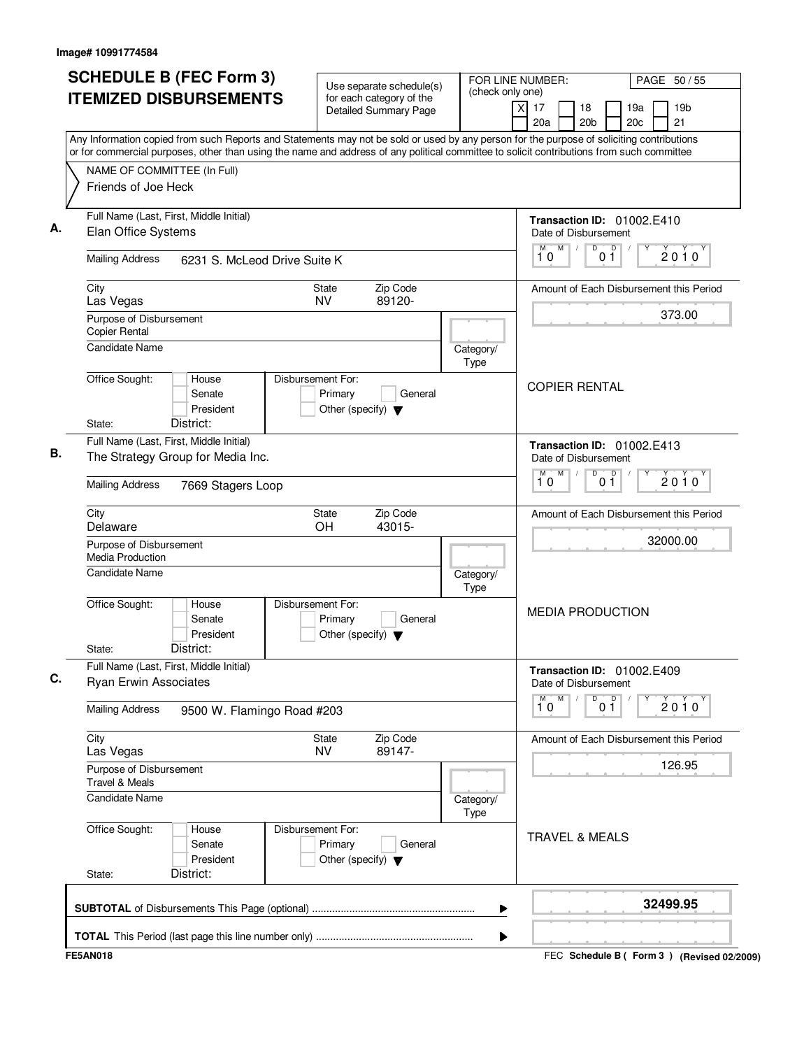Image# 10991774584

# SCHEDULE B (FEC Form 3) ITEMIZED DISBURSEMENTS

Use separate schedule(s) for each category of the Detailed Summary Page

FOR LINE NUMBER: (check only one)
[X] 17 [ ] 18 [ ] 19a [ ] 19b [ ] 20a [ ] 20b [ ] 20c [ ] 21

Any Information copied from such Reports and Statements may not be sold or used by any person for the purpose of soliciting contributions or for commercial purposes, other than using the name and address of any political committee to solicit contributions from such committee

NAME OF COMMITTEE (In Full)
Friends of Joe Heck

---

**A.** Full Name (Last, First, Middle Initial): Elan Office Systems

Mailing Address: 6231 S. McLeod Drive Suite K

City: Las Vegas — State: NV — Zip Code: 89120-

Purpose of Disbursement: Copier Rental

Candidate Name:

Category/Type:

Office Sought: [ ] House [ ] Senate [ ] President — State: District:

Disbursement For: [ ] Primary [ ] General [ ] Other (specify)

Transaction ID: 01002.E410

Date of Disbursement: 10 / 01 / 2010

Amount of Each Disbursement this Period: 373.00

COPIER RENTAL

---

**B.** Full Name (Last, First, Middle Initial): The Strategy Group for Media Inc.

Mailing Address: 7669 Stagers Loop

City: Delaware — State: OH — Zip Code: 43015-

Purpose of Disbursement: Media Production

Candidate Name:

Category/Type:

Office Sought: [ ] House [ ] Senate [ ] President — State: District:

Disbursement For: [ ] Primary [ ] General [ ] Other (specify)

Transaction ID: 01002.E413

Date of Disbursement: 10 / 01 / 2010

Amount of Each Disbursement this Period: 32000.00

MEDIA PRODUCTION

---

**C.** Full Name (Last, First, Middle Initial): Ryan Erwin Associates

Mailing Address: 9500 W. Flamingo Road #203

City: Las Vegas — State: NV — Zip Code: 89147-

Purpose of Disbursement: Travel & Meals

Candidate Name:

Category/Type:

Office Sought: [ ] House [ ] Senate [ ] President — State: District:

Disbursement For: [ ] Primary [ ] General [ ] Other (specify)

Transaction ID: 01002.E409

Date of Disbursement: 10 / 01 / 2010

Amount of Each Disbursement this Period: 126.95

TRAVEL & MEALS

---

**SUBTOTAL** of Disbursements This Page (optional): **32499.95**

**TOTAL** This Period (last page this line number only):

FE5AN018 — FEC Schedule B ( Form 3 ) (Revised 02/2009)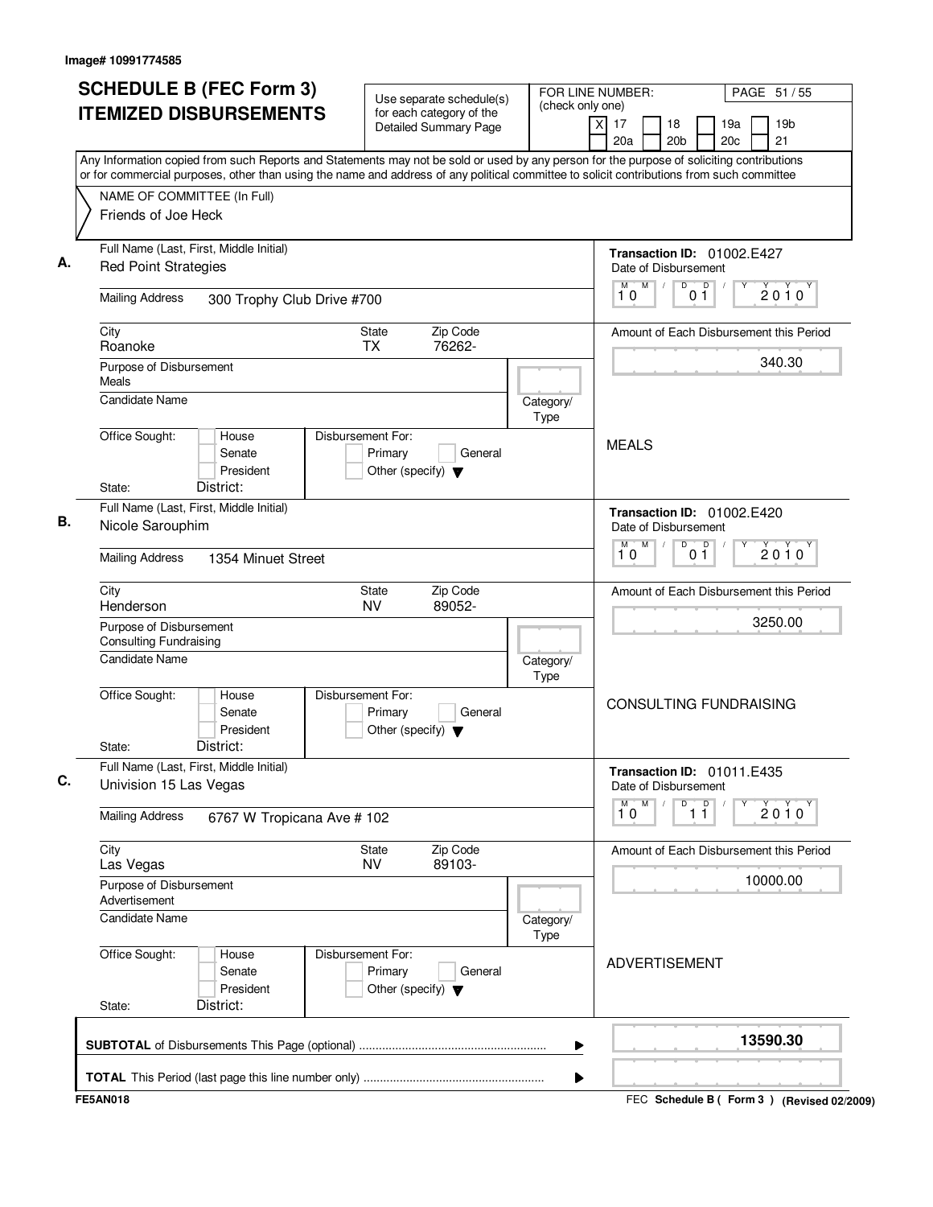Image# 10991774585

# SCHEDULE B (FEC Form 3) ITEMIZED DISBURSEMENTS

Use separate schedule(s) for each category of the Detailed Summary Page

FOR LINE NUMBER: (check only one)
[X] 17 [ ] 18 [ ] 19a [ ] 19b [ ] 20a [ ] 20b [ ] 20c [ ] 21

Any Information copied from such Reports and Statements may not be sold or used by any person for the purpose of soliciting contributions or for commercial purposes, other than using the name and address of any political committee to solicit contributions from such committee

NAME OF COMMITTEE (In Full)
Friends of Joe Heck

**A.** Full Name (Last, First, Middle Initial): Red Point Strategies
Mailing Address: 300 Trophy Club Drive #700
City: Roanoke | State: TX | Zip Code: 76262-
Purpose of Disbursement: Meals
Candidate Name:
Category/Type:
Office Sought: House / Senate / President
State: | District:
Disbursement For: Primary / General / Other (specify)

Transaction ID: 01002.E427
Date of Disbursement: 10/01/2010
Amount of Each Disbursement this Period: 340.30

MEALS

**B.** Full Name (Last, First, Middle Initial): Nicole Sarouphim
Mailing Address: 1354 Minuet Street
City: Henderson | State: NV | Zip Code: 89052-
Purpose of Disbursement: Consulting Fundraising
Candidate Name:
Category/Type:
Office Sought: House / Senate / President
State: | District:
Disbursement For: Primary / General / Other (specify)

Transaction ID: 01002.E420
Date of Disbursement: 10/01/2010
Amount of Each Disbursement this Period: 3250.00

CONSULTING FUNDRAISING

**C.** Full Name (Last, First, Middle Initial): Univision 15 Las Vegas
Mailing Address: 6767 W Tropicana Ave # 102
City: Las Vegas | State: NV | Zip Code: 89103-
Purpose of Disbursement: Advertisement
Candidate Name:
Category/Type:
Office Sought: House / Senate / President
State: | District:
Disbursement For: Primary / General / Other (specify)

Transaction ID: 01011.E435
Date of Disbursement: 10/11/2010
Amount of Each Disbursement this Period: 10000.00

ADVERTISEMENT

**SUBTOTAL** of Disbursements This Page (optional): **13590.30**

**TOTAL** This Period (last page this line number only):

FE5AN018 — FEC Schedule B ( Form 3 ) (Revised 02/2009)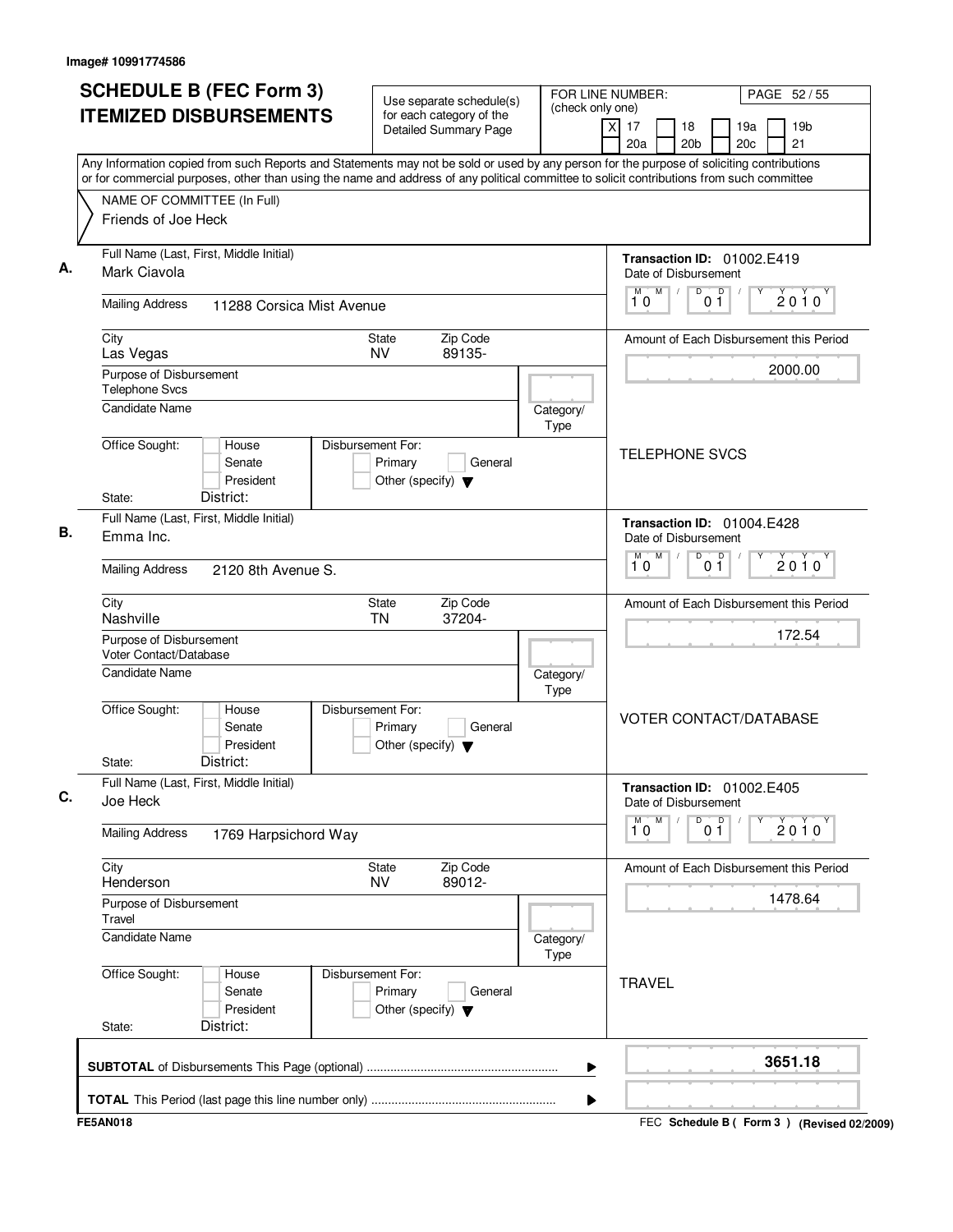Image# 10991774586

# SCHEDULE B (FEC Form 3) ITEMIZED DISBURSEMENTS

Use separate schedule(s) for each category of the Detailed Summary Page

FOR LINE NUMBER: (check only one)
[X] 17 [ ] 18 [ ] 19a [ ] 19b [ ] 20a [ ] 20b [ ] 20c [ ] 21

Any Information copied from such Reports and Statements may not be sold or used by any person for the purpose of soliciting contributions or for commercial purposes, other than using the name and address of any political committee to solicit contributions from such committee

NAME OF COMMITTEE (In Full)
Friends of Joe Heck

---

**A.** Full Name (Last, First, Middle Initial): Mark Ciavola

Mailing Address: 11288 Corsica Mist Avenue

City: Las Vegas | State: NV | Zip Code: 89135-

Purpose of Disbursement: Telephone Svcs

Candidate Name:

Category/Type:

Office Sought: [ ] House [ ] Senate [ ] President
State: District:

Disbursement For: [ ] Primary [ ] General [ ] Other (specify)

Transaction ID: 01002.E419

Date of Disbursement: 10/01/2010

Amount of Each Disbursement this Period: 2000.00

TELEPHONE SVCS

---

**B.** Full Name (Last, First, Middle Initial): Emma Inc.

Mailing Address: 2120 8th Avenue S.

City: Nashville | State: TN | Zip Code: 37204-

Purpose of Disbursement: Voter Contact/Database

Candidate Name:

Category/Type:

Office Sought: [ ] House [ ] Senate [ ] President
State: District:

Disbursement For: [ ] Primary [ ] General [ ] Other (specify)

Transaction ID: 01004.E428

Date of Disbursement: 10/01/2010

Amount of Each Disbursement this Period: 172.54

VOTER CONTACT/DATABASE

---

**C.** Full Name (Last, First, Middle Initial): Joe Heck

Mailing Address: 1769 Harpsichord Way

City: Henderson | State: NV | Zip Code: 89012-

Purpose of Disbursement: Travel

Candidate Name:

Category/Type:

Office Sought: [ ] House [ ] Senate [ ] President
State: District:

Disbursement For: [ ] Primary [ ] General [ ] Other (specify)

Transaction ID: 01002.E405

Date of Disbursement: 10/01/2010

Amount of Each Disbursement this Period: 1478.64

TRAVEL

---

**SUBTOTAL** of Disbursements This Page (optional): 3651.18

**TOTAL** This Period (last page this line number only):

FE5AN018

FEC **Schedule B ( Form 3 )** (Revised 02/2009)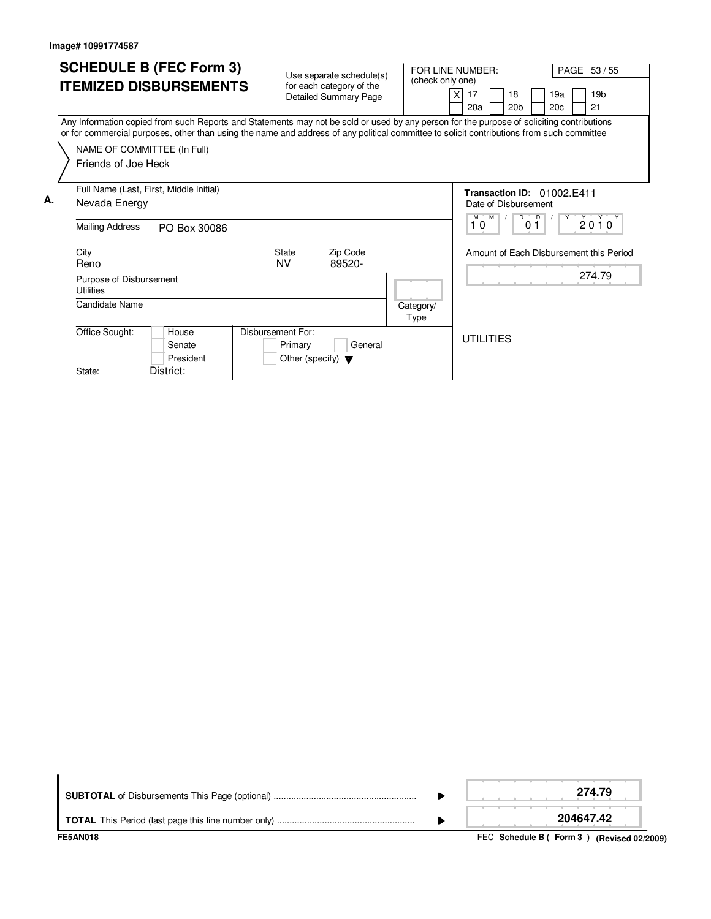Image# 10991774587

# SCHEDULE B (FEC Form 3)
# ITEMIZED DISBURSEMENTS

Use separate schedule(s) for each category of the Detailed Summary Page

FOR LINE NUMBER: (check only one)

- [X] 17
- [ ] 18
- [ ] 19a
- [ ] 19b
- [ ] 20a
- [ ] 20b
- [ ] 20c
- [ ] 21

Any Information copied from such Reports and Statements may not be sold or used by any person for the purpose of soliciting contributions or for commercial purposes, other than using the name and address of any political committee to solicit contributions from such committee

NAME OF COMMITTEE (In Full)
Friends of Joe Heck

**A.**

Full Name (Last, First, Middle Initial): Nevada Energy

Mailing Address: PO Box 30086

City: Reno

State: NV

Zip Code: 89520-

Purpose of Disbursement: Utilities

Candidate Name:

Category/Type:

Office Sought: House / Senate / President

State: District:

Disbursement For: Primary / General / Other (specify)

**Transaction ID:** 01002.E411

Date of Disbursement: 10 / 01 / 2010

Amount of Each Disbursement this Period: 274.79

UTILITIES

| | |
|---|---|
| **SUBTOTAL** of Disbursements This Page (optional) | **274.79** |
| **TOTAL** This Period (last page this line number only) | **204647.42** |

FE5AN018

FEC **Schedule B ( Form 3 ) (Revised 02/2009)**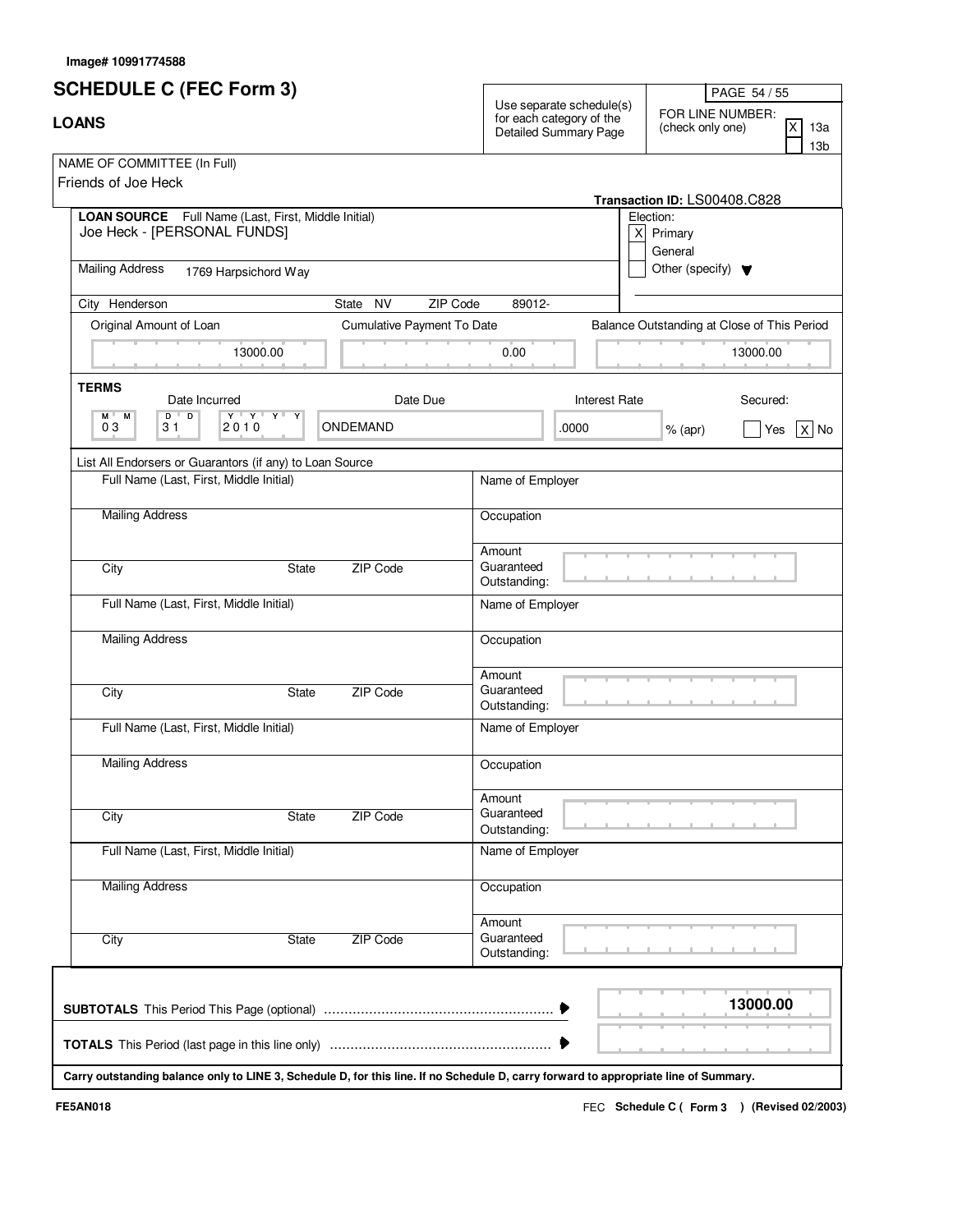Image# 10991774588

# SCHEDULE C (FEC Form 3)

## LOANS

Use separate schedule(s) for each category of the Detailed Summary Page

FOR LINE NUMBER: (check only one)
- [X] 13a
- [ ] 13b

NAME OF COMMITTEE (In Full)
Friends of Joe Heck

**Transaction ID: LS00408.C828**

**LOAN SOURCE** Full Name (Last, First, Middle Initial)
Joe Heck - [PERSONAL FUNDS]

Election:
- [X] Primary
- [ ] General
- [ ] Other (specify)

Mailing Address 1769 Harpsichord Way

City Henderson State NV ZIP Code 89012-

| Original Amount of Loan | Cumulative Payment To Date | Balance Outstanding at Close of This Period |
|---|---|---|
| 13000.00 | 0.00 | 13000.00 |

**TERMS**

| Date Incurred | Date Due | Interest Rate | Secured |
|---|---|---|---|
| 03 31 2010 | ONDEMAND | .0000 % (apr) | [ ] Yes [X] No |

List All Endorsers or Guarantors (if any) to Loan Source

| Full Name (Last, First, Middle Initial) | Name of Employer |
|---|---|
| Mailing Address | Occupation |
| City State ZIP Code | Amount Guaranteed Outstanding: |
| Full Name (Last, First, Middle Initial) | Name of Employer |
| Mailing Address | Occupation |
| City State ZIP Code | Amount Guaranteed Outstanding: |
| Full Name (Last, First, Middle Initial) | Name of Employer |
| Mailing Address | Occupation |
| City State ZIP Code | Amount Guaranteed Outstanding: |
| Full Name (Last, First, Middle Initial) | Name of Employer |
| Mailing Address | Occupation |
| City State ZIP Code | Amount Guaranteed Outstanding: |

**SUBTOTALS** This Period This Page (optional) ........ **13000.00**

**TOTALS** This Period (last page in this line only) ........

**Carry outstanding balance only to LINE 3, Schedule D, for this line. If no Schedule D, carry forward to appropriate line of Summary.**

FE5AN018

FEC **Schedule C ( Form 3 ) (Revised 02/2003)**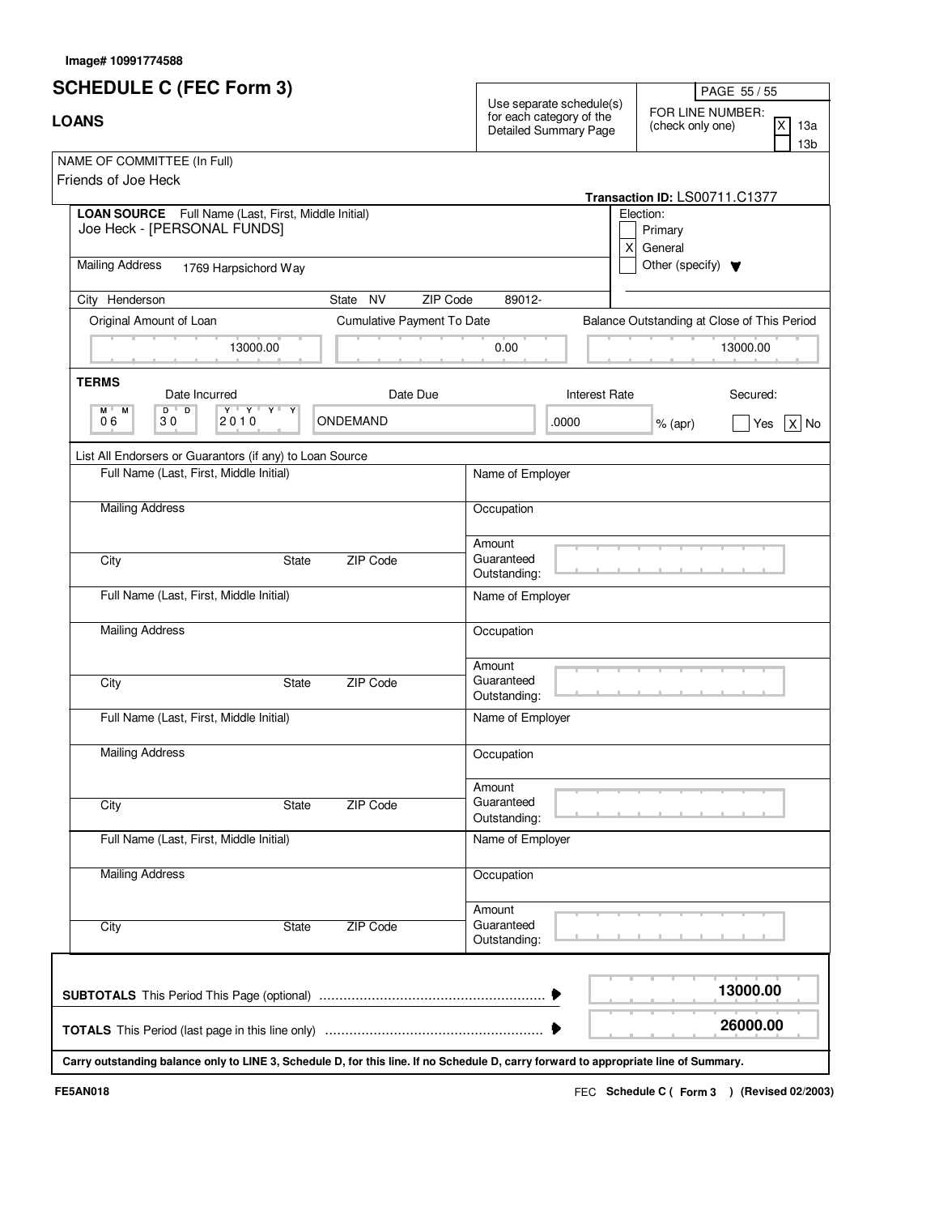Image# 10991774588

# SCHEDULE C (FEC Form 3)

## LOANS

Use separate schedule(s) for each category of the Detailed Summary Page

FOR LINE NUMBER: (check only one)

- [X] 13a
- [ ] 13b

NAME OF COMMITTEE (In Full)
Friends of Joe Heck

**Transaction ID:** LS00711.C1377

**LOAN SOURCE** Full Name (Last, First, Middle Initial)
Joe Heck - [PERSONAL FUNDS]

Election:
- [ ] Primary
- [X] General
- [ ] Other (specify)

Mailing Address: 1769 Harpsichord Way

City: Henderson | State: NV | ZIP Code: 89012-

| Original Amount of Loan | Cumulative Payment To Date | Balance Outstanding at Close of This Period |
|---|---|---|
| 13000.00 | 0.00 | 13000.00 |

**TERMS**

| Date Incurred | Date Due | Interest Rate | Secured |
|---|---|---|---|
| 06 30 2010 | ONDEMAND | .0000 % (apr) | [ ] Yes [X] No |

List All Endorsers or Guarantors (if any) to Loan Source

| Full Name (Last, First, Middle Initial) | Mailing Address | City | State | ZIP Code | Name of Employer | Occupation | Amount Guaranteed Outstanding |
|---|---|---|---|---|---|---|---|
| | | | | | | | |
| | | | | | | | |
| | | | | | | | |
| | | | | | | | |

**SUBTOTALS** This Period This Page (optional) ........ **13000.00**

**TOTALS** This Period (last page in this line only) ........ **26000.00**

**Carry outstanding balance only to LINE 3, Schedule D, for this line. If no Schedule D, carry forward to appropriate line of Summary.**

FE5AN018

FEC **Schedule C ( Form 3 ) (Revised 02/2003)**